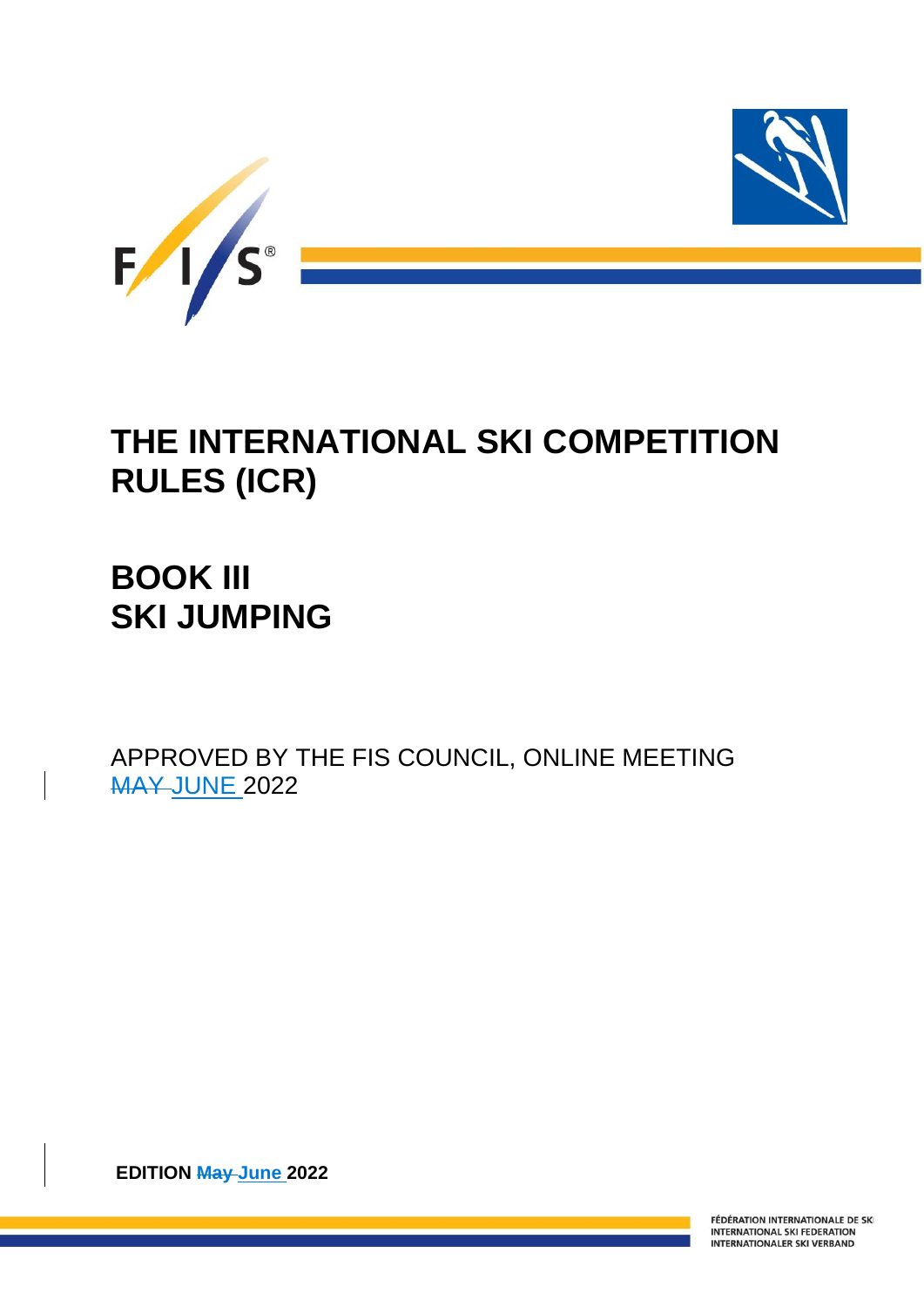# THE INTERNATIONAL SKI COMPETITION RULES (ICR)

# BOOK III
# SKI JUMPING

APPROVED BY THE FIS COUNCIL, ONLINE MEETING ~~MAY~~ JUNE 2022

**EDITION ~~May~~ June 2022**

FÉDÉRATION INTERNATIONALE DE SKI
INTERNATIONAL SKI FEDERATION
INTERNATIONALER SKI VERBAND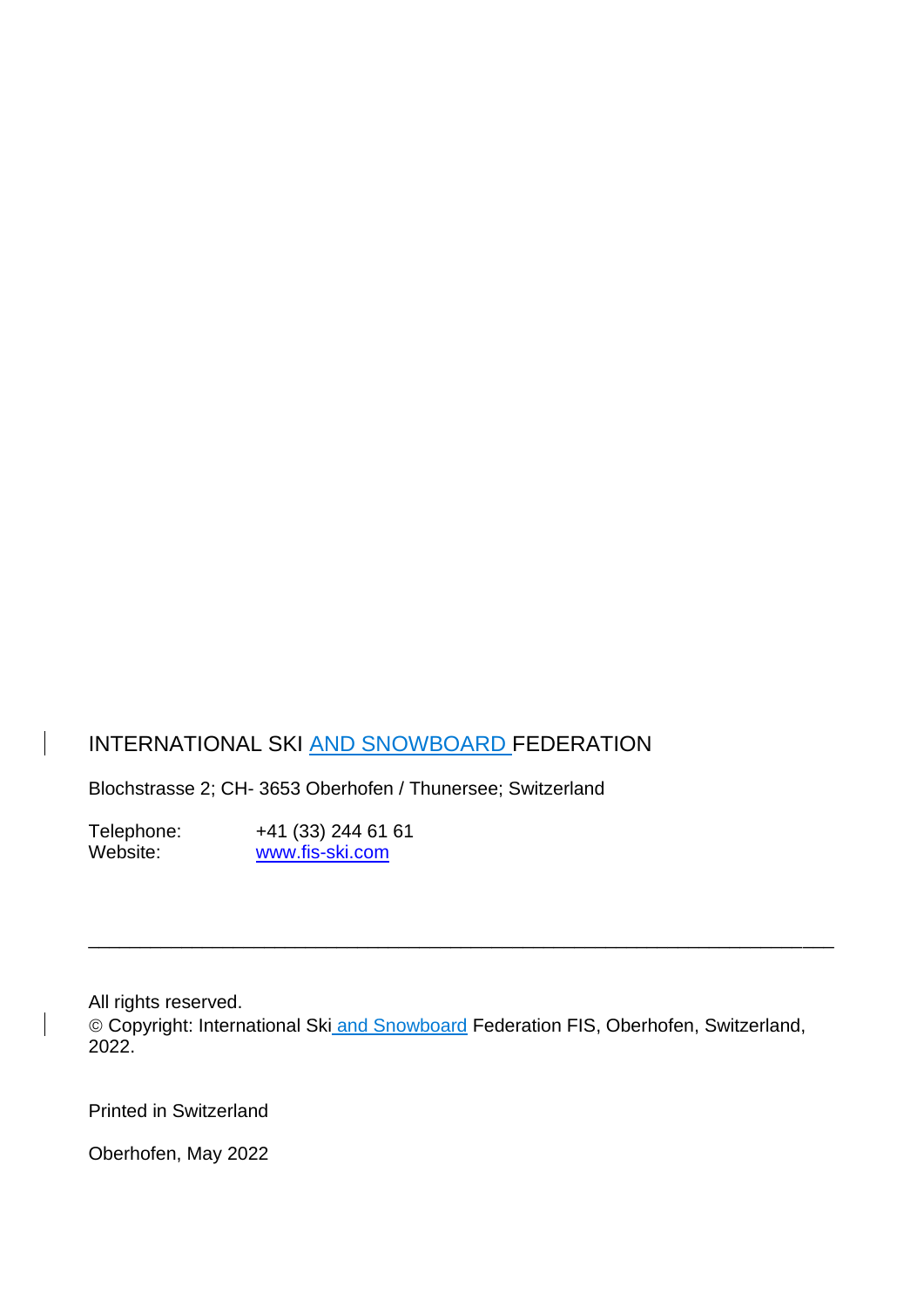INTERNATIONAL SKI AND SNOWBOARD FEDERATION

Blochstrasse 2; CH- 3653 Oberhofen / Thunersee; Switzerland

Telephone: +41 (33) 244 61 61
Website: www.fis-ski.com

---

All rights reserved.
© Copyright: International Ski and Snowboard Federation FIS, Oberhofen, Switzerland, 2022.

Printed in Switzerland

Oberhofen, May 2022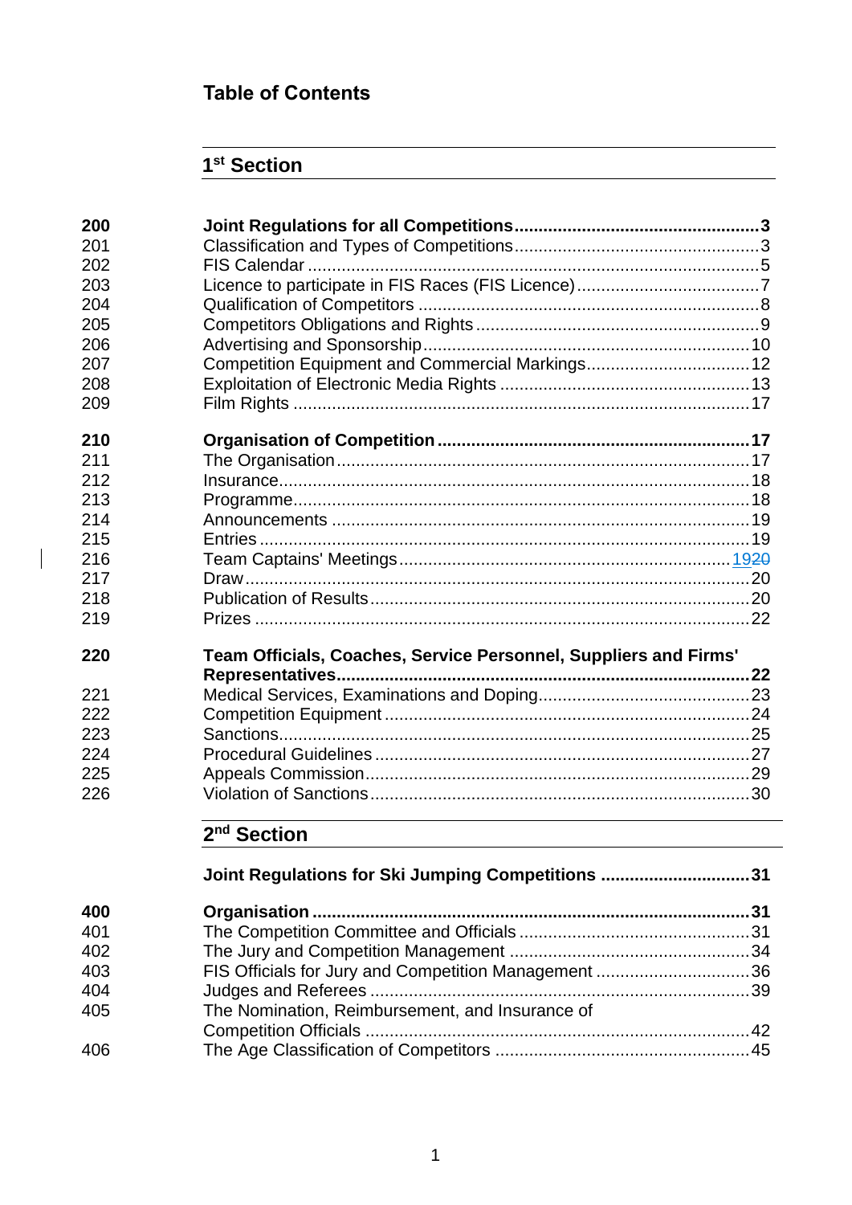# Table of Contents

## 1st Section

| | | |
|---|---|---|
| **200** | **Joint Regulations for all Competitions** | **3** |
| 201 | Classification and Types of Competitions | 3 |
| 202 | FIS Calendar | 5 |
| 203 | Licence to participate in FIS Races (FIS Licence) | 7 |
| 204 | Qualification of Competitors | 8 |
| 205 | Competitors Obligations and Rights | 9 |
| 206 | Advertising and Sponsorship | 10 |
| 207 | Competition Equipment and Commercial Markings | 12 |
| 208 | Exploitation of Electronic Media Rights | 13 |
| 209 | Film Rights | 17 |
| **210** | **Organisation of Competition** | **17** |
| 211 | The Organisation | 17 |
| 212 | Insurance | 18 |
| 213 | Programme | 18 |
| 214 | Announcements | 19 |
| 215 | Entries | 19 |
| 216 | Team Captains' Meetings | 19~~20~~ |
| 217 | Draw | 20 |
| 218 | Publication of Results | 20 |
| 219 | Prizes | 22 |
| **220** | **Team Officials, Coaches, Service Personnel, Suppliers and Firms' Representatives** | **22** |
| 221 | Medical Services, Examinations and Doping | 23 |
| 222 | Competition Equipment | 24 |
| 223 | Sanctions | 25 |
| 224 | Procedural Guidelines | 27 |
| 225 | Appeals Commission | 29 |
| 226 | Violation of Sanctions | 30 |

## 2nd Section

| | | |
|---|---|---|
| | **Joint Regulations for Ski Jumping Competitions** | **31** |
| **400** | **Organisation** | **31** |
| 401 | The Competition Committee and Officials | 31 |
| 402 | The Jury and Competition Management | 34 |
| 403 | FIS Officials for Jury and Competition Management | 36 |
| 404 | Judges and Referees | 39 |
| 405 | The Nomination, Reimbursement, and Insurance of Competition Officials | 42 |
| 406 | The Age Classification of Competitors | 45 |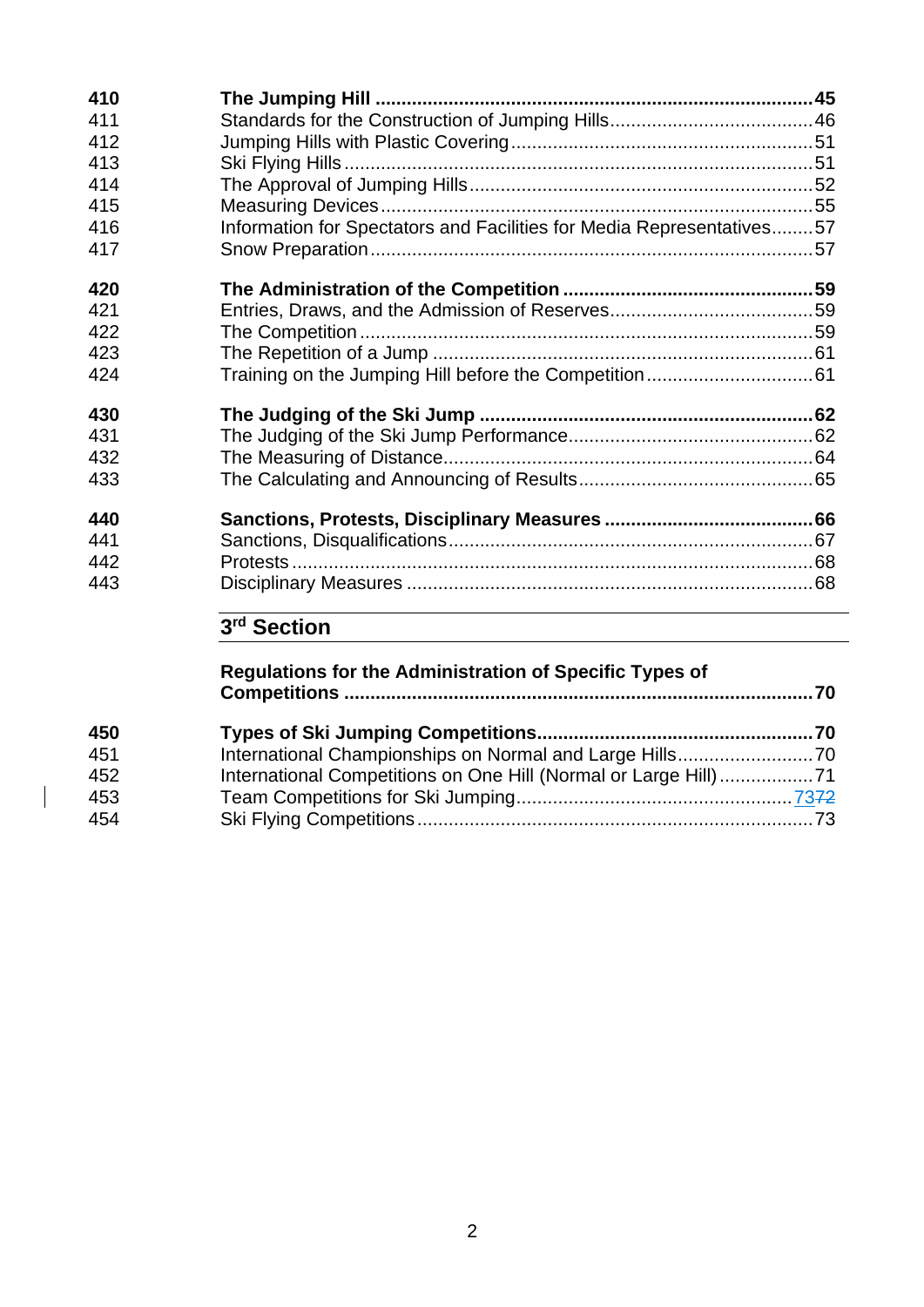| | | |
|---|---|---|
| **410** | **The Jumping Hill** | **45** |
| 411 | Standards for the Construction of Jumping Hills | 46 |
| 412 | Jumping Hills with Plastic Covering | 51 |
| 413 | Ski Flying Hills | 51 |
| 414 | The Approval of Jumping Hills | 52 |
| 415 | Measuring Devices | 55 |
| 416 | Information for Spectators and Facilities for Media Representatives | 57 |
| 417 | Snow Preparation | 57 |
| **420** | **The Administration of the Competition** | **59** |
| 421 | Entries, Draws, and the Admission of Reserves | 59 |
| 422 | The Competition | 59 |
| 423 | The Repetition of a Jump | 61 |
| 424 | Training on the Jumping Hill before the Competition | 61 |
| **430** | **The Judging of the Ski Jump** | **62** |
| 431 | The Judging of the Ski Jump Performance | 62 |
| 432 | The Measuring of Distance | 64 |
| 433 | The Calculating and Announcing of Results | 65 |
| **440** | **Sanctions, Protests, Disciplinary Measures** | **66** |
| 441 | Sanctions, Disqualifications | 67 |
| 442 | Protests | 68 |
| 443 | Disciplinary Measures | 68 |

## 3rd Section

| | | |
|---|---|---|
| | **Regulations for the Administration of Specific Types of Competitions** | **70** |
| **450** | **Types of Ski Jumping Competitions** | **70** |
| 451 | International Championships on Normal and Large Hills | 70 |
| 452 | International Competitions on One Hill (Normal or Large Hill) | 71 |
| 453 | Team Competitions for Ski Jumping | 7372 |
| 454 | Ski Flying Competitions | 73 |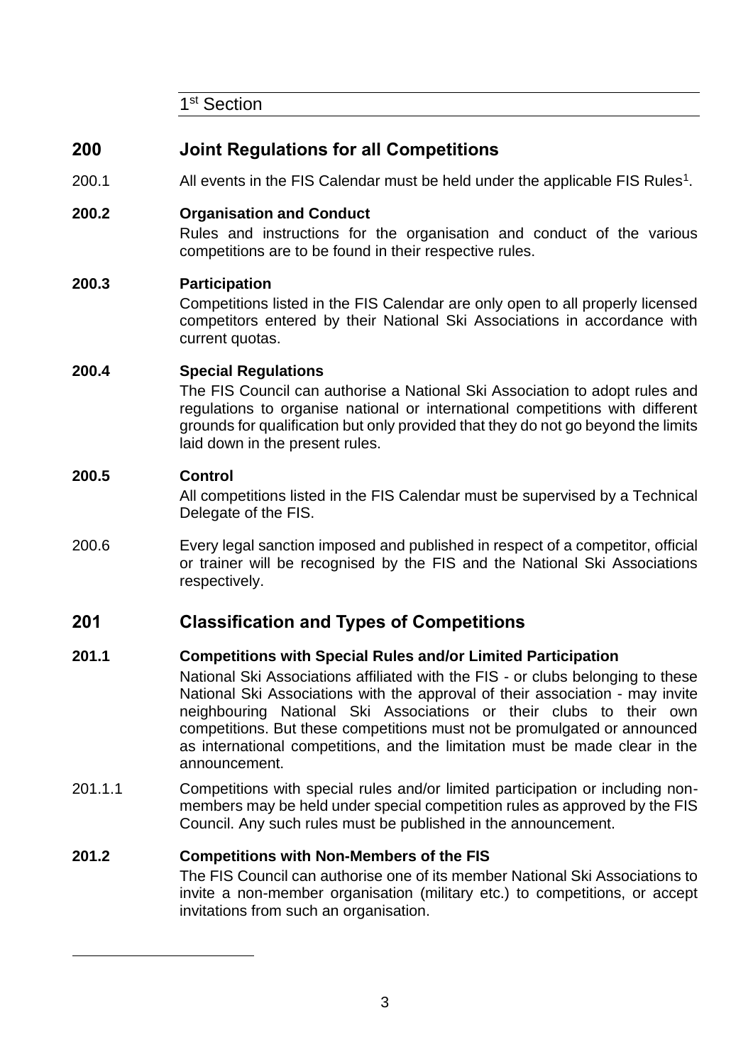1st Section

## 200 Joint Regulations for all Competitions

200.1 All events in the FIS Calendar must be held under the applicable FIS Rules[1].

**200.2 Organisation and Conduct**

Rules and instructions for the organisation and conduct of the various competitions are to be found in their respective rules.

**200.3 Participation**

Competitions listed in the FIS Calendar are only open to all properly licensed competitors entered by their National Ski Associations in accordance with current quotas.

**200.4 Special Regulations**

The FIS Council can authorise a National Ski Association to adopt rules and regulations to organise national or international competitions with different grounds for qualification but only provided that they do not go beyond the limits laid down in the present rules.

**200.5 Control**

All competitions listed in the FIS Calendar must be supervised by a Technical Delegate of the FIS.

200.6 Every legal sanction imposed and published in respect of a competitor, official or trainer will be recognised by the FIS and the National Ski Associations respectively.

## 201 Classification and Types of Competitions

**201.1 Competitions with Special Rules and/or Limited Participation**

National Ski Associations affiliated with the FIS - or clubs belonging to these National Ski Associations with the approval of their association - may invite neighbouring National Ski Associations or their clubs to their own competitions. But these competitions must not be promulgated or announced as international competitions, and the limitation must be made clear in the announcement.

201.1.1 Competitions with special rules and/or limited participation or including non-members may be held under special competition rules as approved by the FIS Council. Any such rules must be published in the announcement.

**201.2 Competitions with Non-Members of the FIS**

The FIS Council can authorise one of its member National Ski Associations to invite a non-member organisation (military etc.) to competitions, or accept invitations from such an organisation.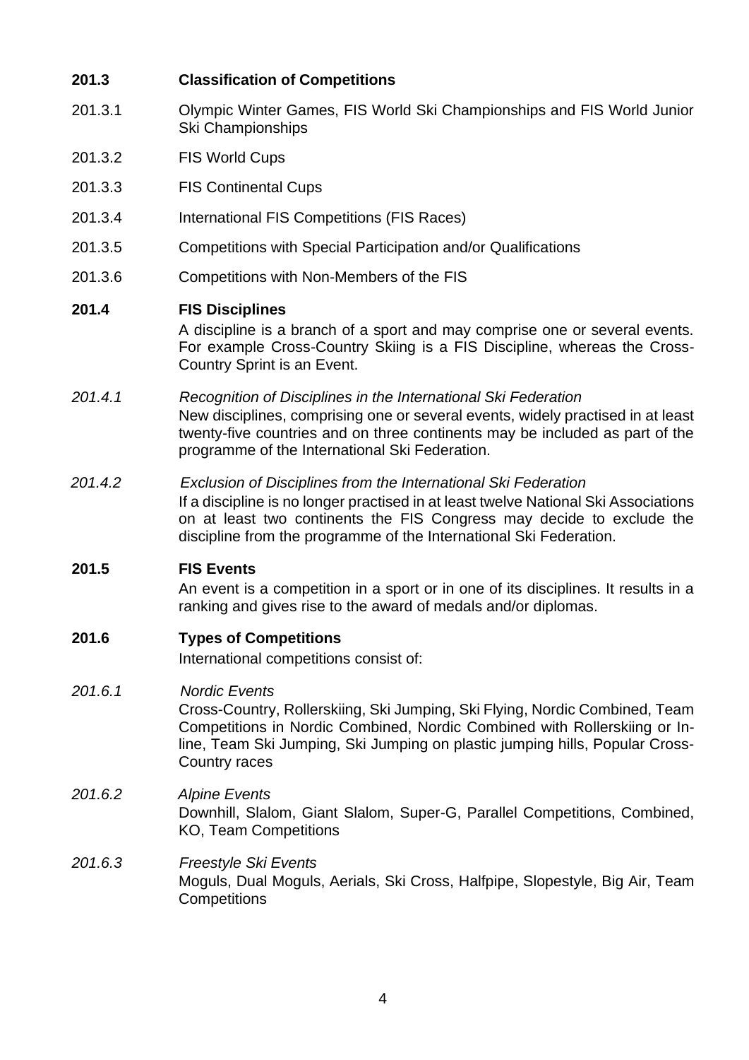**201.3 Classification of Competitions**

201.3.1 Olympic Winter Games, FIS World Ski Championships and FIS World Junior Ski Championships

201.3.2 FIS World Cups

201.3.3 FIS Continental Cups

201.3.4 International FIS Competitions (FIS Races)

201.3.5 Competitions with Special Participation and/or Qualifications

201.3.6 Competitions with Non-Members of the FIS

**201.4 FIS Disciplines**

A discipline is a branch of a sport and may comprise one or several events. For example Cross-Country Skiing is a FIS Discipline, whereas the Cross-Country Sprint is an Event.

*201.4.1 Recognition of Disciplines in the International Ski Federation*

New disciplines, comprising one or several events, widely practised in at least twenty-five countries and on three continents may be included as part of the programme of the International Ski Federation.

*201.4.2 Exclusion of Disciplines from the International Ski Federation*

If a discipline is no longer practised in at least twelve National Ski Associations on at least two continents the FIS Congress may decide to exclude the discipline from the programme of the International Ski Federation.

**201.5 FIS Events**

An event is a competition in a sport or in one of its disciplines. It results in a ranking and gives rise to the award of medals and/or diplomas.

**201.6 Types of Competitions**

International competitions consist of:

*201.6.1 Nordic Events*

Cross-Country, Rollerskiing, Ski Jumping, Ski Flying, Nordic Combined, Team Competitions in Nordic Combined, Nordic Combined with Rollerskiing or In-line, Team Ski Jumping, Ski Jumping on plastic jumping hills, Popular Cross-Country races

*201.6.2 Alpine Events*

Downhill, Slalom, Giant Slalom, Super-G, Parallel Competitions, Combined, KO, Team Competitions

*201.6.3 Freestyle Ski Events*

Moguls, Dual Moguls, Aerials, Ski Cross, Halfpipe, Slopestyle, Big Air, Team Competitions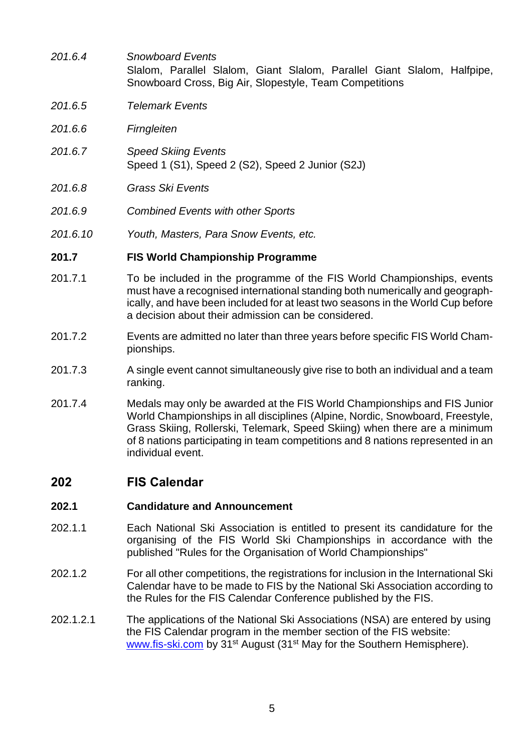*201.6.4* *Snowboard Events*
Slalom, Parallel Slalom, Giant Slalom, Parallel Giant Slalom, Halfpipe, Snowboard Cross, Big Air, Slopestyle, Team Competitions

*201.6.5* *Telemark Events*

*201.6.6* *Firngleiten*

*201.6.7* *Speed Skiing Events*
Speed 1 (S1), Speed 2 (S2), Speed 2 Junior (S2J)

*201.6.8* *Grass Ski Events*

*201.6.9* *Combined Events with other Sports*

*201.6.10* *Youth, Masters, Para Snow Events, etc.*

### 201.7 FIS World Championship Programme

201.7.1 To be included in the programme of the FIS World Championships, events must have a recognised international standing both numerically and geographically, and have been included for at least two seasons in the World Cup before a decision about their admission can be considered.

201.7.2 Events are admitted no later than three years before specific FIS World Championships.

201.7.3 A single event cannot simultaneously give rise to both an individual and a team ranking.

201.7.4 Medals may only be awarded at the FIS World Championships and FIS Junior World Championships in all disciplines (Alpine, Nordic, Snowboard, Freestyle, Grass Skiing, Rollerski, Telemark, Speed Skiing) when there are a minimum of 8 nations participating in team competitions and 8 nations represented in an individual event.

## 202 FIS Calendar

### 202.1 Candidature and Announcement

202.1.1 Each National Ski Association is entitled to present its candidature for the organising of the FIS World Ski Championships in accordance with the published "Rules for the Organisation of World Championships"

202.1.2 For all other competitions, the registrations for inclusion in the International Ski Calendar have to be made to FIS by the National Ski Association according to the Rules for the FIS Calendar Conference published by the FIS.

202.1.2.1 The applications of the National Ski Associations (NSA) are entered by using the FIS Calendar program in the member section of the FIS website: [www.fis-ski.com](http://www.fis-ski.com) by 31st August (31st May for the Southern Hemisphere).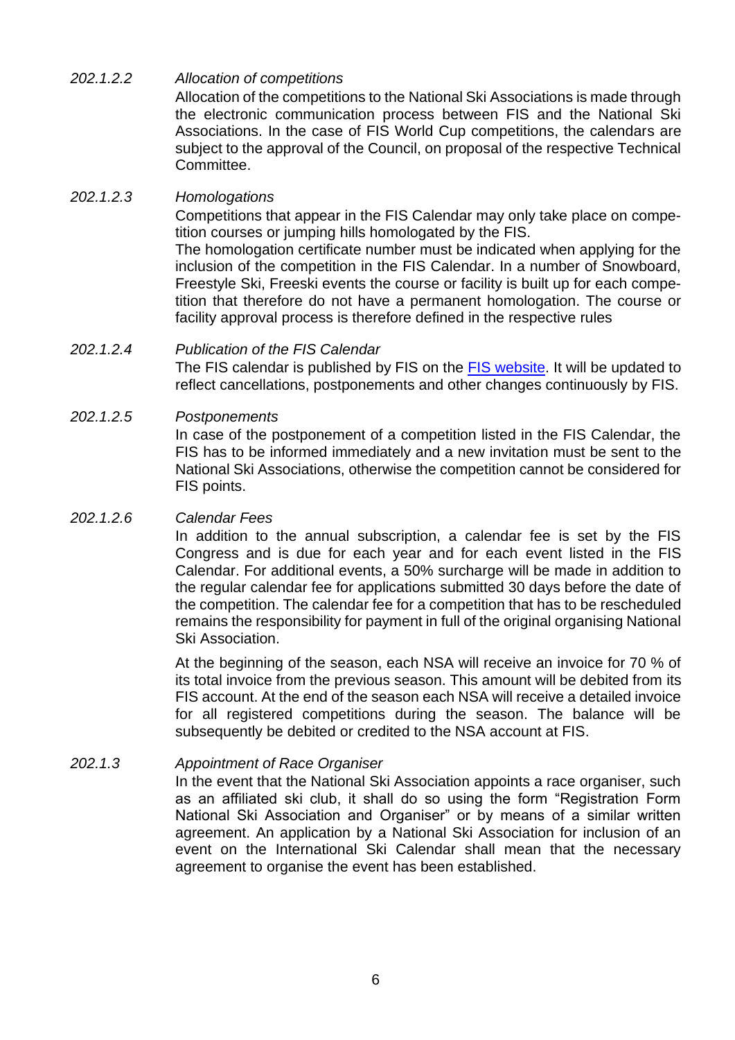*202.1.2.2 Allocation of competitions*

Allocation of the competitions to the National Ski Associations is made through the electronic communication process between FIS and the National Ski Associations. In the case of FIS World Cup competitions, the calendars are subject to the approval of the Council, on proposal of the respective Technical Committee.

*202.1.2.3 Homologations*

Competitions that appear in the FIS Calendar may only take place on competition courses or jumping hills homologated by the FIS.
The homologation certificate number must be indicated when applying for the inclusion of the competition in the FIS Calendar. In a number of Snowboard, Freestyle Ski, Freeski events the course or facility is built up for each competition that therefore do not have a permanent homologation. The course or facility approval process is therefore defined in the respective rules

*202.1.2.4 Publication of the FIS Calendar*

The FIS calendar is published by FIS on the FIS website. It will be updated to reflect cancellations, postponements and other changes continuously by FIS.

*202.1.2.5 Postponements*

In case of the postponement of a competition listed in the FIS Calendar, the FIS has to be informed immediately and a new invitation must be sent to the National Ski Associations, otherwise the competition cannot be considered for FIS points.

*202.1.2.6 Calendar Fees*

In addition to the annual subscription, a calendar fee is set by the FIS Congress and is due for each year and for each event listed in the FIS Calendar. For additional events, a 50% surcharge will be made in addition to the regular calendar fee for applications submitted 30 days before the date of the competition. The calendar fee for a competition that has to be rescheduled remains the responsibility for payment in full of the original organising National Ski Association.

At the beginning of the season, each NSA will receive an invoice for 70 % of its total invoice from the previous season. This amount will be debited from its FIS account. At the end of the season each NSA will receive a detailed invoice for all registered competitions during the season. The balance will be subsequently be debited or credited to the NSA account at FIS.

*202.1.3 Appointment of Race Organiser*

In the event that the National Ski Association appoints a race organiser, such as an affiliated ski club, it shall do so using the form "Registration Form National Ski Association and Organiser" or by means of a similar written agreement. An application by a National Ski Association for inclusion of an event on the International Ski Calendar shall mean that the necessary agreement to organise the event has been established.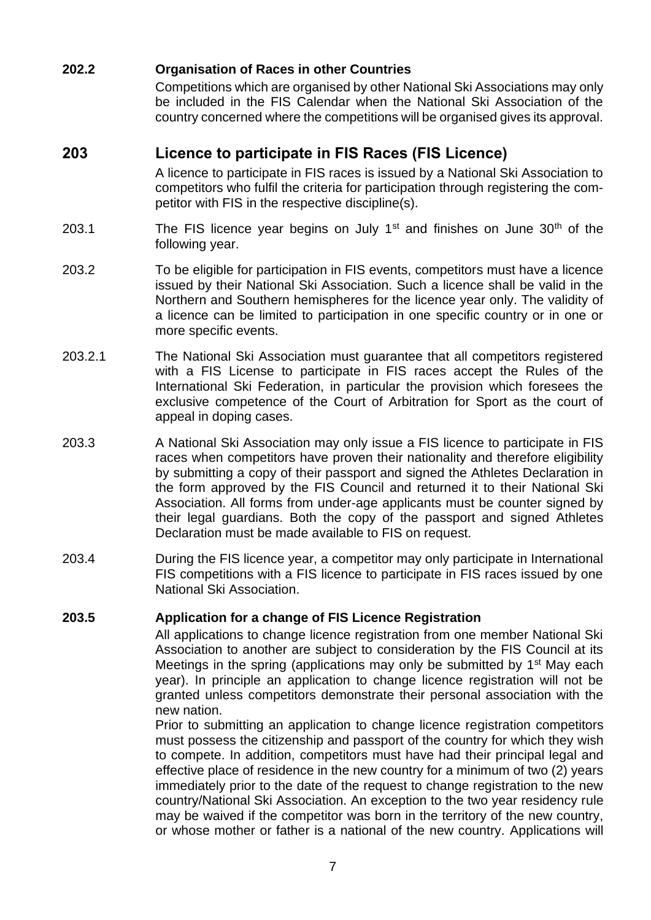**202.2 Organisation of Races in other Countries**

Competitions which are organised by other National Ski Associations may only be included in the FIS Calendar when the National Ski Association of the country concerned where the competitions will be organised gives its approval.

## 203 Licence to participate in FIS Races (FIS Licence)

A licence to participate in FIS races is issued by a National Ski Association to competitors who fulfil the criteria for participation through registering the competitor with FIS in the respective discipline(s).

203.1 The FIS licence year begins on July 1st and finishes on June 30th of the following year.

203.2 To be eligible for participation in FIS events, competitors must have a licence issued by their National Ski Association. Such a licence shall be valid in the Northern and Southern hemispheres for the licence year only. The validity of a licence can be limited to participation in one specific country or in one or more specific events.

203.2.1 The National Ski Association must guarantee that all competitors registered with a FIS License to participate in FIS races accept the Rules of the International Ski Federation, in particular the provision which foresees the exclusive competence of the Court of Arbitration for Sport as the court of appeal in doping cases.

203.3 A National Ski Association may only issue a FIS licence to participate in FIS races when competitors have proven their nationality and therefore eligibility by submitting a copy of their passport and signed the Athletes Declaration in the form approved by the FIS Council and returned it to their National Ski Association. All forms from under-age applicants must be counter signed by their legal guardians. Both the copy of the passport and signed Athletes Declaration must be made available to FIS on request.

203.4 During the FIS licence year, a competitor may only participate in International FIS competitions with a FIS licence to participate in FIS races issued by one National Ski Association.

**203.5 Application for a change of FIS Licence Registration**

All applications to change licence registration from one member National Ski Association to another are subject to consideration by the FIS Council at its Meetings in the spring (applications may only be submitted by 1st May each year). In principle an application to change licence registration will not be granted unless competitors demonstrate their personal association with the new nation.

Prior to submitting an application to change licence registration competitors must possess the citizenship and passport of the country for which they wish to compete. In addition, competitors must have had their principal legal and effective place of residence in the new country for a minimum of two (2) years immediately prior to the date of the request to change registration to the new country/National Ski Association. An exception to the two year residency rule may be waived if the competitor was born in the territory of the new country, or whose mother or father is a national of the new country. Applications will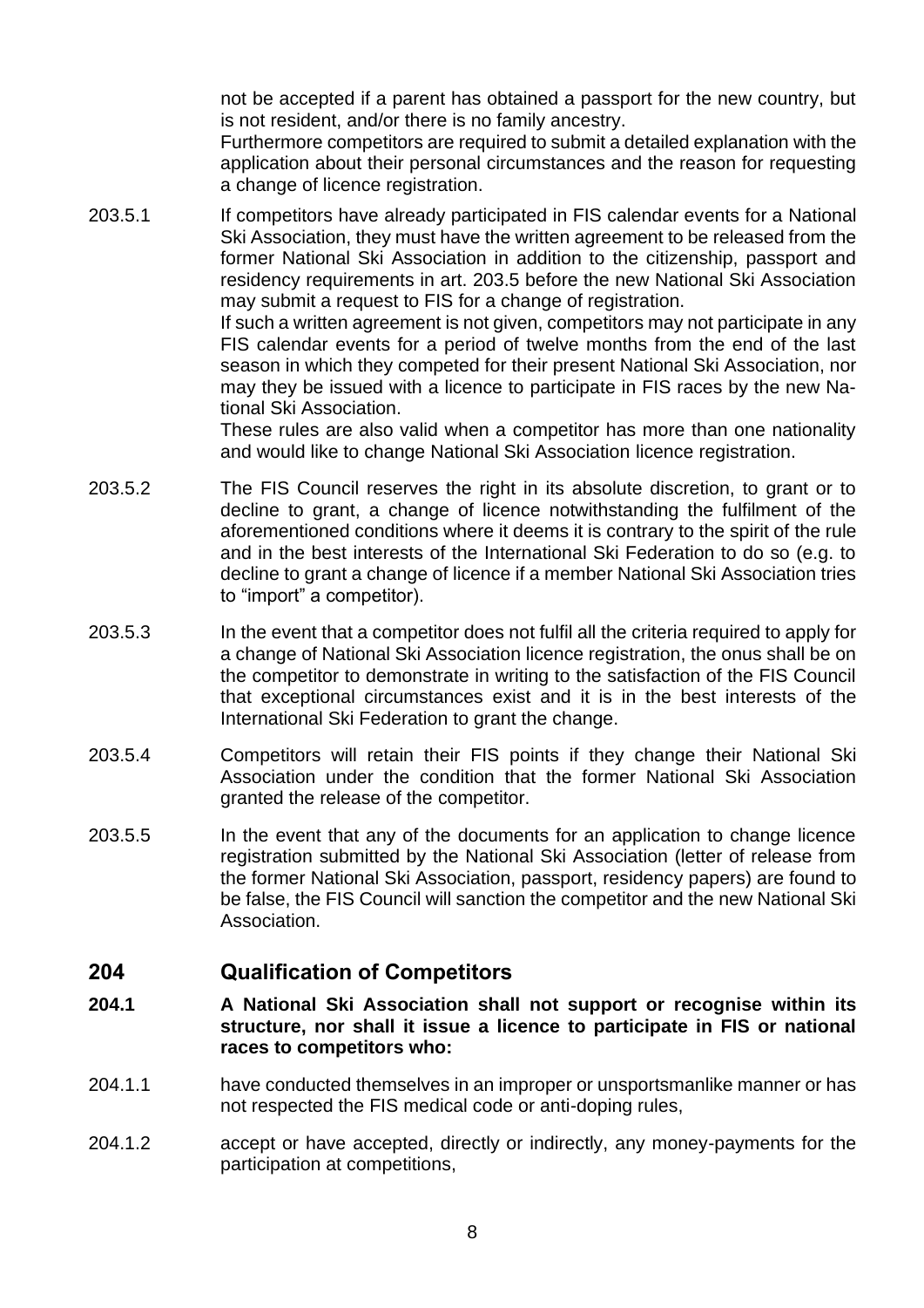not be accepted if a parent has obtained a passport for the new country, but is not resident, and/or there is no family ancestry.
Furthermore competitors are required to submit a detailed explanation with the application about their personal circumstances and the reason for requesting a change of licence registration.

203.5.1 If competitors have already participated in FIS calendar events for a National Ski Association, they must have the written agreement to be released from the former National Ski Association in addition to the citizenship, passport and residency requirements in art. 203.5 before the new National Ski Association may submit a request to FIS for a change of registration.
If such a written agreement is not given, competitors may not participate in any FIS calendar events for a period of twelve months from the end of the last season in which they competed for their present National Ski Association, nor may they be issued with a licence to participate in FIS races by the new National Ski Association.
These rules are also valid when a competitor has more than one nationality and would like to change National Ski Association licence registration.

203.5.2 The FIS Council reserves the right in its absolute discretion, to grant or to decline to grant, a change of licence notwithstanding the fulfilment of the aforementioned conditions where it deems it is contrary to the spirit of the rule and in the best interests of the International Ski Federation to do so (e.g. to decline to grant a change of licence if a member National Ski Association tries to "import" a competitor).

203.5.3 In the event that a competitor does not fulfil all the criteria required to apply for a change of National Ski Association licence registration, the onus shall be on the competitor to demonstrate in writing to the satisfaction of the FIS Council that exceptional circumstances exist and it is in the best interests of the International Ski Federation to grant the change.

203.5.4 Competitors will retain their FIS points if they change their National Ski Association under the condition that the former National Ski Association granted the release of the competitor.

203.5.5 In the event that any of the documents for an application to change licence registration submitted by the National Ski Association (letter of release from the former National Ski Association, passport, residency papers) are found to be false, the FIS Council will sanction the competitor and the new National Ski Association.

## 204 Qualification of Competitors

**204.1 A National Ski Association shall not support or recognise within its structure, nor shall it issue a licence to participate in FIS or national races to competitors who:**

204.1.1 have conducted themselves in an improper or unsportsmanlike manner or has not respected the FIS medical code or anti-doping rules,

204.1.2 accept or have accepted, directly or indirectly, any money-payments for the participation at competitions,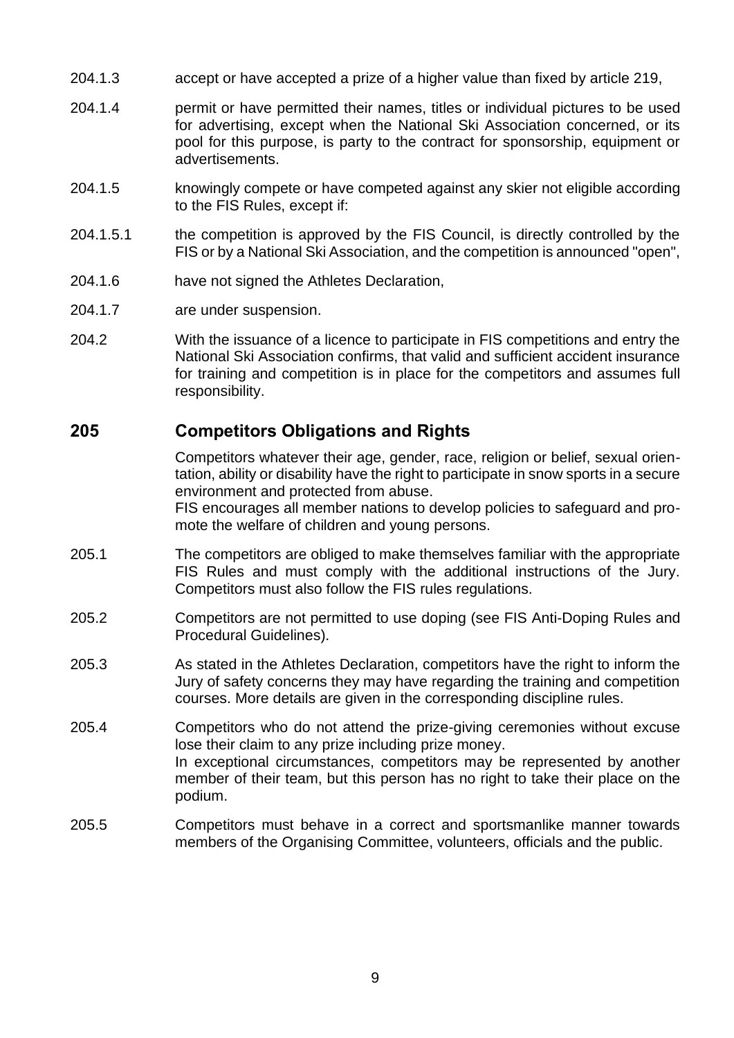204.1.3 accept or have accepted a prize of a higher value than fixed by article 219,

204.1.4 permit or have permitted their names, titles or individual pictures to be used for advertising, except when the National Ski Association concerned, or its pool for this purpose, is party to the contract for sponsorship, equipment or advertisements.

204.1.5 knowingly compete or have competed against any skier not eligible according to the FIS Rules, except if:

204.1.5.1 the competition is approved by the FIS Council, is directly controlled by the FIS or by a National Ski Association, and the competition is announced "open",

204.1.6 have not signed the Athletes Declaration,

204.1.7 are under suspension.

204.2 With the issuance of a licence to participate in FIS competitions and entry the National Ski Association confirms, that valid and sufficient accident insurance for training and competition is in place for the competitors and assumes full responsibility.

## 205 Competitors Obligations and Rights

Competitors whatever their age, gender, race, religion or belief, sexual orientation, ability or disability have the right to participate in snow sports in a secure environment and protected from abuse.
FIS encourages all member nations to develop policies to safeguard and promote the welfare of children and young persons.

205.1 The competitors are obliged to make themselves familiar with the appropriate FIS Rules and must comply with the additional instructions of the Jury. Competitors must also follow the FIS rules regulations.

205.2 Competitors are not permitted to use doping (see FIS Anti-Doping Rules and Procedural Guidelines).

205.3 As stated in the Athletes Declaration, competitors have the right to inform the Jury of safety concerns they may have regarding the training and competition courses. More details are given in the corresponding discipline rules.

205.4 Competitors who do not attend the prize-giving ceremonies without excuse lose their claim to any prize including prize money.
In exceptional circumstances, competitors may be represented by another member of their team, but this person has no right to take their place on the podium.

205.5 Competitors must behave in a correct and sportsmanlike manner towards members of the Organising Committee, volunteers, officials and the public.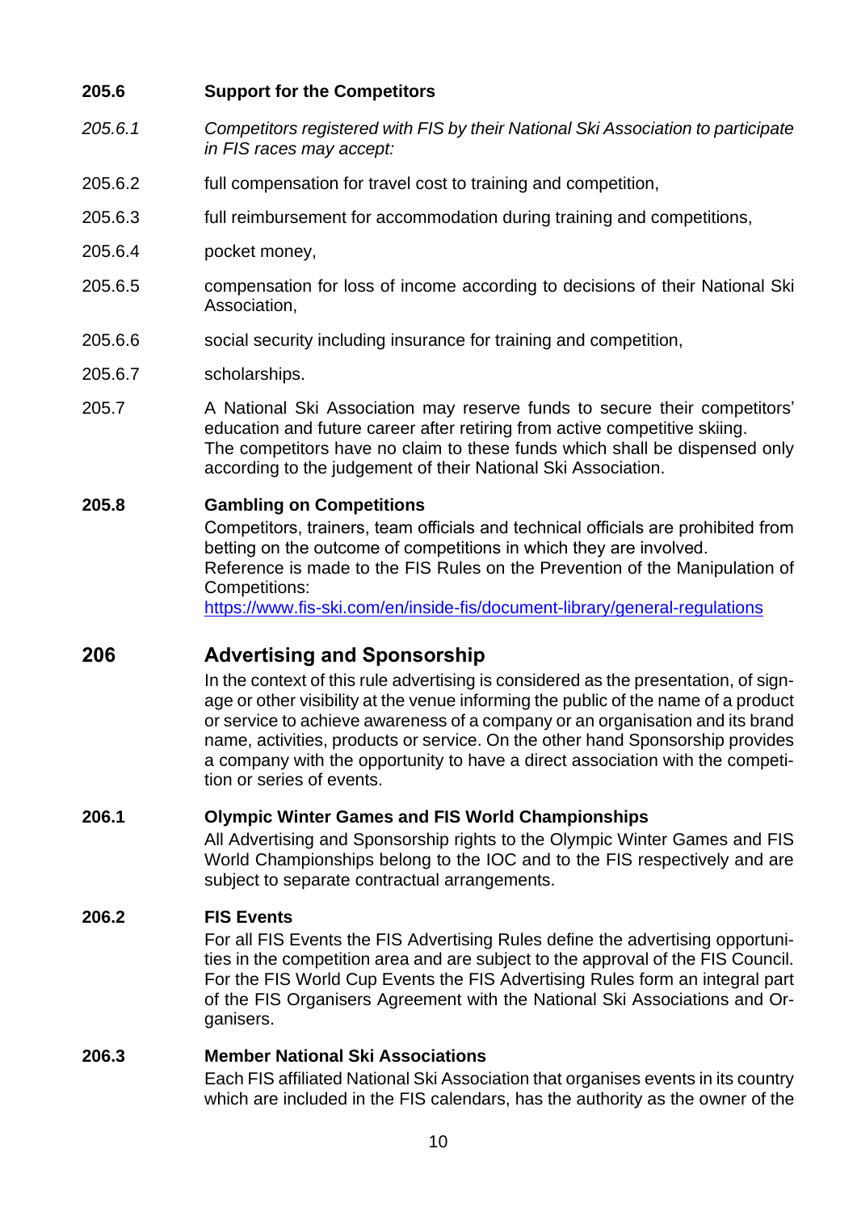**205.6 Support for the Competitors**

*205.6.1 Competitors registered with FIS by their National Ski Association to participate in FIS races may accept:*

205.6.2 full compensation for travel cost to training and competition,

205.6.3 full reimbursement for accommodation during training and competitions,

205.6.4 pocket money,

205.6.5 compensation for loss of income according to decisions of their National Ski Association,

205.6.6 social security including insurance for training and competition,

205.6.7 scholarships.

205.7 A National Ski Association may reserve funds to secure their competitors' education and future career after retiring from active competitive skiing.
The competitors have no claim to these funds which shall be dispensed only according to the judgement of their National Ski Association.

**205.8 Gambling on Competitions**

Competitors, trainers, team officials and technical officials are prohibited from betting on the outcome of competitions in which they are involved.
Reference is made to the FIS Rules on the Prevention of the Manipulation of Competitions:
https://www.fis-ski.com/en/inside-fis/document-library/general-regulations

## 206 Advertising and Sponsorship

In the context of this rule advertising is considered as the presentation, of signage or other visibility at the venue informing the public of the name of a product or service to achieve awareness of a company or an organisation and its brand name, activities, products or service. On the other hand Sponsorship provides a company with the opportunity to have a direct association with the competition or series of events.

**206.1 Olympic Winter Games and FIS World Championships**

All Advertising and Sponsorship rights to the Olympic Winter Games and FIS World Championships belong to the IOC and to the FIS respectively and are subject to separate contractual arrangements.

**206.2 FIS Events**

For all FIS Events the FIS Advertising Rules define the advertising opportunities in the competition area and are subject to the approval of the FIS Council. For the FIS World Cup Events the FIS Advertising Rules form an integral part of the FIS Organisers Agreement with the National Ski Associations and Organisers.

**206.3 Member National Ski Associations**

Each FIS affiliated National Ski Association that organises events in its country which are included in the FIS calendars, has the authority as the owner of the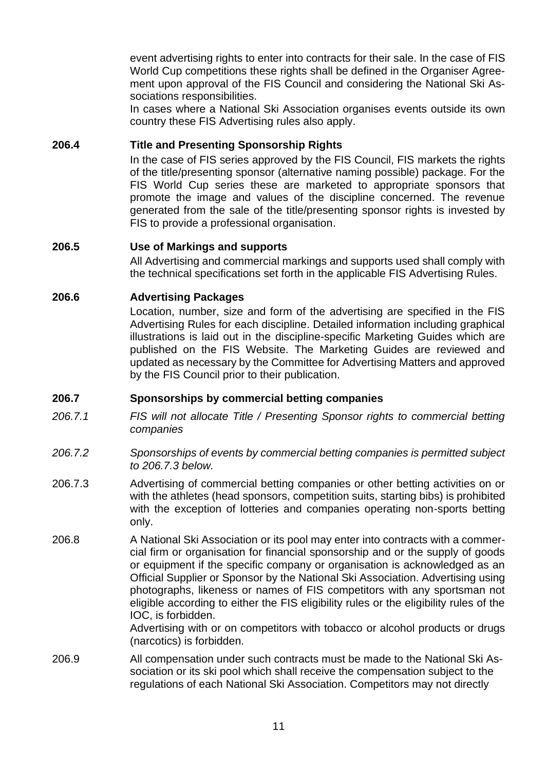event advertising rights to enter into contracts for their sale. In the case of FIS World Cup competitions these rights shall be defined in the Organiser Agreement upon approval of the FIS Council and considering the National Ski Associations responsibilities.

In cases where a National Ski Association organises events outside its own country these FIS Advertising rules also apply.

### 206.4 Title and Presenting Sponsorship Rights

In the case of FIS series approved by the FIS Council, FIS markets the rights of the title/presenting sponsor (alternative naming possible) package. For the FIS World Cup series these are marketed to appropriate sponsors that promote the image and values of the discipline concerned. The revenue generated from the sale of the title/presenting sponsor rights is invested by FIS to provide a professional organisation.

### 206.5 Use of Markings and supports

All Advertising and commercial markings and supports used shall comply with the technical specifications set forth in the applicable FIS Advertising Rules.

### 206.6 Advertising Packages

Location, number, size and form of the advertising are specified in the FIS Advertising Rules for each discipline. Detailed information including graphical illustrations is laid out in the discipline-specific Marketing Guides which are published on the FIS Website. The Marketing Guides are reviewed and updated as necessary by the Committee for Advertising Matters and approved by the FIS Council prior to their publication.

### 206.7 Sponsorships by commercial betting companies

*206.7.1 FIS will not allocate Title / Presenting Sponsor rights to commercial betting companies*

*206.7.2 Sponsorships of events by commercial betting companies is permitted subject to 206.7.3 below.*

206.7.3 Advertising of commercial betting companies or other betting activities on or with the athletes (head sponsors, competition suits, starting bibs) is prohibited with the exception of lotteries and companies operating non-sports betting only.

206.8 A National Ski Association or its pool may enter into contracts with a commercial firm or organisation for financial sponsorship and or the supply of goods or equipment if the specific company or organisation is acknowledged as an Official Supplier or Sponsor by the National Ski Association. Advertising using photographs, likeness or names of FIS competitors with any sportsman not eligible according to either the FIS eligibility rules or the eligibility rules of the IOC, is forbidden.

Advertising with or on competitors with tobacco or alcohol products or drugs (narcotics) is forbidden.

206.9 All compensation under such contracts must be made to the National Ski Association or its ski pool which shall receive the compensation subject to the regulations of each National Ski Association. Competitors may not directly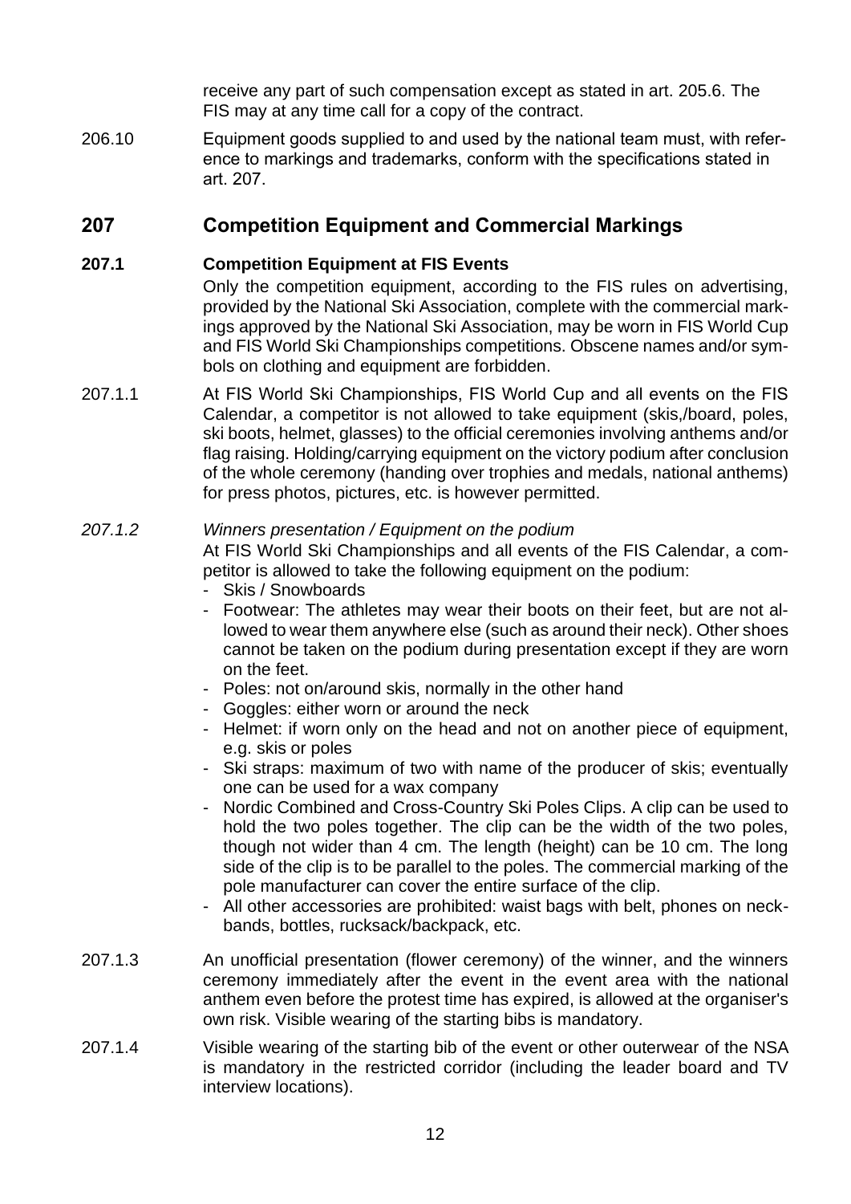receive any part of such compensation except as stated in art. 205.6. The FIS may at any time call for a copy of the contract.

206.10 Equipment goods supplied to and used by the national team must, with reference to markings and trademarks, conform with the specifications stated in art. 207.

## 207 Competition Equipment and Commercial Markings

### 207.1 Competition Equipment at FIS Events

Only the competition equipment, according to the FIS rules on advertising, provided by the National Ski Association, complete with the commercial markings approved by the National Ski Association, may be worn in FIS World Cup and FIS World Ski Championships competitions. Obscene names and/or symbols on clothing and equipment are forbidden.

207.1.1 At FIS World Ski Championships, FIS World Cup and all events on the FIS Calendar, a competitor is not allowed to take equipment (skis,/board, poles, ski boots, helmet, glasses) to the official ceremonies involving anthems and/or flag raising. Holding/carrying equipment on the victory podium after conclusion of the whole ceremony (handing over trophies and medals, national anthems) for press photos, pictures, etc. is however permitted.

*207.1.2 Winners presentation / Equipment on the podium*

At FIS World Ski Championships and all events of the FIS Calendar, a competitor is allowed to take the following equipment on the podium:

- Skis / Snowboards
- Footwear: The athletes may wear their boots on their feet, but are not allowed to wear them anywhere else (such as around their neck). Other shoes cannot be taken on the podium during presentation except if they are worn on the feet.
- Poles: not on/around skis, normally in the other hand
- Goggles: either worn or around the neck
- Helmet: if worn only on the head and not on another piece of equipment, e.g. skis or poles
- Ski straps: maximum of two with name of the producer of skis; eventually one can be used for a wax company
- Nordic Combined and Cross-Country Ski Poles Clips. A clip can be used to hold the two poles together. The clip can be the width of the two poles, though not wider than 4 cm. The length (height) can be 10 cm. The long side of the clip is to be parallel to the poles. The commercial marking of the pole manufacturer can cover the entire surface of the clip.
- All other accessories are prohibited: waist bags with belt, phones on neckbands, bottles, rucksack/backpack, etc.

207.1.3 An unofficial presentation (flower ceremony) of the winner, and the winners ceremony immediately after the event in the event area with the national anthem even before the protest time has expired, is allowed at the organiser's own risk. Visible wearing of the starting bibs is mandatory.

207.1.4 Visible wearing of the starting bib of the event or other outerwear of the NSA is mandatory in the restricted corridor (including the leader board and TV interview locations).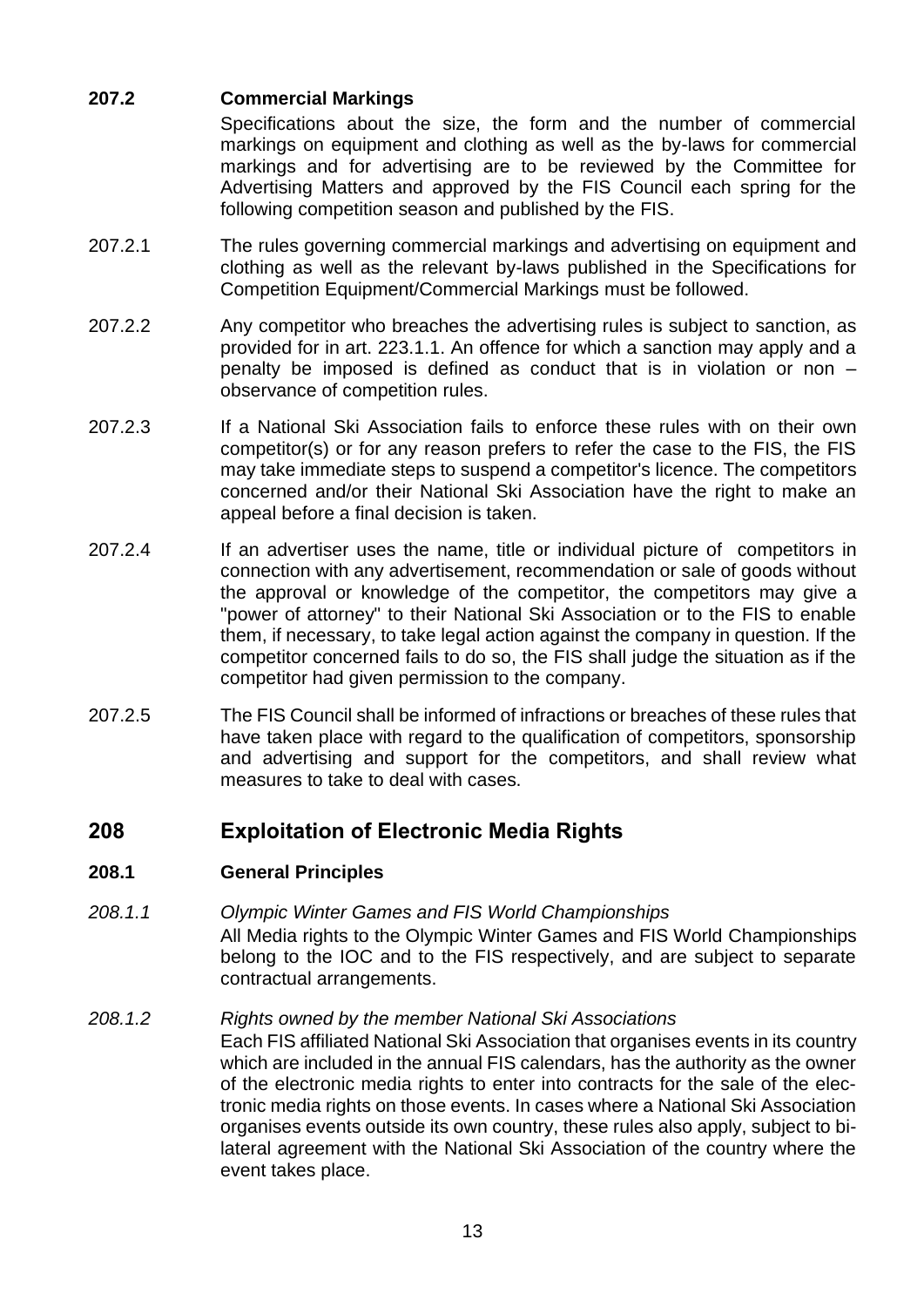### 207.2 Commercial Markings

Specifications about the size, the form and the number of commercial markings on equipment and clothing as well as the by-laws for commercial markings and for advertising are to be reviewed by the Committee for Advertising Matters and approved by the FIS Council each spring for the following competition season and published by the FIS.

207.2.1 The rules governing commercial markings and advertising on equipment and clothing as well as the relevant by-laws published in the Specifications for Competition Equipment/Commercial Markings must be followed.

207.2.2 Any competitor who breaches the advertising rules is subject to sanction, as provided for in art. 223.1.1. An offence for which a sanction may apply and a penalty be imposed is defined as conduct that is in violation or non – observance of competition rules.

207.2.3 If a National Ski Association fails to enforce these rules with on their own competitor(s) or for any reason prefers to refer the case to the FIS, the FIS may take immediate steps to suspend a competitor's licence. The competitors concerned and/or their National Ski Association have the right to make an appeal before a final decision is taken.

207.2.4 If an advertiser uses the name, title or individual picture of competitors in connection with any advertisement, recommendation or sale of goods without the approval or knowledge of the competitor, the competitors may give a "power of attorney" to their National Ski Association or to the FIS to enable them, if necessary, to take legal action against the company in question. If the competitor concerned fails to do so, the FIS shall judge the situation as if the competitor had given permission to the company.

207.2.5 The FIS Council shall be informed of infractions or breaches of these rules that have taken place with regard to the qualification of competitors, sponsorship and advertising and support for the competitors, and shall review what measures to take to deal with cases.

## 208 Exploitation of Electronic Media Rights

### 208.1 General Principles

*208.1.1 Olympic Winter Games and FIS World Championships*

All Media rights to the Olympic Winter Games and FIS World Championships belong to the IOC and to the FIS respectively, and are subject to separate contractual arrangements.

*208.1.2 Rights owned by the member National Ski Associations*

Each FIS affiliated National Ski Association that organises events in its country which are included in the annual FIS calendars, has the authority as the owner of the electronic media rights to enter into contracts for the sale of the electronic media rights on those events. In cases where a National Ski Association organises events outside its own country, these rules also apply, subject to bilateral agreement with the National Ski Association of the country where the event takes place.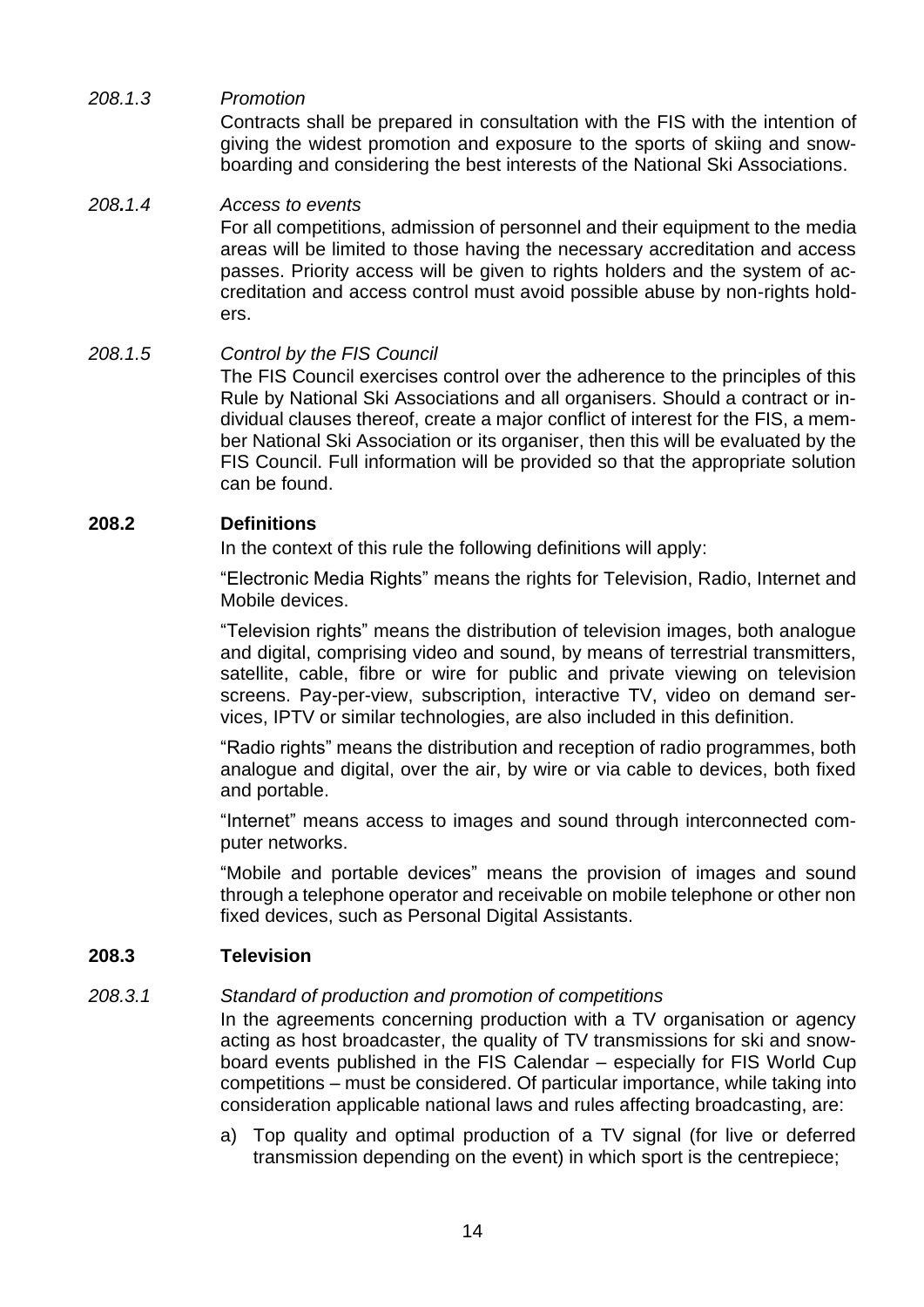*208.1.3 Promotion*

Contracts shall be prepared in consultation with the FIS with the intention of giving the widest promotion and exposure to the sports of skiing and snowboarding and considering the best interests of the National Ski Associations.

*208.1.4 Access to events*

For all competitions, admission of personnel and their equipment to the media areas will be limited to those having the necessary accreditation and access passes. Priority access will be given to rights holders and the system of accreditation and access control must avoid possible abuse by non-rights holders.

*208.1.5 Control by the FIS Council*

The FIS Council exercises control over the adherence to the principles of this Rule by National Ski Associations and all organisers. Should a contract or individual clauses thereof, create a major conflict of interest for the FIS, a member National Ski Association or its organiser, then this will be evaluated by the FIS Council. Full information will be provided so that the appropriate solution can be found.

## 208.2 Definitions

In the context of this rule the following definitions will apply:

“Electronic Media Rights” means the rights for Television, Radio, Internet and Mobile devices.

“Television rights” means the distribution of television images, both analogue and digital, comprising video and sound, by means of terrestrial transmitters, satellite, cable, fibre or wire for public and private viewing on television screens. Pay-per-view, subscription, interactive TV, video on demand services, IPTV or similar technologies, are also included in this definition.

“Radio rights” means the distribution and reception of radio programmes, both analogue and digital, over the air, by wire or via cable to devices, both fixed and portable.

“Internet” means access to images and sound through interconnected computer networks.

“Mobile and portable devices” means the provision of images and sound through a telephone operator and receivable on mobile telephone or other non fixed devices, such as Personal Digital Assistants.

## 208.3 Television

*208.3.1 Standard of production and promotion of competitions*

In the agreements concerning production with a TV organisation or agency acting as host broadcaster, the quality of TV transmissions for ski and snowboard events published in the FIS Calendar – especially for FIS World Cup competitions – must be considered. Of particular importance, while taking into consideration applicable national laws and rules affecting broadcasting, are:

a) Top quality and optimal production of a TV signal (for live or deferred transmission depending on the event) in which sport is the centrepiece;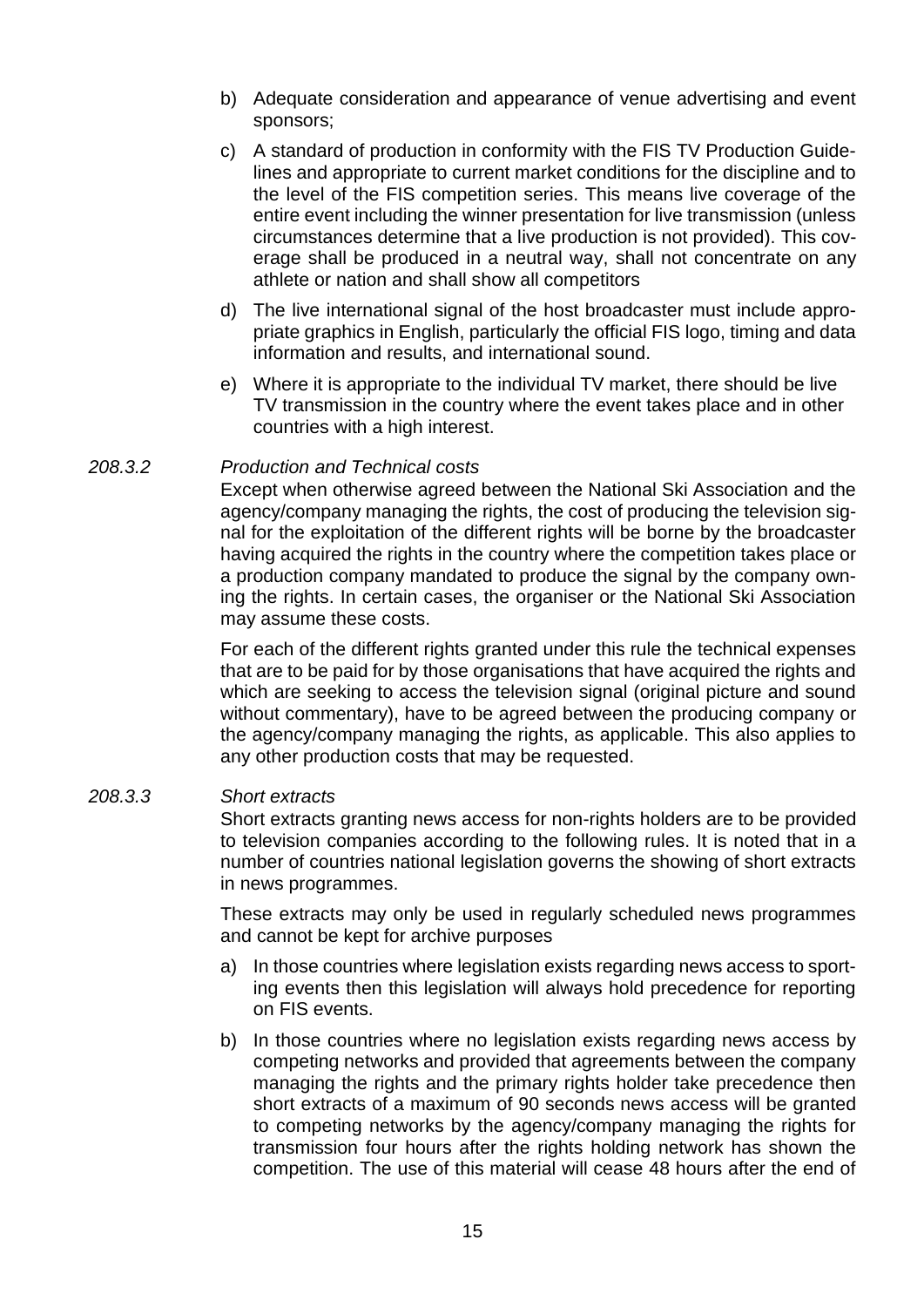b) Adequate consideration and appearance of venue advertising and event sponsors;

c) A standard of production in conformity with the FIS TV Production Guidelines and appropriate to current market conditions for the discipline and to the level of the FIS competition series. This means live coverage of the entire event including the winner presentation for live transmission (unless circumstances determine that a live production is not provided). This coverage shall be produced in a neutral way, shall not concentrate on any athlete or nation and shall show all competitors

d) The live international signal of the host broadcaster must include appropriate graphics in English, particularly the official FIS logo, timing and data information and results, and international sound.

e) Where it is appropriate to the individual TV market, there should be live TV transmission in the country where the event takes place and in other countries with a high interest.

*208.3.2* *Production and Technical costs*

Except when otherwise agreed between the National Ski Association and the agency/company managing the rights, the cost of producing the television signal for the exploitation of the different rights will be borne by the broadcaster having acquired the rights in the country where the competition takes place or a production company mandated to produce the signal by the company owning the rights. In certain cases, the organiser or the National Ski Association may assume these costs.

For each of the different rights granted under this rule the technical expenses that are to be paid for by those organisations that have acquired the rights and which are seeking to access the television signal (original picture and sound without commentary), have to be agreed between the producing company or the agency/company managing the rights, as applicable. This also applies to any other production costs that may be requested.

*208.3.3* *Short extracts*

Short extracts granting news access for non-rights holders are to be provided to television companies according to the following rules. It is noted that in a number of countries national legislation governs the showing of short extracts in news programmes.

These extracts may only be used in regularly scheduled news programmes and cannot be kept for archive purposes

a) In those countries where legislation exists regarding news access to sporting events then this legislation will always hold precedence for reporting on FIS events.

b) In those countries where no legislation exists regarding news access by competing networks and provided that agreements between the company managing the rights and the primary rights holder take precedence then short extracts of a maximum of 90 seconds news access will be granted to competing networks by the agency/company managing the rights for transmission four hours after the rights holding network has shown the competition. The use of this material will cease 48 hours after the end of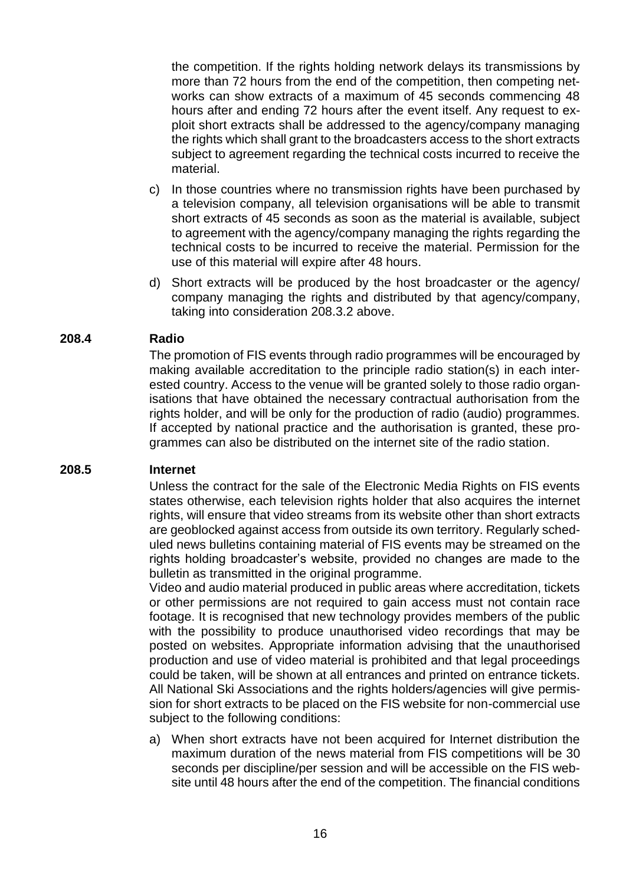the competition. If the rights holding network delays its transmissions by more than 72 hours from the end of the competition, then competing networks can show extracts of a maximum of 45 seconds commencing 48 hours after and ending 72 hours after the event itself. Any request to exploit short extracts shall be addressed to the agency/company managing the rights which shall grant to the broadcasters access to the short extracts subject to agreement regarding the technical costs incurred to receive the material.

c) In those countries where no transmission rights have been purchased by a television company, all television organisations will be able to transmit short extracts of 45 seconds as soon as the material is available, subject to agreement with the agency/company managing the rights regarding the technical costs to be incurred to receive the material. Permission for the use of this material will expire after 48 hours.

d) Short extracts will be produced by the host broadcaster or the agency/ company managing the rights and distributed by that agency/company, taking into consideration 208.3.2 above.

**208.4 Radio**

The promotion of FIS events through radio programmes will be encouraged by making available accreditation to the principle radio station(s) in each interested country. Access to the venue will be granted solely to those radio organisations that have obtained the necessary contractual authorisation from the rights holder, and will be only for the production of radio (audio) programmes. If accepted by national practice and the authorisation is granted, these programmes can also be distributed on the internet site of the radio station.

**208.5 Internet**

Unless the contract for the sale of the Electronic Media Rights on FIS events states otherwise, each television rights holder that also acquires the internet rights, will ensure that video streams from its website other than short extracts are geoblocked against access from outside its own territory. Regularly scheduled news bulletins containing material of FIS events may be streamed on the rights holding broadcaster's website, provided no changes are made to the bulletin as transmitted in the original programme.

Video and audio material produced in public areas where accreditation, tickets or other permissions are not required to gain access must not contain race footage. It is recognised that new technology provides members of the public with the possibility to produce unauthorised video recordings that may be posted on websites. Appropriate information advising that the unauthorised production and use of video material is prohibited and that legal proceedings could be taken, will be shown at all entrances and printed on entrance tickets. All National Ski Associations and the rights holders/agencies will give permission for short extracts to be placed on the FIS website for non-commercial use subject to the following conditions:

a) When short extracts have not been acquired for Internet distribution the maximum duration of the news material from FIS competitions will be 30 seconds per discipline/per session and will be accessible on the FIS website until 48 hours after the end of the competition. The financial conditions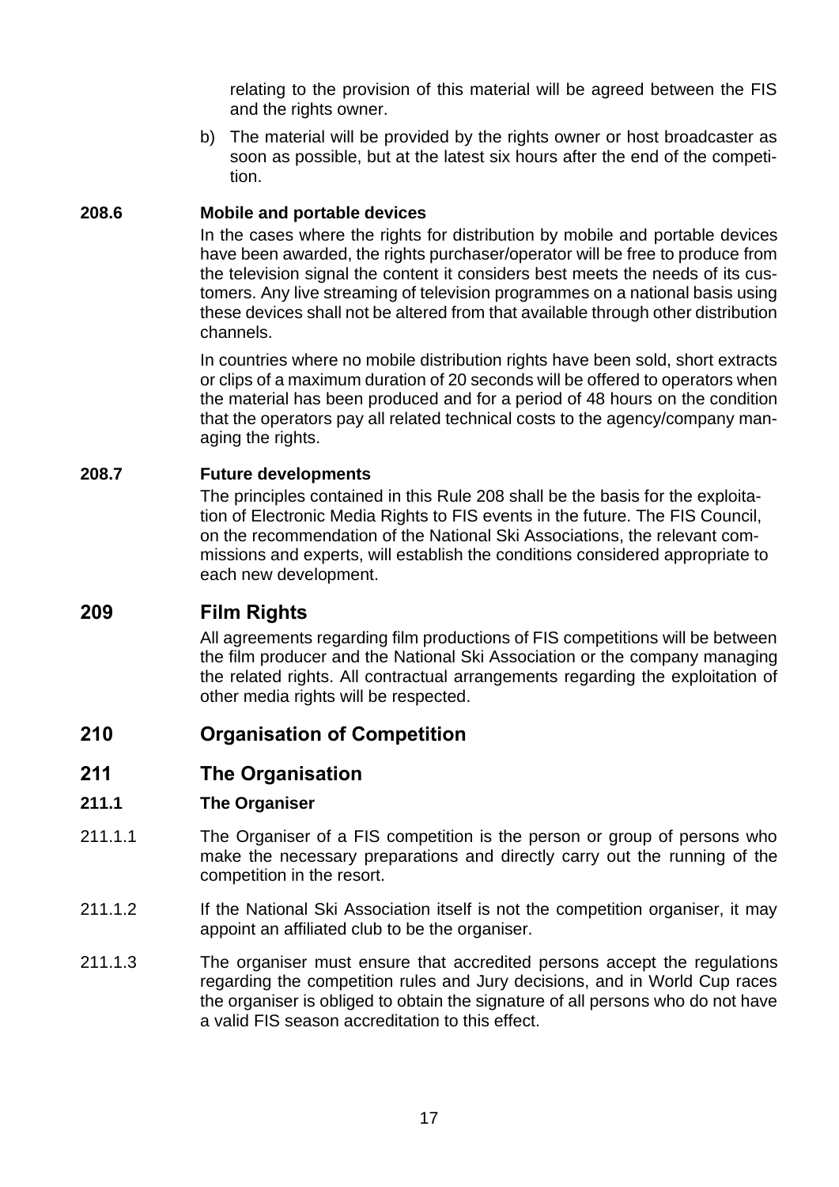relating to the provision of this material will be agreed between the FIS and the rights owner.

b) The material will be provided by the rights owner or host broadcaster as soon as possible, but at the latest six hours after the end of the competition.

#### 208.6 Mobile and portable devices

In the cases where the rights for distribution by mobile and portable devices have been awarded, the rights purchaser/operator will be free to produce from the television signal the content it considers best meets the needs of its customers. Any live streaming of television programmes on a national basis using these devices shall not be altered from that available through other distribution channels.

In countries where no mobile distribution rights have been sold, short extracts or clips of a maximum duration of 20 seconds will be offered to operators when the material has been produced and for a period of 48 hours on the condition that the operators pay all related technical costs to the agency/company managing the rights.

#### 208.7 Future developments

The principles contained in this Rule 208 shall be the basis for the exploitation of Electronic Media Rights to FIS events in the future. The FIS Council, on the recommendation of the National Ski Associations, the relevant commissions and experts, will establish the conditions considered appropriate to each new development.

## 209 Film Rights

All agreements regarding film productions of FIS competitions will be between the film producer and the National Ski Association or the company managing the related rights. All contractual arrangements regarding the exploitation of other media rights will be respected.

## 210 Organisation of Competition

## 211 The Organisation

#### 211.1 The Organiser

211.1.1 The Organiser of a FIS competition is the person or group of persons who make the necessary preparations and directly carry out the running of the competition in the resort.

211.1.2 If the National Ski Association itself is not the competition organiser, it may appoint an affiliated club to be the organiser.

211.1.3 The organiser must ensure that accredited persons accept the regulations regarding the competition rules and Jury decisions, and in World Cup races the organiser is obliged to obtain the signature of all persons who do not have a valid FIS season accreditation to this effect.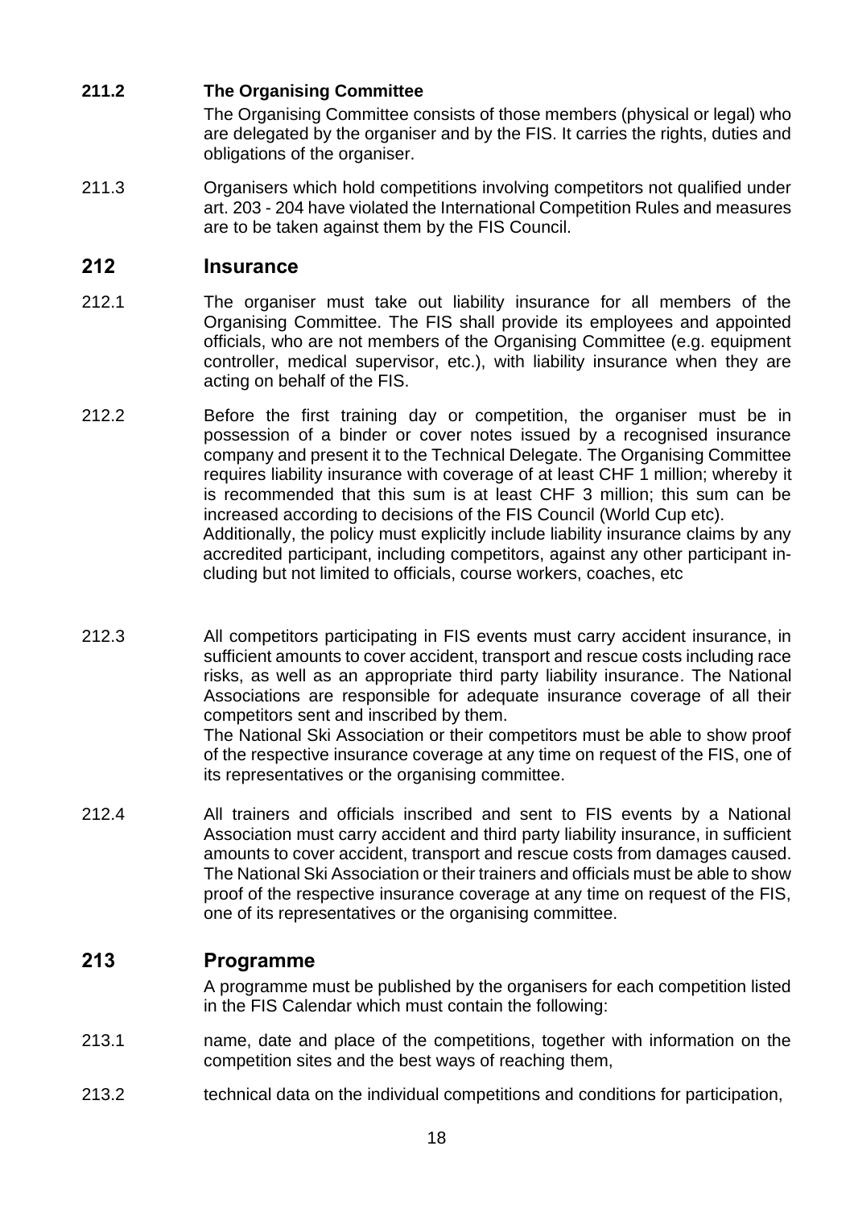**211.2 The Organising Committee**

The Organising Committee consists of those members (physical or legal) who are delegated by the organiser and by the FIS. It carries the rights, duties and obligations of the organiser.

211.3 Organisers which hold competitions involving competitors not qualified under art. 203 - 204 have violated the International Competition Rules and measures are to be taken against them by the FIS Council.

## 212 Insurance

212.1 The organiser must take out liability insurance for all members of the Organising Committee. The FIS shall provide its employees and appointed officials, who are not members of the Organising Committee (e.g. equipment controller, medical supervisor, etc.), with liability insurance when they are acting on behalf of the FIS.

212.2 Before the first training day or competition, the organiser must be in possession of a binder or cover notes issued by a recognised insurance company and present it to the Technical Delegate. The Organising Committee requires liability insurance with coverage of at least CHF 1 million; whereby it is recommended that this sum is at least CHF 3 million; this sum can be increased according to decisions of the FIS Council (World Cup etc).
Additionally, the policy must explicitly include liability insurance claims by any accredited participant, including competitors, against any other participant including but not limited to officials, course workers, coaches, etc

212.3 All competitors participating in FIS events must carry accident insurance, in sufficient amounts to cover accident, transport and rescue costs including race risks, as well as an appropriate third party liability insurance. The National Associations are responsible for adequate insurance coverage of all their competitors sent and inscribed by them.
The National Ski Association or their competitors must be able to show proof of the respective insurance coverage at any time on request of the FIS, one of its representatives or the organising committee.

212.4 All trainers and officials inscribed and sent to FIS events by a National Association must carry accident and third party liability insurance, in sufficient amounts to cover accident, transport and rescue costs from damages caused. The National Ski Association or their trainers and officials must be able to show proof of the respective insurance coverage at any time on request of the FIS, one of its representatives or the organising committee.

## 213 Programme

A programme must be published by the organisers for each competition listed in the FIS Calendar which must contain the following:

213.1 name, date and place of the competitions, together with information on the competition sites and the best ways of reaching them,

213.2 technical data on the individual competitions and conditions for participation,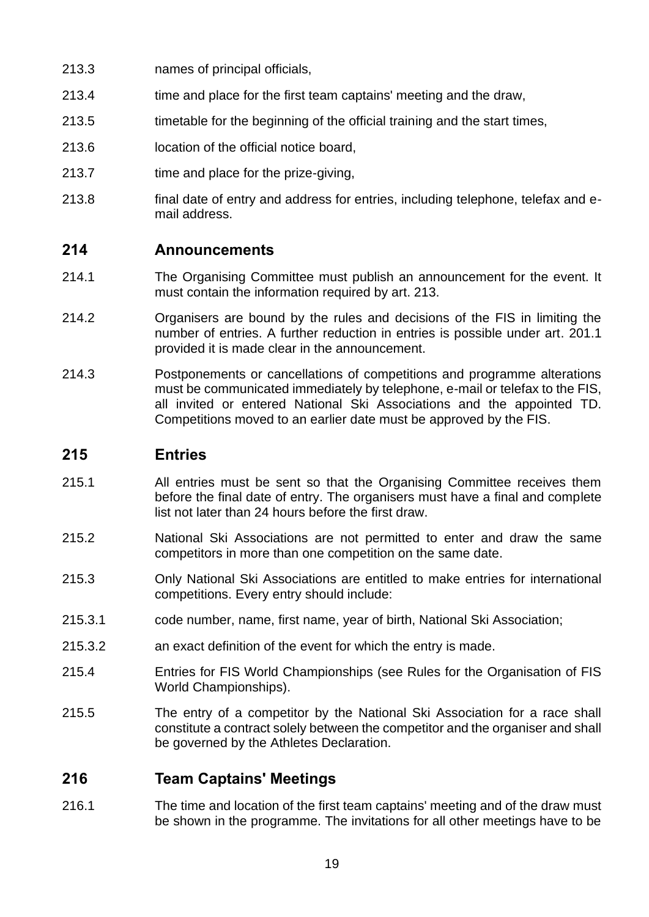213.3 names of principal officials,

213.4 time and place for the first team captains' meeting and the draw,

213.5 timetable for the beginning of the official training and the start times,

213.6 location of the official notice board,

213.7 time and place for the prize-giving,

213.8 final date of entry and address for entries, including telephone, telefax and e-mail address.

## 214 Announcements

214.1 The Organising Committee must publish an announcement for the event. It must contain the information required by art. 213.

214.2 Organisers are bound by the rules and decisions of the FIS in limiting the number of entries. A further reduction in entries is possible under art. 201.1 provided it is made clear in the announcement.

214.3 Postponements or cancellations of competitions and programme alterations must be communicated immediately by telephone, e-mail or telefax to the FIS, all invited or entered National Ski Associations and the appointed TD. Competitions moved to an earlier date must be approved by the FIS.

## 215 Entries

215.1 All entries must be sent so that the Organising Committee receives them before the final date of entry. The organisers must have a final and complete list not later than 24 hours before the first draw.

215.2 National Ski Associations are not permitted to enter and draw the same competitors in more than one competition on the same date.

215.3 Only National Ski Associations are entitled to make entries for international competitions. Every entry should include:

215.3.1 code number, name, first name, year of birth, National Ski Association;

215.3.2 an exact definition of the event for which the entry is made.

215.4 Entries for FIS World Championships (see Rules for the Organisation of FIS World Championships).

215.5 The entry of a competitor by the National Ski Association for a race shall constitute a contract solely between the competitor and the organiser and shall be governed by the Athletes Declaration.

## 216 Team Captains' Meetings

216.1 The time and location of the first team captains' meeting and of the draw must be shown in the programme. The invitations for all other meetings have to be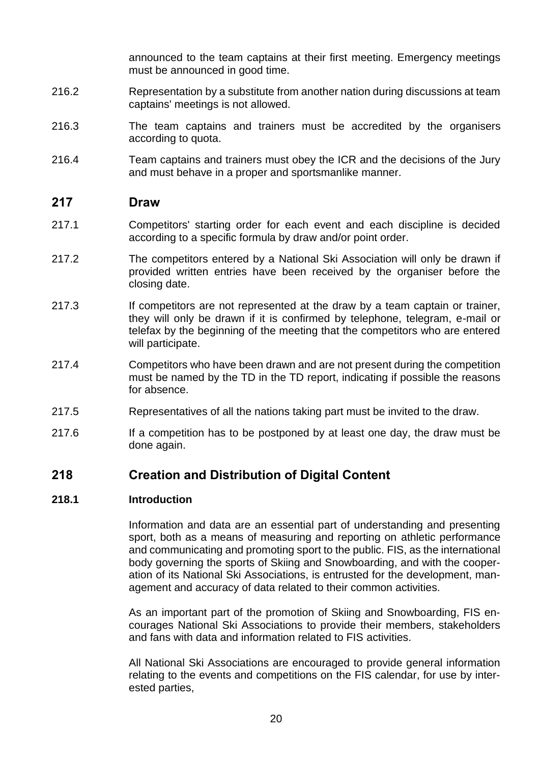announced to the team captains at their first meeting. Emergency meetings must be announced in good time.

216.2 Representation by a substitute from another nation during discussions at team captains' meetings is not allowed.

216.3 The team captains and trainers must be accredited by the organisers according to quota.

216.4 Team captains and trainers must obey the ICR and the decisions of the Jury and must behave in a proper and sportsmanlike manner.

## 217 Draw

217.1 Competitors' starting order for each event and each discipline is decided according to a specific formula by draw and/or point order.

217.2 The competitors entered by a National Ski Association will only be drawn if provided written entries have been received by the organiser before the closing date.

217.3 If competitors are not represented at the draw by a team captain or trainer, they will only be drawn if it is confirmed by telephone, telegram, e-mail or telefax by the beginning of the meeting that the competitors who are entered will participate.

217.4 Competitors who have been drawn and are not present during the competition must be named by the TD in the TD report, indicating if possible the reasons for absence.

217.5 Representatives of all the nations taking part must be invited to the draw.

217.6 If a competition has to be postponed by at least one day, the draw must be done again.

## 218 Creation and Distribution of Digital Content

### 218.1 Introduction

Information and data are an essential part of understanding and presenting sport, both as a means of measuring and reporting on athletic performance and communicating and promoting sport to the public. FIS, as the international body governing the sports of Skiing and Snowboarding, and with the cooperation of its National Ski Associations, is entrusted for the development, management and accuracy of data related to their common activities.

As an important part of the promotion of Skiing and Snowboarding, FIS encourages National Ski Associations to provide their members, stakeholders and fans with data and information related to FIS activities.

All National Ski Associations are encouraged to provide general information relating to the events and competitions on the FIS calendar, for use by interested parties,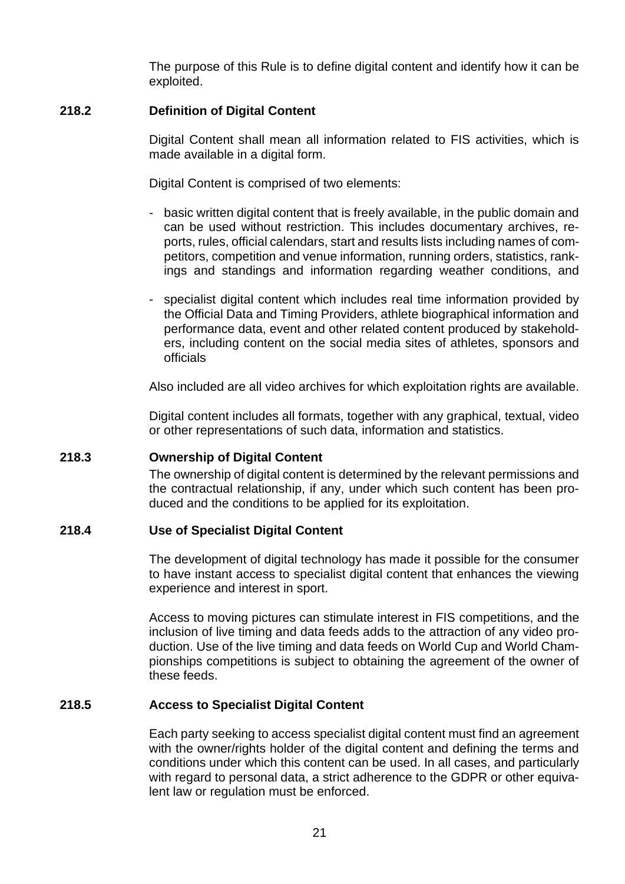The purpose of this Rule is to define digital content and identify how it can be exploited.

### 218.2 Definition of Digital Content

Digital Content shall mean all information related to FIS activities, which is made available in a digital form.

Digital Content is comprised of two elements:

- basic written digital content that is freely available, in the public domain and can be used without restriction. This includes documentary archives, reports, rules, official calendars, start and results lists including names of competitors, competition and venue information, running orders, statistics, rankings and standings and information regarding weather conditions, and
- specialist digital content which includes real time information provided by the Official Data and Timing Providers, athlete biographical information and performance data, event and other related content produced by stakeholders, including content on the social media sites of athletes, sponsors and officials

Also included are all video archives for which exploitation rights are available.

Digital content includes all formats, together with any graphical, textual, video or other representations of such data, information and statistics.

### 218.3 Ownership of Digital Content

The ownership of digital content is determined by the relevant permissions and the contractual relationship, if any, under which such content has been produced and the conditions to be applied for its exploitation.

### 218.4 Use of Specialist Digital Content

The development of digital technology has made it possible for the consumer to have instant access to specialist digital content that enhances the viewing experience and interest in sport.

Access to moving pictures can stimulate interest in FIS competitions, and the inclusion of live timing and data feeds adds to the attraction of any video production. Use of the live timing and data feeds on World Cup and World Championships competitions is subject to obtaining the agreement of the owner of these feeds.

### 218.5 Access to Specialist Digital Content

Each party seeking to access specialist digital content must find an agreement with the owner/rights holder of the digital content and defining the terms and conditions under which this content can be used. In all cases, and particularly with regard to personal data, a strict adherence to the GDPR or other equivalent law or regulation must be enforced.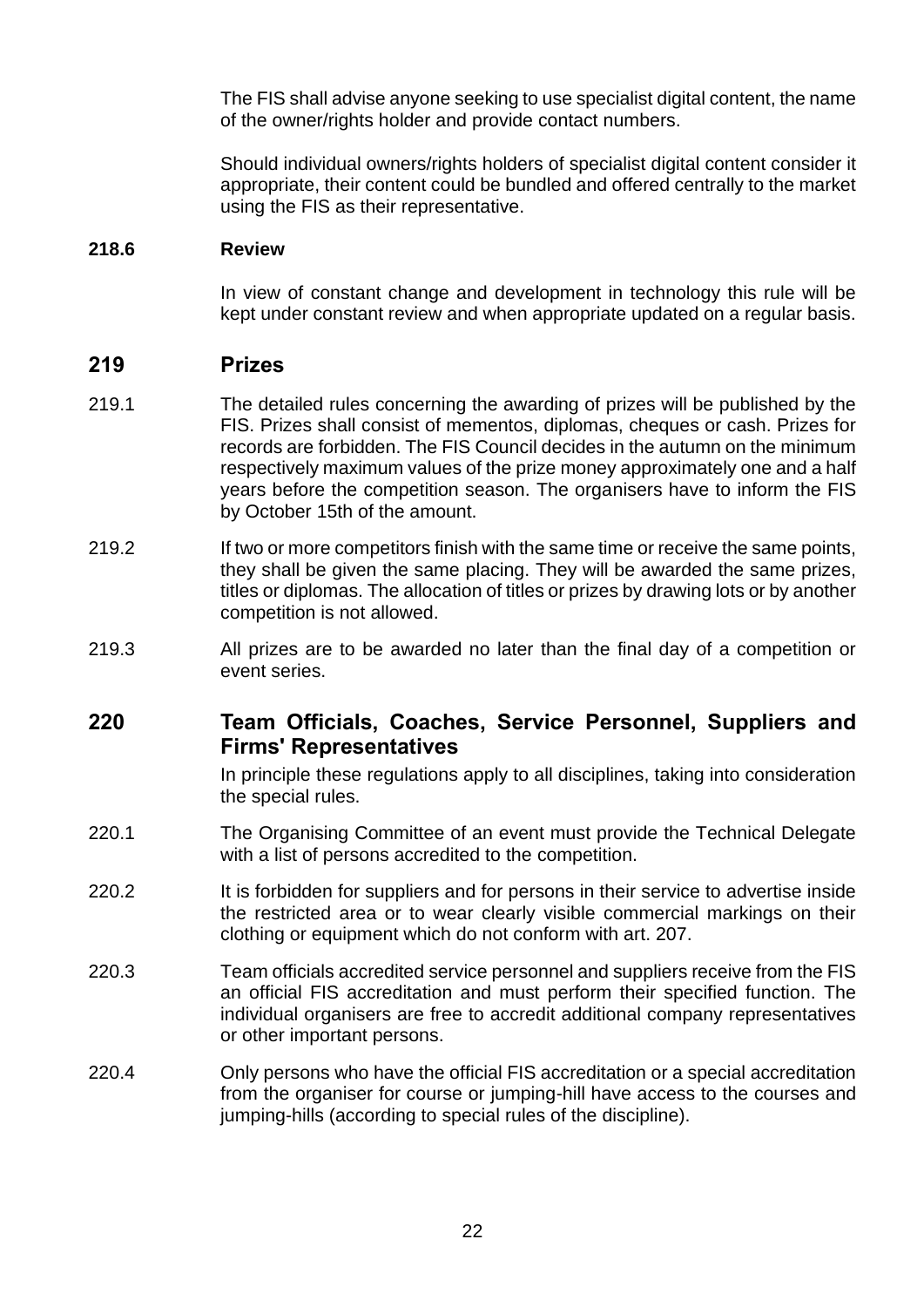The FIS shall advise anyone seeking to use specialist digital content, the name of the owner/rights holder and provide contact numbers.

Should individual owners/rights holders of specialist digital content consider it appropriate, their content could be bundled and offered centrally to the market using the FIS as their representative.

**218.6 Review**

In view of constant change and development in technology this rule will be kept under constant review and when appropriate updated on a regular basis.

## 219 Prizes

219.1 The detailed rules concerning the awarding of prizes will be published by the FIS. Prizes shall consist of mementos, diplomas, cheques or cash. Prizes for records are forbidden. The FIS Council decides in the autumn on the minimum respectively maximum values of the prize money approximately one and a half years before the competition season. The organisers have to inform the FIS by October 15th of the amount.

219.2 If two or more competitors finish with the same time or receive the same points, they shall be given the same placing. They will be awarded the same prizes, titles or diplomas. The allocation of titles or prizes by drawing lots or by another competition is not allowed.

219.3 All prizes are to be awarded no later than the final day of a competition or event series.

## 220 Team Officials, Coaches, Service Personnel, Suppliers and Firms' Representatives

In principle these regulations apply to all disciplines, taking into consideration the special rules.

220.1 The Organising Committee of an event must provide the Technical Delegate with a list of persons accredited to the competition.

220.2 It is forbidden for suppliers and for persons in their service to advertise inside the restricted area or to wear clearly visible commercial markings on their clothing or equipment which do not conform with art. 207.

220.3 Team officials accredited service personnel and suppliers receive from the FIS an official FIS accreditation and must perform their specified function. The individual organisers are free to accredit additional company representatives or other important persons.

220.4 Only persons who have the official FIS accreditation or a special accreditation from the organiser for course or jumping-hill have access to the courses and jumping-hills (according to special rules of the discipline).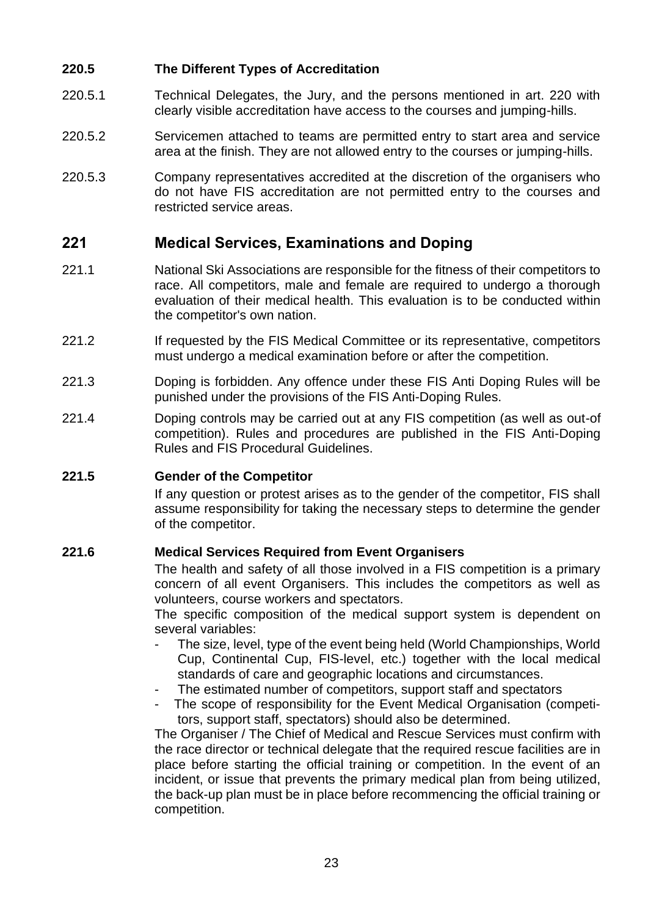**220.5 The Different Types of Accreditation**

220.5.1 Technical Delegates, the Jury, and the persons mentioned in art. 220 with clearly visible accreditation have access to the courses and jumping-hills.

220.5.2 Servicemen attached to teams are permitted entry to start area and service area at the finish. They are not allowed entry to the courses or jumping-hills.

220.5.3 Company representatives accredited at the discretion of the organisers who do not have FIS accreditation are not permitted entry to the courses and restricted service areas.

## 221 Medical Services, Examinations and Doping

221.1 National Ski Associations are responsible for the fitness of their competitors to race. All competitors, male and female are required to undergo a thorough evaluation of their medical health. This evaluation is to be conducted within the competitor's own nation.

221.2 If requested by the FIS Medical Committee or its representative, competitors must undergo a medical examination before or after the competition.

221.3 Doping is forbidden. Any offence under these FIS Anti Doping Rules will be punished under the provisions of the FIS Anti-Doping Rules.

221.4 Doping controls may be carried out at any FIS competition (as well as out-of competition). Rules and procedures are published in the FIS Anti-Doping Rules and FIS Procedural Guidelines.

**221.5 Gender of the Competitor**

If any question or protest arises as to the gender of the competitor, FIS shall assume responsibility for taking the necessary steps to determine the gender of the competitor.

**221.6 Medical Services Required from Event Organisers**

The health and safety of all those involved in a FIS competition is a primary concern of all event Organisers. This includes the competitors as well as volunteers, course workers and spectators.

The specific composition of the medical support system is dependent on several variables:

- The size, level, type of the event being held (World Championships, World Cup, Continental Cup, FIS-level, etc.) together with the local medical standards of care and geographic locations and circumstances.
- The estimated number of competitors, support staff and spectators
- The scope of responsibility for the Event Medical Organisation (competitors, support staff, spectators) should also be determined.

The Organiser / The Chief of Medical and Rescue Services must confirm with the race director or technical delegate that the required rescue facilities are in place before starting the official training or competition. In the event of an incident, or issue that prevents the primary medical plan from being utilized, the back-up plan must be in place before recommencing the official training or competition.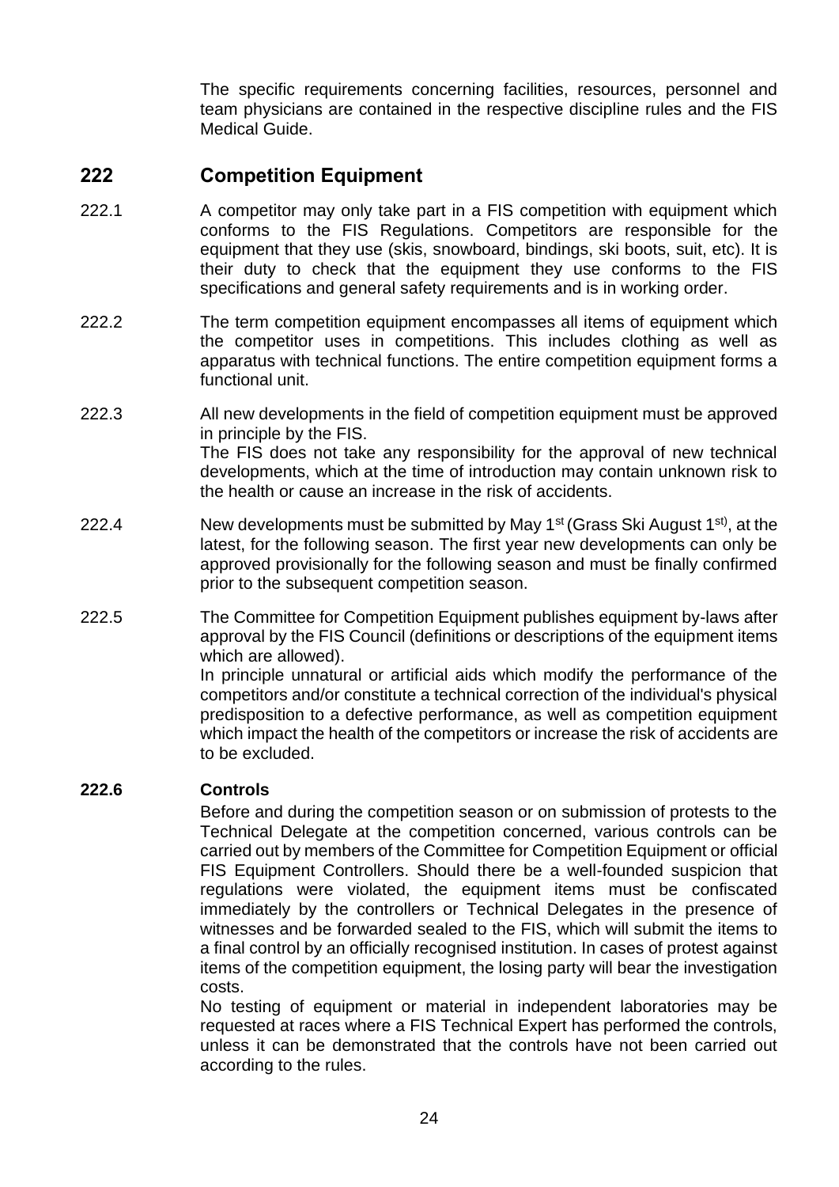The specific requirements concerning facilities, resources, personnel and team physicians are contained in the respective discipline rules and the FIS Medical Guide.

## 222 Competition Equipment

222.1 A competitor may only take part in a FIS competition with equipment which conforms to the FIS Regulations. Competitors are responsible for the equipment that they use (skis, snowboard, bindings, ski boots, suit, etc). It is their duty to check that the equipment they use conforms to the FIS specifications and general safety requirements and is in working order.

222.2 The term competition equipment encompasses all items of equipment which the competitor uses in competitions. This includes clothing as well as apparatus with technical functions. The entire competition equipment forms a functional unit.

222.3 All new developments in the field of competition equipment must be approved in principle by the FIS.
The FIS does not take any responsibility for the approval of new technical developments, which at the time of introduction may contain unknown risk to the health or cause an increase in the risk of accidents.

222.4 New developments must be submitted by May 1st (Grass Ski August 1st), at the latest, for the following season. The first year new developments can only be approved provisionally for the following season and must be finally confirmed prior to the subsequent competition season.

222.5 The Committee for Competition Equipment publishes equipment by-laws after approval by the FIS Council (definitions or descriptions of the equipment items which are allowed).
In principle unnatural or artificial aids which modify the performance of the competitors and/or constitute a technical correction of the individual's physical predisposition to a defective performance, as well as competition equipment which impact the health of the competitors or increase the risk of accidents are to be excluded.

**222.6 Controls**

Before and during the competition season or on submission of protests to the Technical Delegate at the competition concerned, various controls can be carried out by members of the Committee for Competition Equipment or official FIS Equipment Controllers. Should there be a well-founded suspicion that regulations were violated, the equipment items must be confiscated immediately by the controllers or Technical Delegates in the presence of witnesses and be forwarded sealed to the FIS, which will submit the items to a final control by an officially recognised institution. In cases of protest against items of the competition equipment, the losing party will bear the investigation costs.
No testing of equipment or material in independent laboratories may be requested at races where a FIS Technical Expert has performed the controls, unless it can be demonstrated that the controls have not been carried out according to the rules.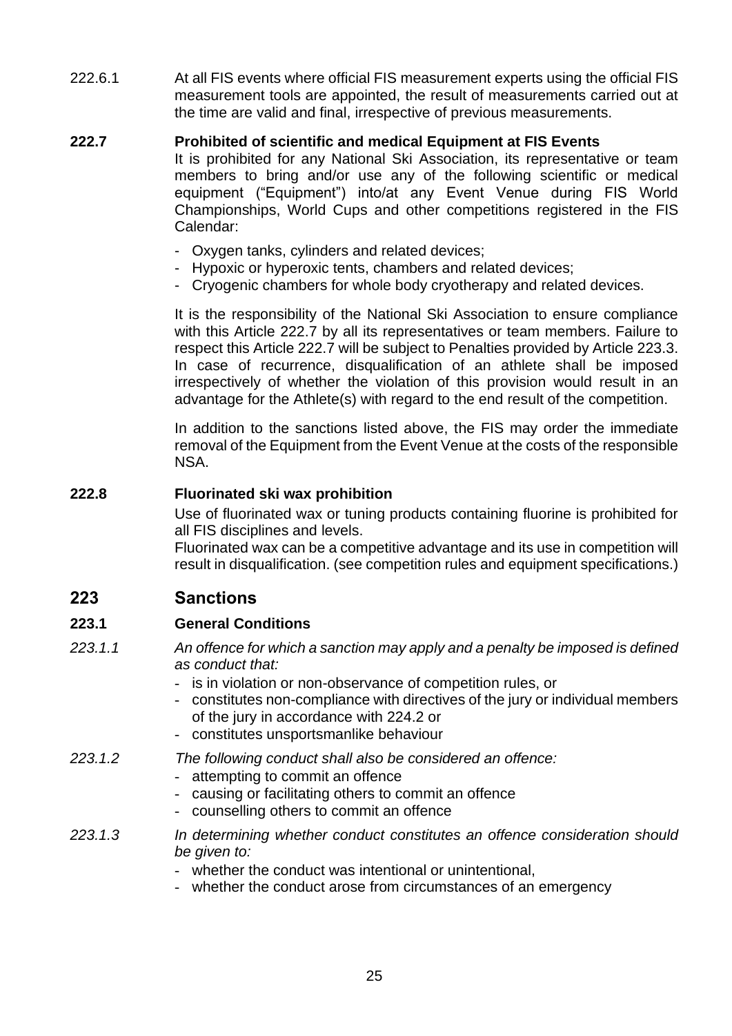222.6.1 At all FIS events where official FIS measurement experts using the official FIS measurement tools are appointed, the result of measurements carried out at the time are valid and final, irrespective of previous measurements.

**222.7 Prohibited of scientific and medical Equipment at FIS Events**

It is prohibited for any National Ski Association, its representative or team members to bring and/or use any of the following scientific or medical equipment ("Equipment") into/at any Event Venue during FIS World Championships, World Cups and other competitions registered in the FIS Calendar:

- Oxygen tanks, cylinders and related devices;
- Hypoxic or hyperoxic tents, chambers and related devices;
- Cryogenic chambers for whole body cryotherapy and related devices.

It is the responsibility of the National Ski Association to ensure compliance with this Article 222.7 by all its representatives or team members. Failure to respect this Article 222.7 will be subject to Penalties provided by Article 223.3. In case of recurrence, disqualification of an athlete shall be imposed irrespectively of whether the violation of this provision would result in an advantage for the Athlete(s) with regard to the end result of the competition.

In addition to the sanctions listed above, the FIS may order the immediate removal of the Equipment from the Event Venue at the costs of the responsible NSA.

**222.8 Fluorinated ski wax prohibition**

Use of fluorinated wax or tuning products containing fluorine is prohibited for all FIS disciplines and levels.
Fluorinated wax can be a competitive advantage and its use in competition will result in disqualification. (see competition rules and equipment specifications.)

## 223 Sanctions

### 223.1 General Conditions

*223.1.1 An offence for which a sanction may apply and a penalty be imposed is defined as conduct that:*

- is in violation or non-observance of competition rules, or
- constitutes non-compliance with directives of the jury or individual members of the jury in accordance with 224.2 or
- constitutes unsportsmanlike behaviour

*223.1.2 The following conduct shall also be considered an offence:*

- attempting to commit an offence
- causing or facilitating others to commit an offence
- counselling others to commit an offence

*223.1.3 In determining whether conduct constitutes an offence consideration should be given to:*

- whether the conduct was intentional or unintentional,
- whether the conduct arose from circumstances of an emergency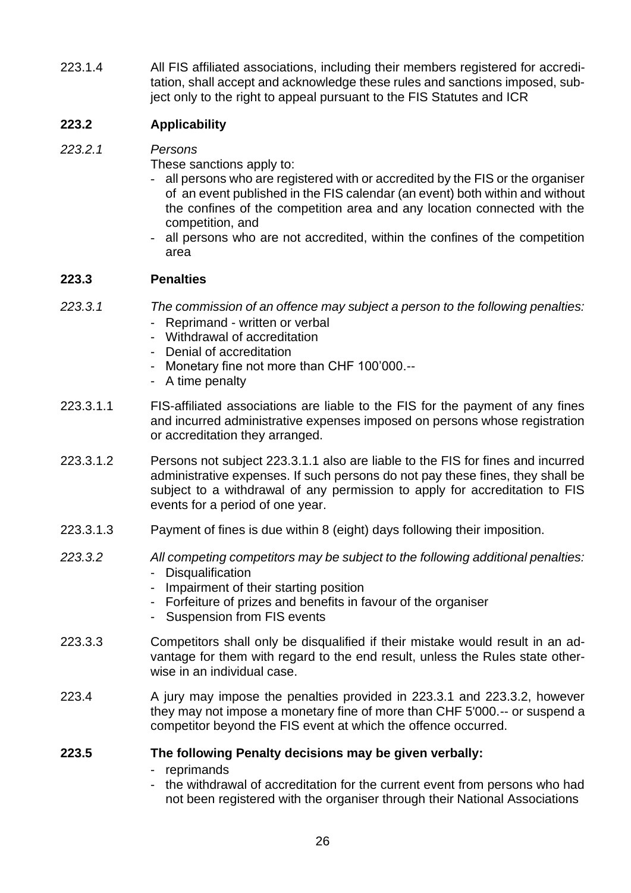223.1.4 All FIS affiliated associations, including their members registered for accreditation, shall accept and acknowledge these rules and sanctions imposed, subject only to the right to appeal pursuant to the FIS Statutes and ICR

**223.2 Applicability**

*223.2.1 Persons*

These sanctions apply to:

- all persons who are registered with or accredited by the FIS or the organiser of an event published in the FIS calendar (an event) both within and without the confines of the competition area and any location connected with the competition, and
- all persons who are not accredited, within the confines of the competition area

**223.3 Penalties**

*223.3.1 The commission of an offence may subject a person to the following penalties:*

- Reprimand - written or verbal
- Withdrawal of accreditation
- Denial of accreditation
- Monetary fine not more than CHF 100'000.--
- A time penalty

223.3.1.1 FIS-affiliated associations are liable to the FIS for the payment of any fines and incurred administrative expenses imposed on persons whose registration or accreditation they arranged.

223.3.1.2 Persons not subject 223.3.1.1 also are liable to the FIS for fines and incurred administrative expenses. If such persons do not pay these fines, they shall be subject to a withdrawal of any permission to apply for accreditation to FIS events for a period of one year.

223.3.1.3 Payment of fines is due within 8 (eight) days following their imposition.

*223.3.2 All competing competitors may be subject to the following additional penalties:*

- Disqualification
- Impairment of their starting position
- Forfeiture of prizes and benefits in favour of the organiser
- Suspension from FIS events

223.3.3 Competitors shall only be disqualified if their mistake would result in an advantage for them with regard to the end result, unless the Rules state otherwise in an individual case.

223.4 A jury may impose the penalties provided in 223.3.1 and 223.3.2, however they may not impose a monetary fine of more than CHF 5'000.-- or suspend a competitor beyond the FIS event at which the offence occurred.

**223.5 The following Penalty decisions may be given verbally:**

- reprimands
- the withdrawal of accreditation for the current event from persons who had not been registered with the organiser through their National Associations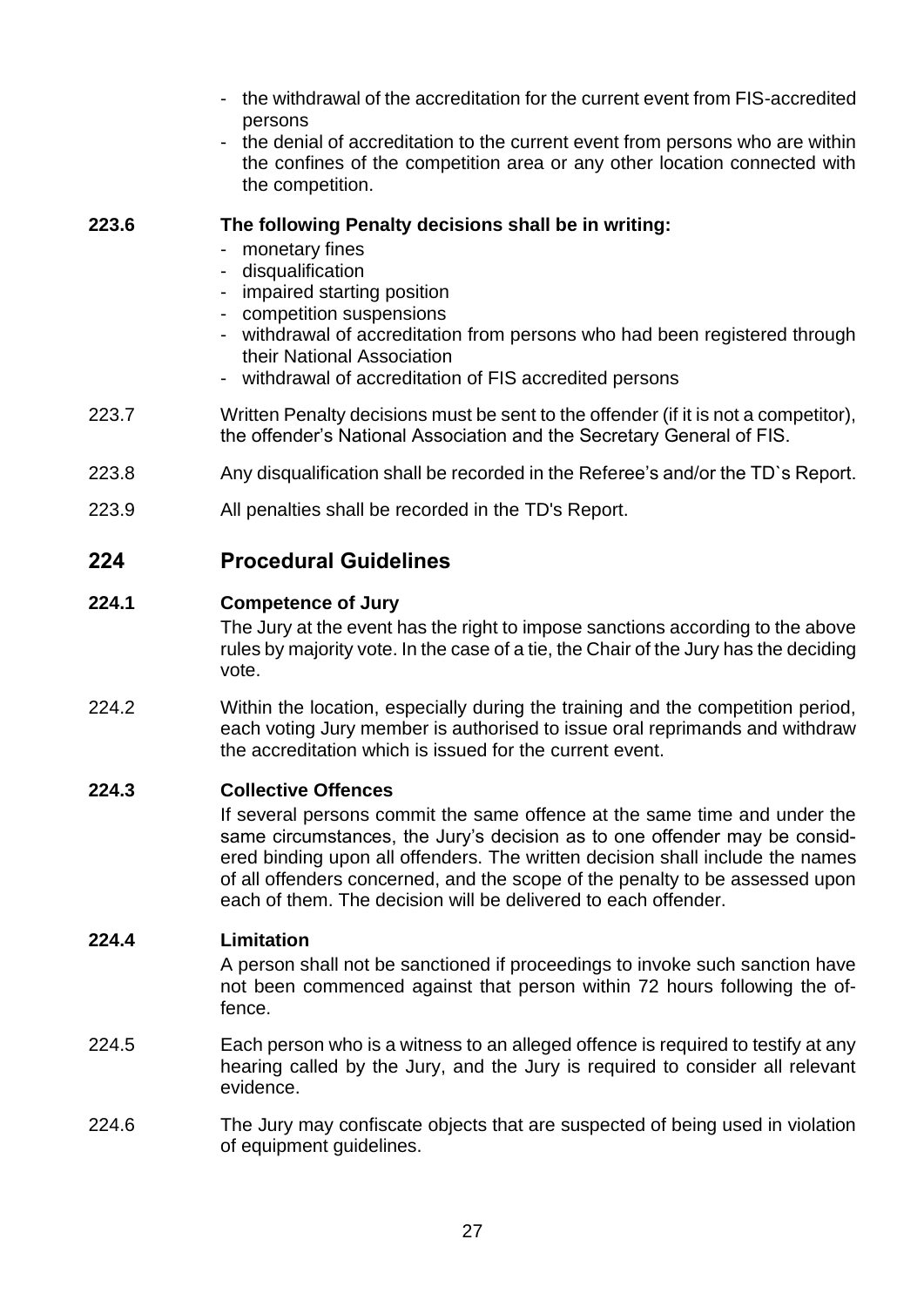- the withdrawal of the accreditation for the current event from FIS-accredited persons
- the denial of accreditation to the current event from persons who are within the confines of the competition area or any other location connected with the competition.

**223.6 The following Penalty decisions shall be in writing:**

- monetary fines
- disqualification
- impaired starting position
- competition suspensions
- withdrawal of accreditation from persons who had been registered through their National Association
- withdrawal of accreditation of FIS accredited persons

223.7 Written Penalty decisions must be sent to the offender (if it is not a competitor), the offender's National Association and the Secretary General of FIS.

223.8 Any disqualification shall be recorded in the Referee's and/or the TD`s Report.

223.9 All penalties shall be recorded in the TD's Report.

## 224 Procedural Guidelines

**224.1 Competence of Jury**

The Jury at the event has the right to impose sanctions according to the above rules by majority vote. In the case of a tie, the Chair of the Jury has the deciding vote.

224.2 Within the location, especially during the training and the competition period, each voting Jury member is authorised to issue oral reprimands and withdraw the accreditation which is issued for the current event.

**224.3 Collective Offences**

If several persons commit the same offence at the same time and under the same circumstances, the Jury's decision as to one offender may be considered binding upon all offenders. The written decision shall include the names of all offenders concerned, and the scope of the penalty to be assessed upon each of them. The decision will be delivered to each offender.

**224.4 Limitation**

A person shall not be sanctioned if proceedings to invoke such sanction have not been commenced against that person within 72 hours following the offence.

224.5 Each person who is a witness to an alleged offence is required to testify at any hearing called by the Jury, and the Jury is required to consider all relevant evidence.

224.6 The Jury may confiscate objects that are suspected of being used in violation of equipment guidelines.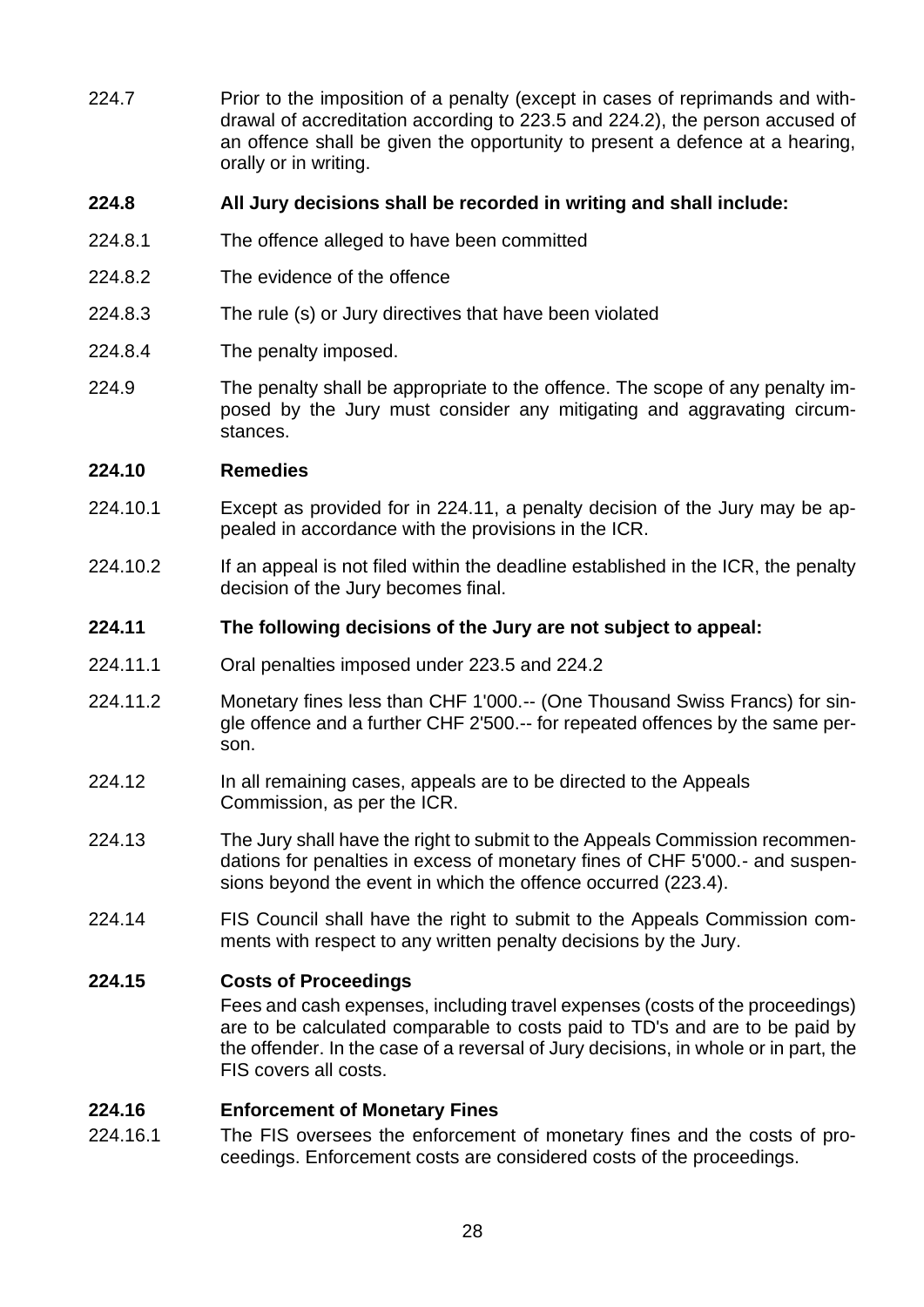224.7 Prior to the imposition of a penalty (except in cases of reprimands and withdrawal of accreditation according to 223.5 and 224.2), the person accused of an offence shall be given the opportunity to present a defence at a hearing, orally or in writing.

**224.8 All Jury decisions shall be recorded in writing and shall include:**

224.8.1 The offence alleged to have been committed

224.8.2 The evidence of the offence

224.8.3 The rule (s) or Jury directives that have been violated

224.8.4 The penalty imposed.

224.9 The penalty shall be appropriate to the offence. The scope of any penalty imposed by the Jury must consider any mitigating and aggravating circumstances.

**224.10 Remedies**

224.10.1 Except as provided for in 224.11, a penalty decision of the Jury may be appealed in accordance with the provisions in the ICR.

224.10.2 If an appeal is not filed within the deadline established in the ICR, the penalty decision of the Jury becomes final.

**224.11 The following decisions of the Jury are not subject to appeal:**

224.11.1 Oral penalties imposed under 223.5 and 224.2

224.11.2 Monetary fines less than CHF 1'000.-- (One Thousand Swiss Francs) for single offence and a further CHF 2'500.-- for repeated offences by the same person.

224.12 In all remaining cases, appeals are to be directed to the Appeals Commission, as per the ICR.

224.13 The Jury shall have the right to submit to the Appeals Commission recommendations for penalties in excess of monetary fines of CHF 5'000.- and suspensions beyond the event in which the offence occurred (223.4).

224.14 FIS Council shall have the right to submit to the Appeals Commission comments with respect to any written penalty decisions by the Jury.

**224.15 Costs of Proceedings**

Fees and cash expenses, including travel expenses (costs of the proceedings) are to be calculated comparable to costs paid to TD's and are to be paid by the offender. In the case of a reversal of Jury decisions, in whole or in part, the FIS covers all costs.

**224.16 Enforcement of Monetary Fines**

224.16.1 The FIS oversees the enforcement of monetary fines and the costs of proceedings. Enforcement costs are considered costs of the proceedings.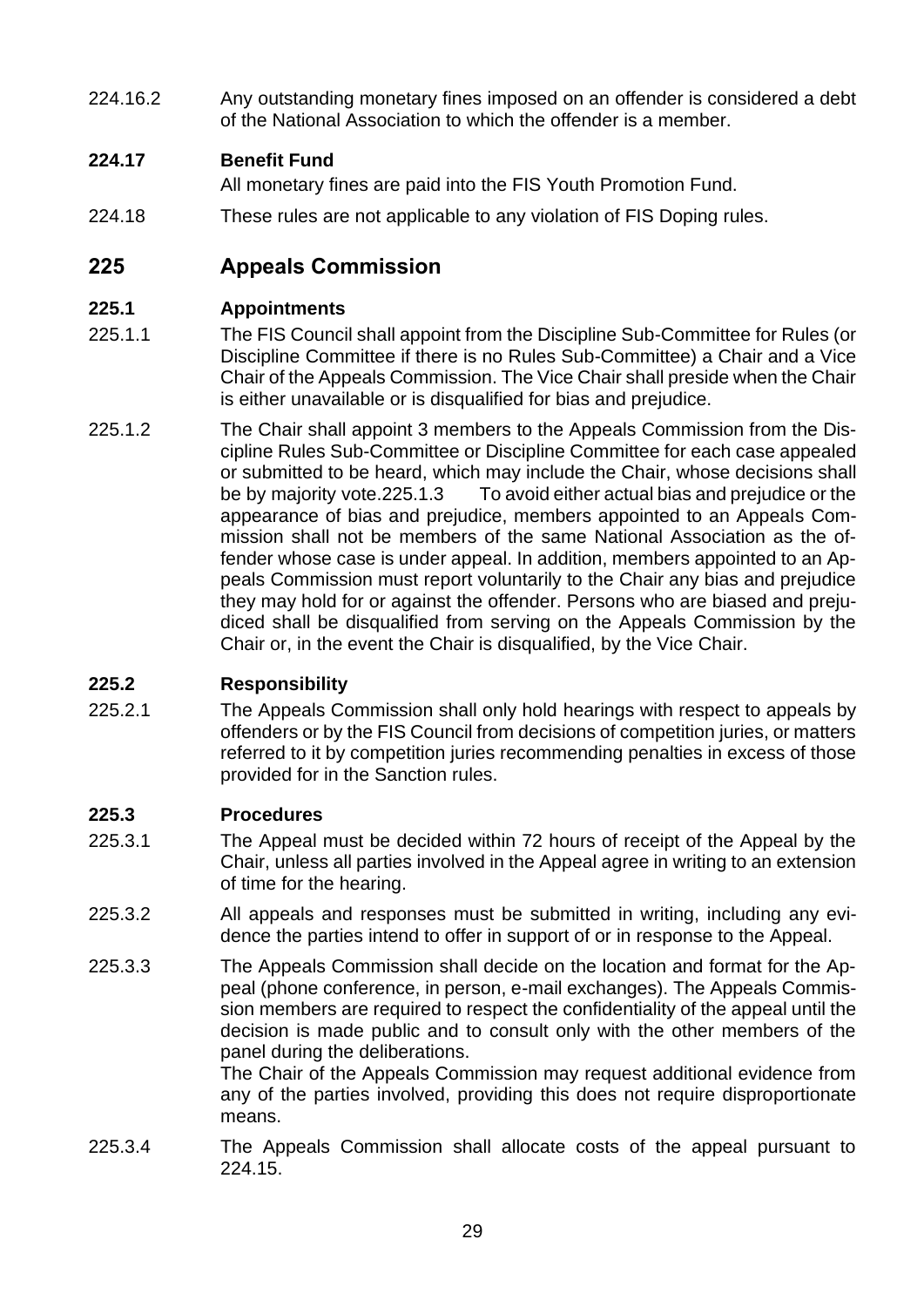224.16.2 Any outstanding monetary fines imposed on an offender is considered a debt of the National Association to which the offender is a member.

**224.17 Benefit Fund**

All monetary fines are paid into the FIS Youth Promotion Fund.

224.18 These rules are not applicable to any violation of FIS Doping rules.

## 225 Appeals Commission

**225.1 Appointments**

225.1.1 The FIS Council shall appoint from the Discipline Sub-Committee for Rules (or Discipline Committee if there is no Rules Sub-Committee) a Chair and a Vice Chair of the Appeals Commission. The Vice Chair shall preside when the Chair is either unavailable or is disqualified for bias and prejudice.

225.1.2 The Chair shall appoint 3 members to the Appeals Commission from the Discipline Rules Sub-Committee or Discipline Committee for each case appealed or submitted to be heard, which may include the Chair, whose decisions shall be by majority vote.225.1.3 To avoid either actual bias and prejudice or the appearance of bias and prejudice, members appointed to an Appeals Commission shall not be members of the same National Association as the offender whose case is under appeal. In addition, members appointed to an Appeals Commission must report voluntarily to the Chair any bias and prejudice they may hold for or against the offender. Persons who are biased and prejudiced shall be disqualified from serving on the Appeals Commission by the Chair or, in the event the Chair is disqualified, by the Vice Chair.

**225.2 Responsibility**

225.2.1 The Appeals Commission shall only hold hearings with respect to appeals by offenders or by the FIS Council from decisions of competition juries, or matters referred to it by competition juries recommending penalties in excess of those provided for in the Sanction rules.

**225.3 Procedures**

225.3.1 The Appeal must be decided within 72 hours of receipt of the Appeal by the Chair, unless all parties involved in the Appeal agree in writing to an extension of time for the hearing.

225.3.2 All appeals and responses must be submitted in writing, including any evidence the parties intend to offer in support of or in response to the Appeal.

225.3.3 The Appeals Commission shall decide on the location and format for the Appeal (phone conference, in person, e-mail exchanges). The Appeals Commission members are required to respect the confidentiality of the appeal until the decision is made public and to consult only with the other members of the panel during the deliberations.

The Chair of the Appeals Commission may request additional evidence from any of the parties involved, providing this does not require disproportionate means.

225.3.4 The Appeals Commission shall allocate costs of the appeal pursuant to 224.15.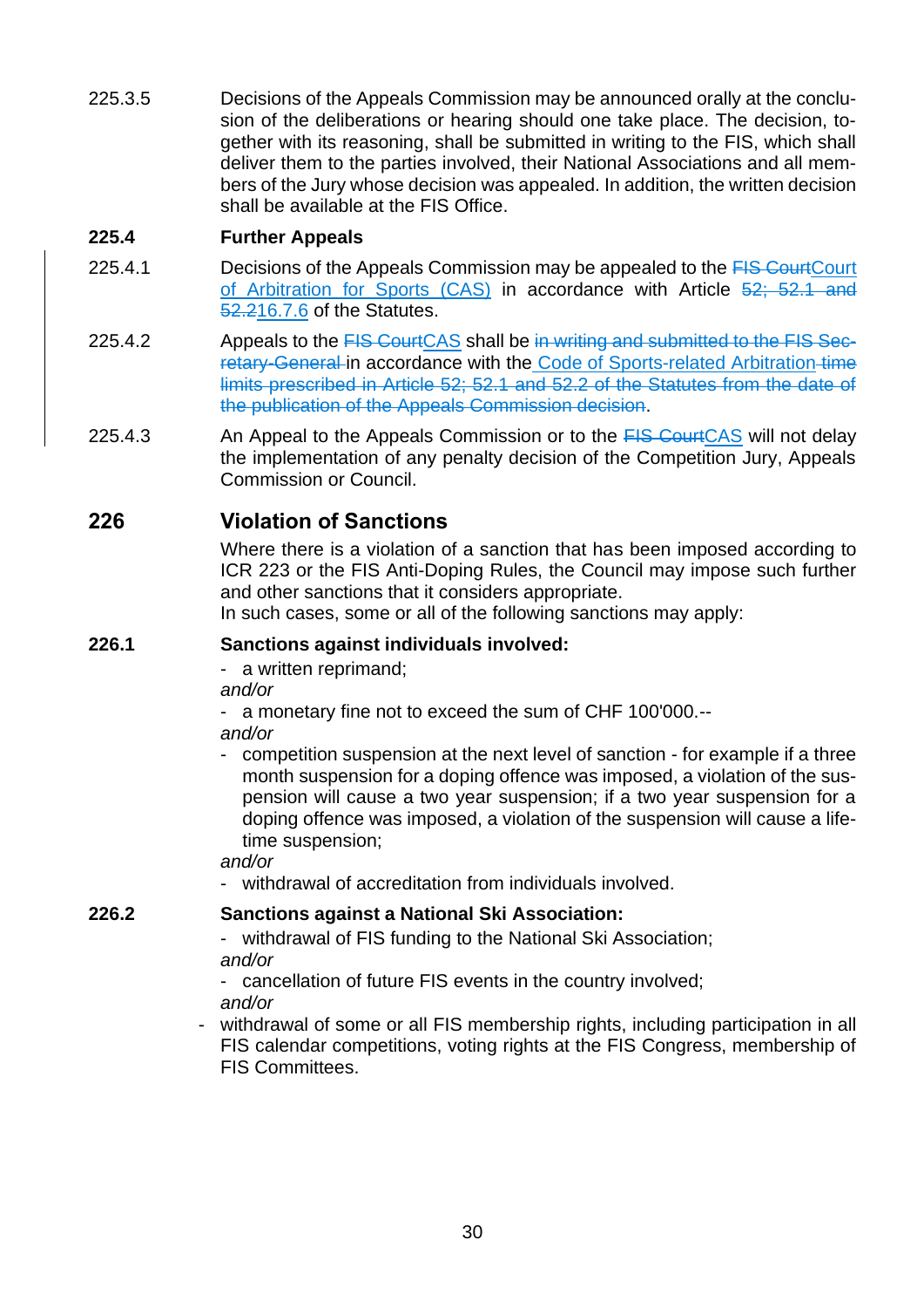225.3.5 Decisions of the Appeals Commission may be announced orally at the conclusion of the deliberations or hearing should one take place. The decision, together with its reasoning, shall be submitted in writing to the FIS, which shall deliver them to the parties involved, their National Associations and all members of the Jury whose decision was appealed. In addition, the written decision shall be available at the FIS Office.

**225.4 Further Appeals**

225.4.1 Decisions of the Appeals Commission may be appealed to the ~~FIS Court~~Court of Arbitration for Sports (CAS) in accordance with Article ~~52; 52.1 and 52.2~~16.7.6 of the Statutes.

225.4.2 Appeals to the ~~FIS Court~~CAS shall be ~~in writing and submitted to the FIS Secretary-General~~ in accordance with the Code of Sports-related Arbitration ~~time limits prescribed in Article 52; 52.1 and 52.2 of the Statutes from the date of the publication of the Appeals Commission decision~~.

225.4.3 An Appeal to the Appeals Commission or to the ~~FIS Court~~CAS will not delay the implementation of any penalty decision of the Competition Jury, Appeals Commission or Council.

## 226 Violation of Sanctions

Where there is a violation of a sanction that has been imposed according to ICR 223 or the FIS Anti-Doping Rules, the Council may impose such further and other sanctions that it considers appropriate.
In such cases, some or all of the following sanctions may apply:

**226.1 Sanctions against individuals involved:**

- a written reprimand;

*and/or*

- a monetary fine not to exceed the sum of CHF 100'000.--

*and/or*

- competition suspension at the next level of sanction - for example if a three month suspension for a doping offence was imposed, a violation of the suspension will cause a two year suspension; if a two year suspension for a doping offence was imposed, a violation of the suspension will cause a lifetime suspension;

*and/or*

- withdrawal of accreditation from individuals involved.

**226.2 Sanctions against a National Ski Association:**

- withdrawal of FIS funding to the National Ski Association;

*and/or*

- cancellation of future FIS events in the country involved;

*and/or*

- withdrawal of some or all FIS membership rights, including participation in all FIS calendar competitions, voting rights at the FIS Congress, membership of FIS Committees.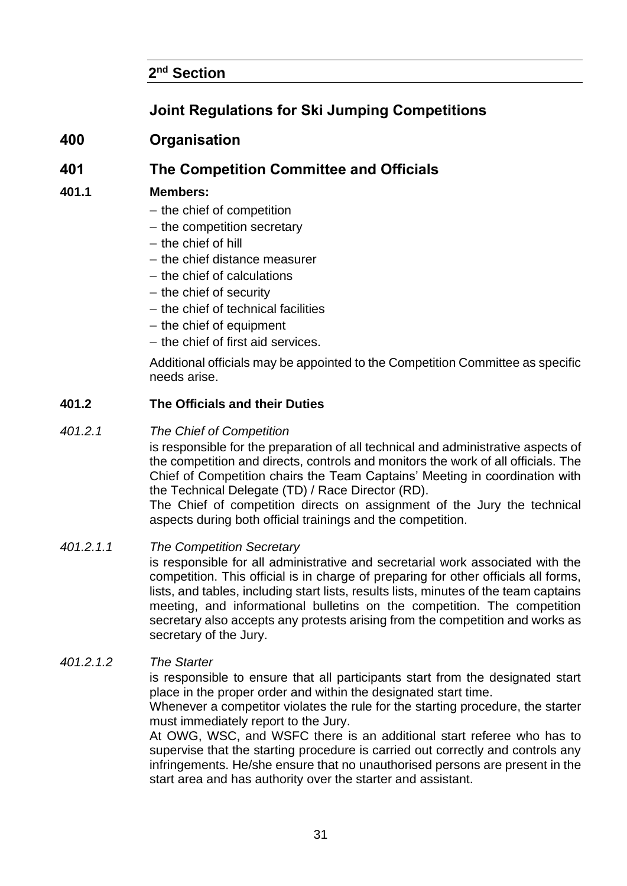## 2nd Section

## Joint Regulations for Ski Jumping Competitions

# 400 Organisation

## 401 The Competition Committee and Officials

### 401.1 Members:

- the chief of competition
- the competition secretary
- the chief of hill
- the chief distance measurer
- the chief of calculations
- the chief of security
- the chief of technical facilities
- the chief of equipment
- the chief of first aid services.

Additional officials may be appointed to the Competition Committee as specific needs arise.

### 401.2 The Officials and their Duties

*401.2.1 The Chief of Competition*

is responsible for the preparation of all technical and administrative aspects of the competition and directs, controls and monitors the work of all officials. The Chief of Competition chairs the Team Captains' Meeting in coordination with the Technical Delegate (TD) / Race Director (RD).

The Chief of competition directs on assignment of the Jury the technical aspects during both official trainings and the competition.

*401.2.1.1 The Competition Secretary*

is responsible for all administrative and secretarial work associated with the competition. This official is in charge of preparing for other officials all forms, lists, and tables, including start lists, results lists, minutes of the team captains meeting, and informational bulletins on the competition. The competition secretary also accepts any protests arising from the competition and works as secretary of the Jury.

*401.2.1.2 The Starter*

is responsible to ensure that all participants start from the designated start place in the proper order and within the designated start time.

Whenever a competitor violates the rule for the starting procedure, the starter must immediately report to the Jury.

At OWG, WSC, and WSFC there is an additional start referee who has to supervise that the starting procedure is carried out correctly and controls any infringements. He/she ensure that no unauthorised persons are present in the start area and has authority over the starter and assistant.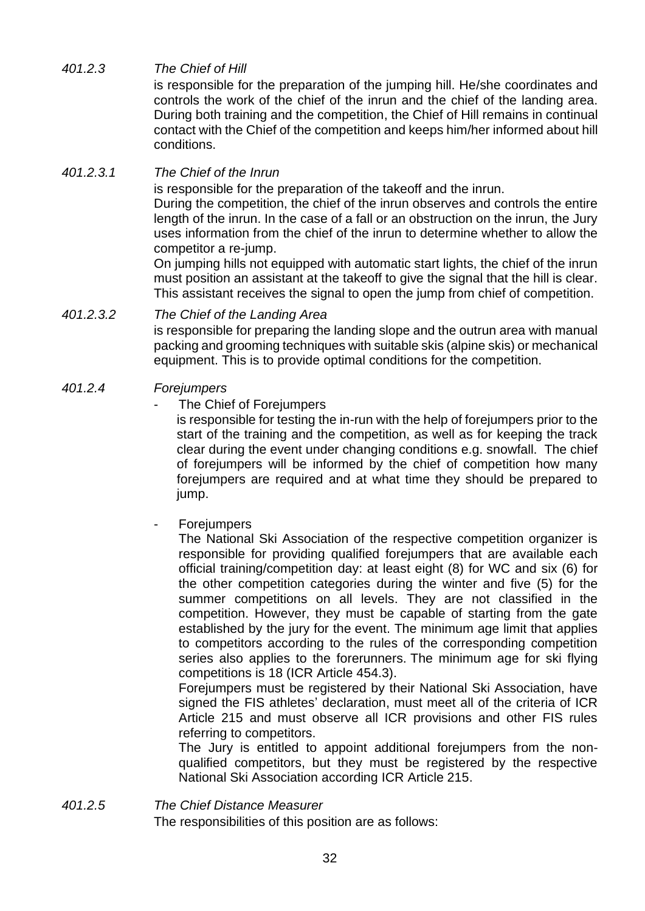*401.2.3 The Chief of Hill*

is responsible for the preparation of the jumping hill. He/she coordinates and controls the work of the chief of the inrun and the chief of the landing area. During both training and the competition, the Chief of Hill remains in continual contact with the Chief of the competition and keeps him/her informed about hill conditions.

*401.2.3.1 The Chief of the Inrun*

is responsible for the preparation of the takeoff and the inrun.

During the competition, the chief of the inrun observes and controls the entire length of the inrun. In the case of a fall or an obstruction on the inrun, the Jury uses information from the chief of the inrun to determine whether to allow the competitor a re-jump.

On jumping hills not equipped with automatic start lights, the chief of the inrun must position an assistant at the takeoff to give the signal that the hill is clear. This assistant receives the signal to open the jump from chief of competition.

*401.2.3.2 The Chief of the Landing Area*

is responsible for preparing the landing slope and the outrun area with manual packing and grooming techniques with suitable skis (alpine skis) or mechanical equipment. This is to provide optimal conditions for the competition.

*401.2.4 Forejumpers*

- The Chief of Forejumpers

  is responsible for testing the in-run with the help of forejumpers prior to the start of the training and the competition, as well as for keeping the track clear during the event under changing conditions e.g. snowfall. The chief of forejumpers will be informed by the chief of competition how many forejumpers are required and at what time they should be prepared to jump.

- Forejumpers

  The National Ski Association of the respective competition organizer is responsible for providing qualified forejumpers that are available each official training/competition day: at least eight (8) for WC and six (6) for the other competition categories during the winter and five (5) for the summer competitions on all levels. They are not classified in the competition. However, they must be capable of starting from the gate established by the jury for the event. The minimum age limit that applies to competitors according to the rules of the corresponding competition series also applies to the forerunners. The minimum age for ski flying competitions is 18 (ICR Article 454.3).

  Forejumpers must be registered by their National Ski Association, have signed the FIS athletes' declaration, must meet all of the criteria of ICR Article 215 and must observe all ICR provisions and other FIS rules referring to competitors.

  The Jury is entitled to appoint additional forejumpers from the non-qualified competitors, but they must be registered by the respective National Ski Association according ICR Article 215.

*401.2.5 The Chief Distance Measurer*

The responsibilities of this position are as follows: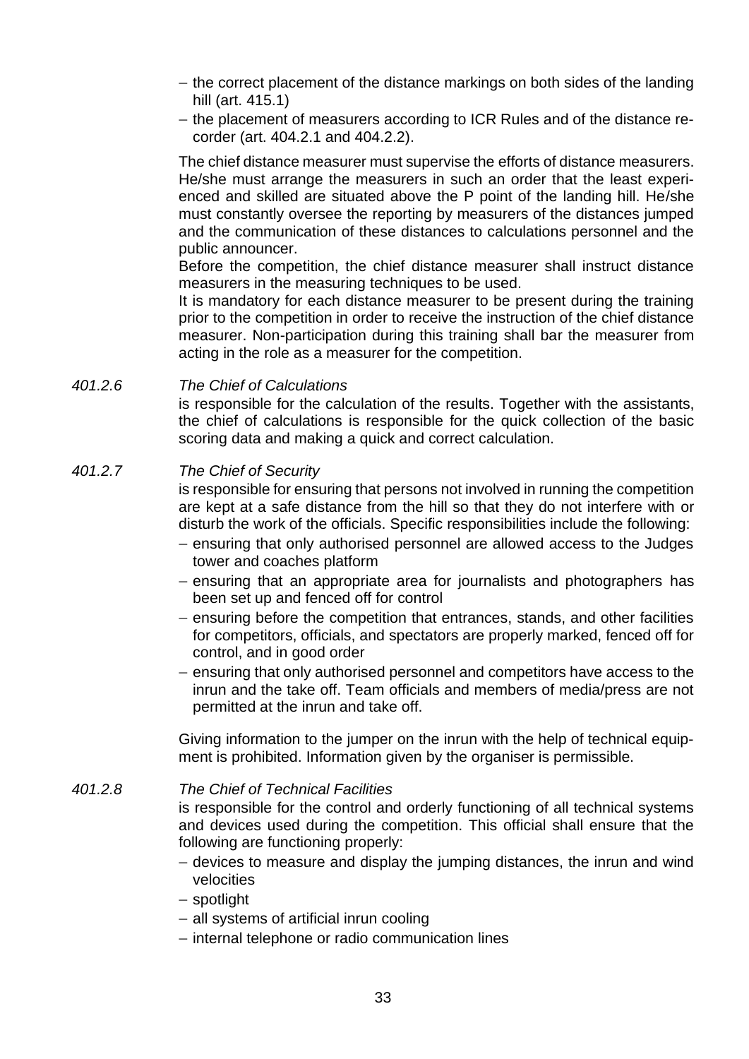- the correct placement of the distance markings on both sides of the landing hill (art. 415.1)
- the placement of measurers according to ICR Rules and of the distance recorder (art. 404.2.1 and 404.2.2).

The chief distance measurer must supervise the efforts of distance measurers. He/she must arrange the measurers in such an order that the least experienced and skilled are situated above the P point of the landing hill. He/she must constantly oversee the reporting by measurers of the distances jumped and the communication of these distances to calculations personnel and the public announcer.

Before the competition, the chief distance measurer shall instruct distance measurers in the measuring techniques to be used.

It is mandatory for each distance measurer to be present during the training prior to the competition in order to receive the instruction of the chief distance measurer. Non-participation during this training shall bar the measurer from acting in the role as a measurer for the competition.

*401.2.6* *The Chief of Calculations*

is responsible for the calculation of the results. Together with the assistants, the chief of calculations is responsible for the quick collection of the basic scoring data and making a quick and correct calculation.

*401.2.7* *The Chief of Security*

is responsible for ensuring that persons not involved in running the competition are kept at a safe distance from the hill so that they do not interfere with or disturb the work of the officials. Specific responsibilities include the following:

- ensuring that only authorised personnel are allowed access to the Judges tower and coaches platform
- ensuring that an appropriate area for journalists and photographers has been set up and fenced off for control
- ensuring before the competition that entrances, stands, and other facilities for competitors, officials, and spectators are properly marked, fenced off for control, and in good order
- ensuring that only authorised personnel and competitors have access to the inrun and the take off. Team officials and members of media/press are not permitted at the inrun and take off.

Giving information to the jumper on the inrun with the help of technical equipment is prohibited. Information given by the organiser is permissible.

*401.2.8* *The Chief of Technical Facilities*

is responsible for the control and orderly functioning of all technical systems and devices used during the competition. This official shall ensure that the following are functioning properly:

- devices to measure and display the jumping distances, the inrun and wind velocities
- spotlight
- all systems of artificial inrun cooling
- internal telephone or radio communication lines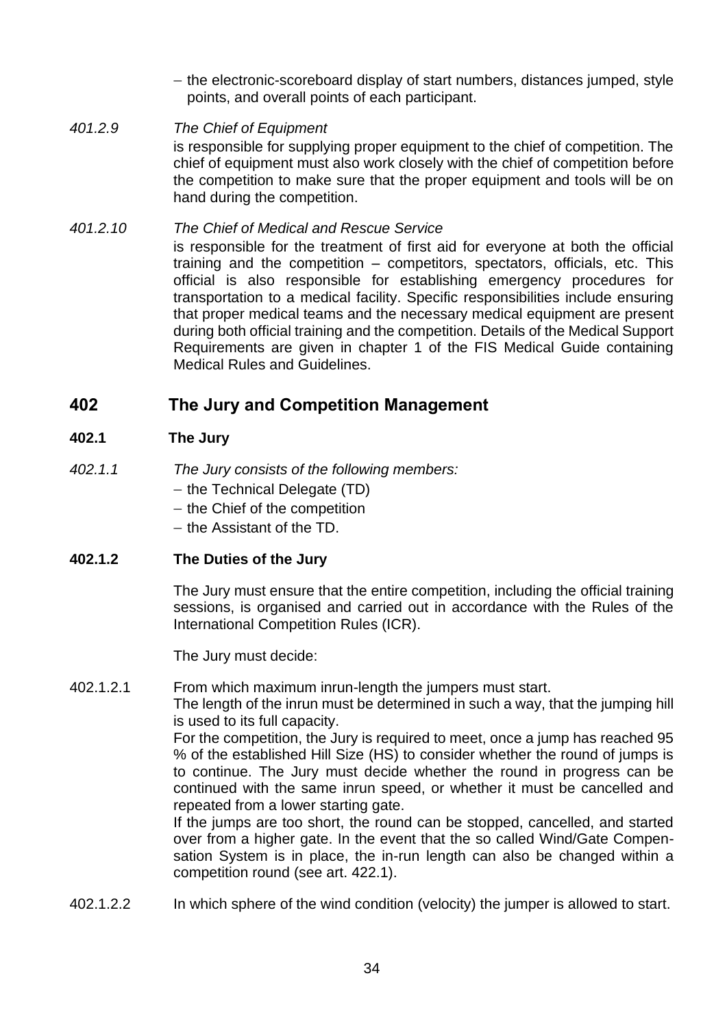– the electronic-scoreboard display of start numbers, distances jumped, style points, and overall points of each participant.

*401.2.9* *The Chief of Equipment*
is responsible for supplying proper equipment to the chief of competition. The chief of equipment must also work closely with the chief of competition before the competition to make sure that the proper equipment and tools will be on hand during the competition.

*401.2.10* *The Chief of Medical and Rescue Service*
is responsible for the treatment of first aid for everyone at both the official training and the competition – competitors, spectators, officials, etc. This official is also responsible for establishing emergency procedures for transportation to a medical facility. Specific responsibilities include ensuring that proper medical teams and the necessary medical equipment are present during both official training and the competition. Details of the Medical Support Requirements are given in chapter 1 of the FIS Medical Guide containing Medical Rules and Guidelines.

## 402 The Jury and Competition Management

### 402.1 The Jury

*402.1.1* *The Jury consists of the following members:*

- the Technical Delegate (TD)
- the Chief of the competition
- the Assistant of the TD.

**402.1.2 The Duties of the Jury**

The Jury must ensure that the entire competition, including the official training sessions, is organised and carried out in accordance with the Rules of the International Competition Rules (ICR).

The Jury must decide:

402.1.2.1 From which maximum inrun-length the jumpers must start.
The length of the inrun must be determined in such a way, that the jumping hill is used to its full capacity.
For the competition, the Jury is required to meet, once a jump has reached 95 % of the established Hill Size (HS) to consider whether the round of jumps is to continue. The Jury must decide whether the round in progress can be continued with the same inrun speed, or whether it must be cancelled and repeated from a lower starting gate.
If the jumps are too short, the round can be stopped, cancelled, and started over from a higher gate. In the event that the so called Wind/Gate Compensation System is in place, the in-run length can also be changed within a competition round (see art. 422.1).

402.1.2.2 In which sphere of the wind condition (velocity) the jumper is allowed to start.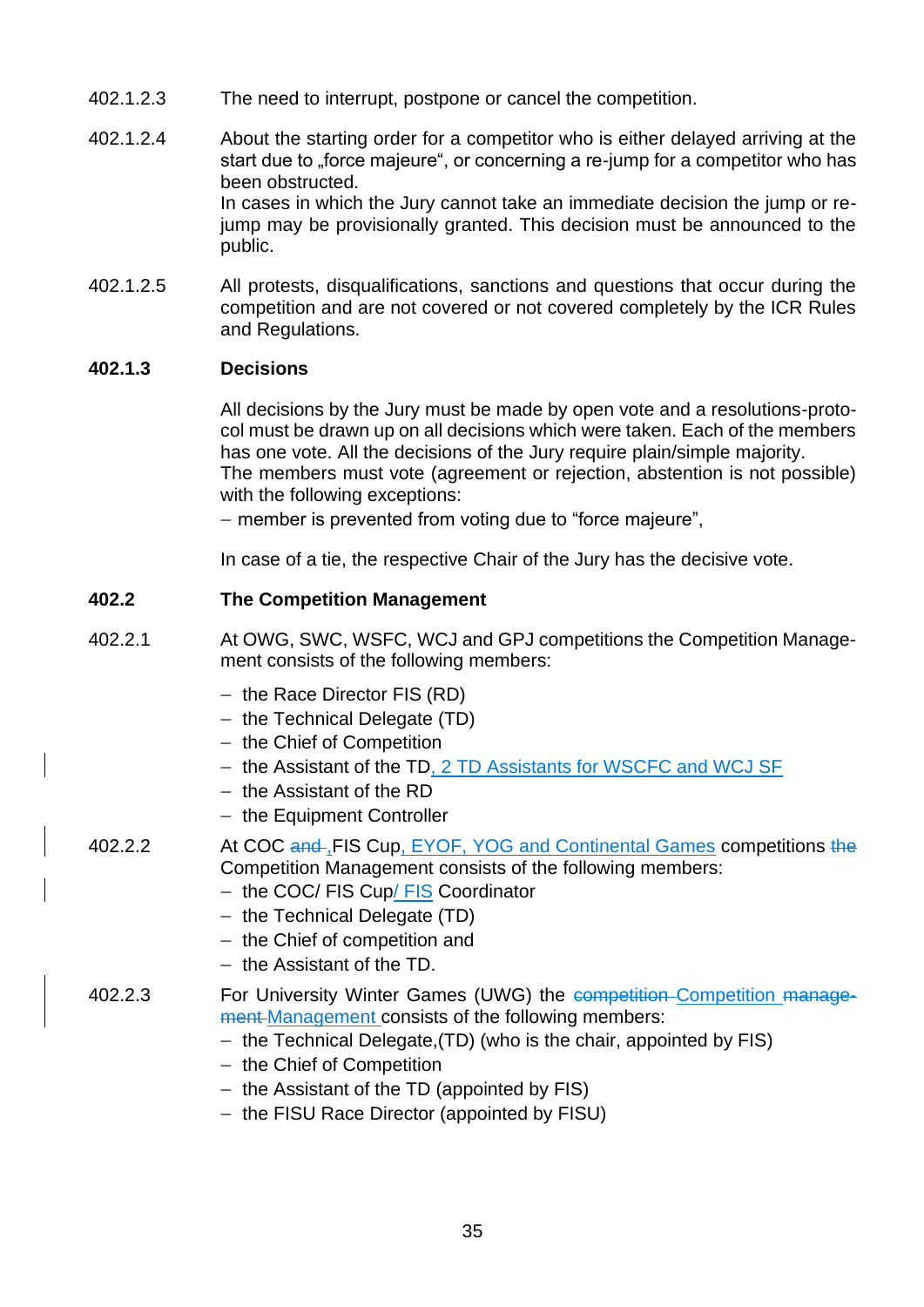402.1.2.3 The need to interrupt, postpone or cancel the competition.

402.1.2.4 About the starting order for a competitor who is either delayed arriving at the start due to „force majeure“, or concerning a re-jump for a competitor who has been obstructed.
In cases in which the Jury cannot take an immediate decision the jump or re-jump may be provisionally granted. This decision must be announced to the public.

402.1.2.5 All protests, disqualifications, sanctions and questions that occur during the competition and are not covered or not covered completely by the ICR Rules and Regulations.

**402.1.3 Decisions**

All decisions by the Jury must be made by open vote and a resolutions-protocol must be drawn up on all decisions which were taken. Each of the members has one vote. All the decisions of the Jury require plain/simple majority.
The members must vote (agreement or rejection, abstention is not possible) with the following exceptions:

- member is prevented from voting due to “force majeure”,

In case of a tie, the respective Chair of the Jury has the decisive vote.

## 402.2 The Competition Management

402.2.1 At OWG, SWC, WSFC, WCJ and GPJ competitions the Competition Management consists of the following members:

- the Race Director FIS (RD)
- the Technical Delegate (TD)
- the Chief of Competition
- the Assistant of the TD, 2 TD Assistants for WSCFC and WCJ SF
- the Assistant of the RD
- the Equipment Controller

402.2.2 At COC ~~and~~ ,FIS Cup, EYOF, YOG and Continental Games competitions ~~the~~ Competition Management consists of the following members:

- the COC/ FIS Cup/ FIS Coordinator
- the Technical Delegate (TD)
- the Chief of competition and
- the Assistant of the TD.

402.2.3 For University Winter Games (UWG) the ~~competition~~ Competition ~~management~~ Management consists of the following members:

- the Technical Delegate,(TD) (who is the chair, appointed by FIS)
- the Chief of Competition
- the Assistant of the TD (appointed by FIS)
- the FISU Race Director (appointed by FISU)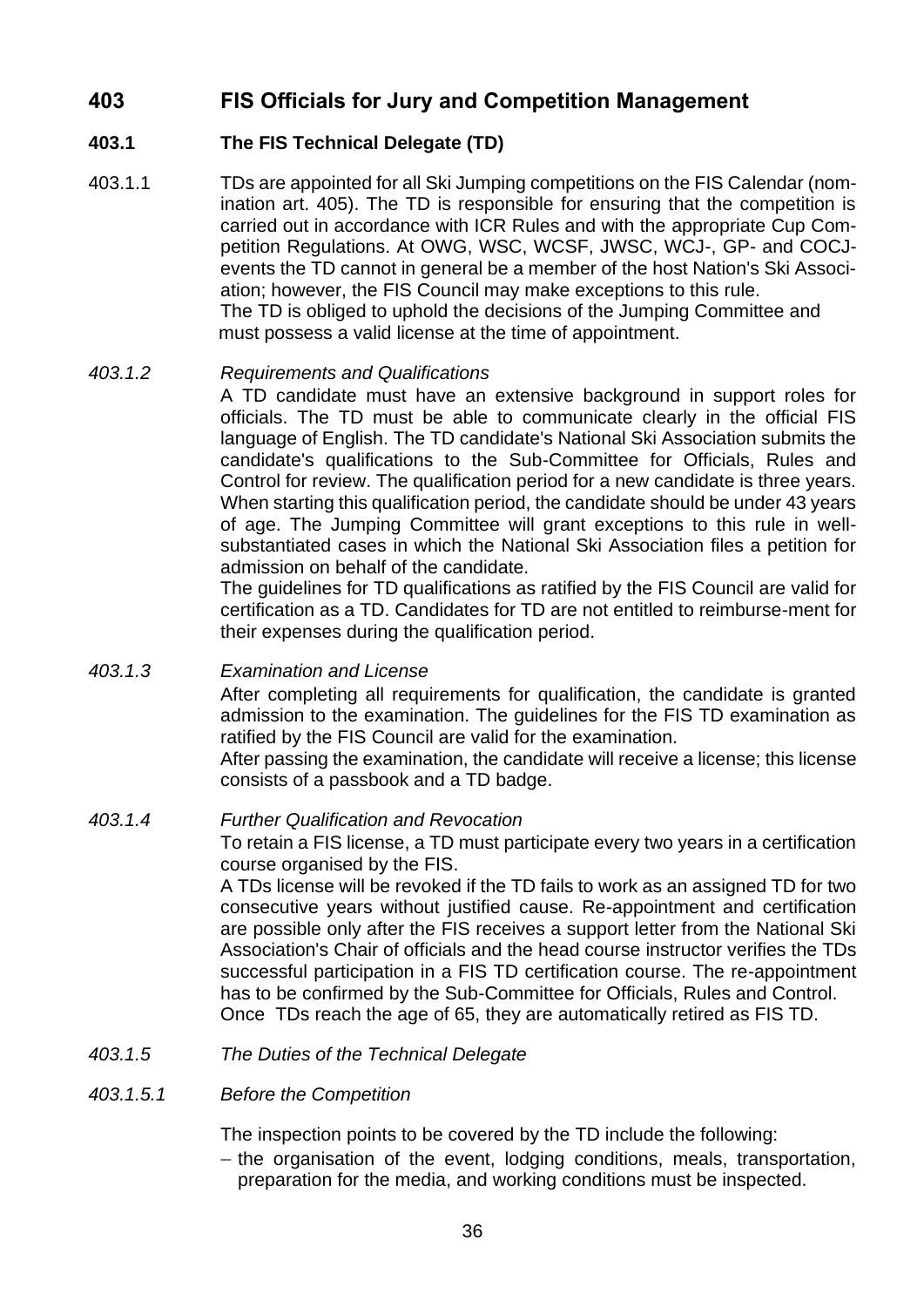# 403 FIS Officials for Jury and Competition Management

## 403.1 The FIS Technical Delegate (TD)

403.1.1 TDs are appointed for all Ski Jumping competitions on the FIS Calendar (nomination art. 405). The TD is responsible for ensuring that the competition is carried out in accordance with ICR Rules and with the appropriate Cup Competition Regulations. At OWG, WSC, WCSF, JWSC, WCJ-, GP- and COCJ-events the TD cannot in general be a member of the host Nation's Ski Association; however, the FIS Council may make exceptions to this rule.
The TD is obliged to uphold the decisions of the Jumping Committee and must possess a valid license at the time of appointment.

*403.1.2 Requirements and Qualifications*

A TD candidate must have an extensive background in support roles for officials. The TD must be able to communicate clearly in the official FIS language of English. The TD candidate's National Ski Association submits the candidate's qualifications to the Sub-Committee for Officials, Rules and Control for review. The qualification period for a new candidate is three years. When starting this qualification period, the candidate should be under 43 years of age. The Jumping Committee will grant exceptions to this rule in well-substantiated cases in which the National Ski Association files a petition for admission on behalf of the candidate.
The guidelines for TD qualifications as ratified by the FIS Council are valid for certification as a TD. Candidates for TD are not entitled to reimburse-ment for their expenses during the qualification period.

*403.1.3 Examination and License*

After completing all requirements for qualification, the candidate is granted admission to the examination. The guidelines for the FIS TD examination as ratified by the FIS Council are valid for the examination.
After passing the examination, the candidate will receive a license; this license consists of a passbook and a TD badge.

*403.1.4 Further Qualification and Revocation*

To retain a FIS license, a TD must participate every two years in a certification course organised by the FIS.
A TDs license will be revoked if the TD fails to work as an assigned TD for two consecutive years without justified cause. Re-appointment and certification are possible only after the FIS receives a support letter from the National Ski Association's Chair of officials and the head course instructor verifies the TDs successful participation in a FIS TD certification course. The re-appointment has to be confirmed by the Sub-Committee for Officials, Rules and Control.
Once TDs reach the age of 65, they are automatically retired as FIS TD.

*403.1.5 The Duties of the Technical Delegate*

*403.1.5.1 Before the Competition*

The inspection points to be covered by the TD include the following:

- the organisation of the event, lodging conditions, meals, transportation, preparation for the media, and working conditions must be inspected.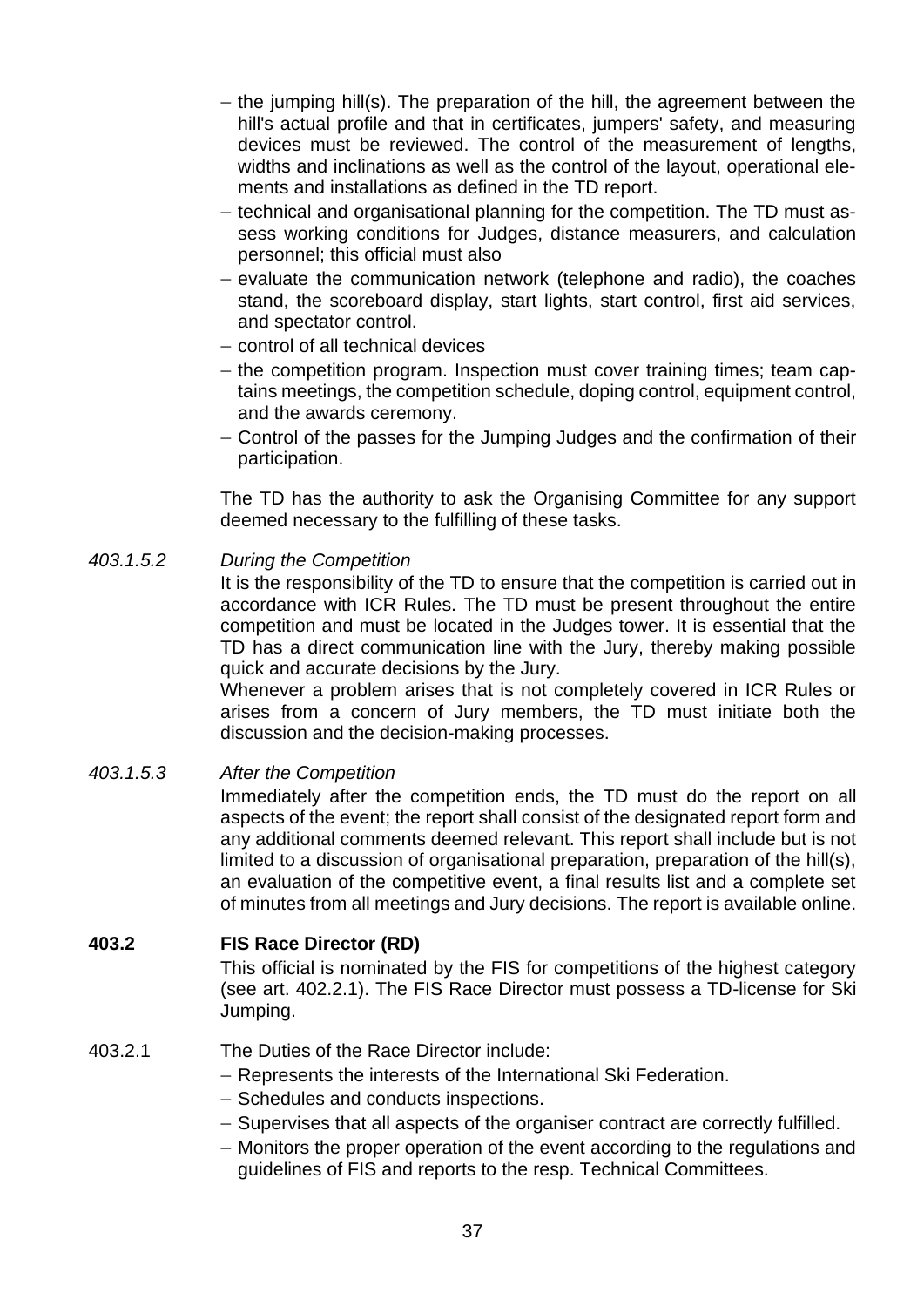- the jumping hill(s). The preparation of the hill, the agreement between the hill's actual profile and that in certificates, jumpers' safety, and measuring devices must be reviewed. The control of the measurement of lengths, widths and inclinations as well as the control of the layout, operational elements and installations as defined in the TD report.
- technical and organisational planning for the competition. The TD must assess working conditions for Judges, distance measurers, and calculation personnel; this official must also
- evaluate the communication network (telephone and radio), the coaches stand, the scoreboard display, start lights, start control, first aid services, and spectator control.
- control of all technical devices
- the competition program. Inspection must cover training times; team captains meetings, the competition schedule, doping control, equipment control, and the awards ceremony.
- Control of the passes for the Jumping Judges and the confirmation of their participation.

The TD has the authority to ask the Organising Committee for any support deemed necessary to the fulfilling of these tasks.

*403.1.5.2* *During the Competition*

It is the responsibility of the TD to ensure that the competition is carried out in accordance with ICR Rules. The TD must be present throughout the entire competition and must be located in the Judges tower. It is essential that the TD has a direct communication line with the Jury, thereby making possible quick and accurate decisions by the Jury.

Whenever a problem arises that is not completely covered in ICR Rules or arises from a concern of Jury members, the TD must initiate both the discussion and the decision-making processes.

*403.1.5.3* *After the Competition*

Immediately after the competition ends, the TD must do the report on all aspects of the event; the report shall consist of the designated report form and any additional comments deemed relevant. This report shall include but is not limited to a discussion of organisational preparation, preparation of the hill(s), an evaluation of the competitive event, a final results list and a complete set of minutes from all meetings and Jury decisions. The report is available online.

**403.2** **FIS Race Director (RD)**

This official is nominated by the FIS for competitions of the highest category (see art. 402.2.1). The FIS Race Director must possess a TD-license for Ski Jumping.

403.2.1 The Duties of the Race Director include:

- Represents the interests of the International Ski Federation.
- Schedules and conducts inspections.
- Supervises that all aspects of the organiser contract are correctly fulfilled.
- Monitors the proper operation of the event according to the regulations and guidelines of FIS and reports to the resp. Technical Committees.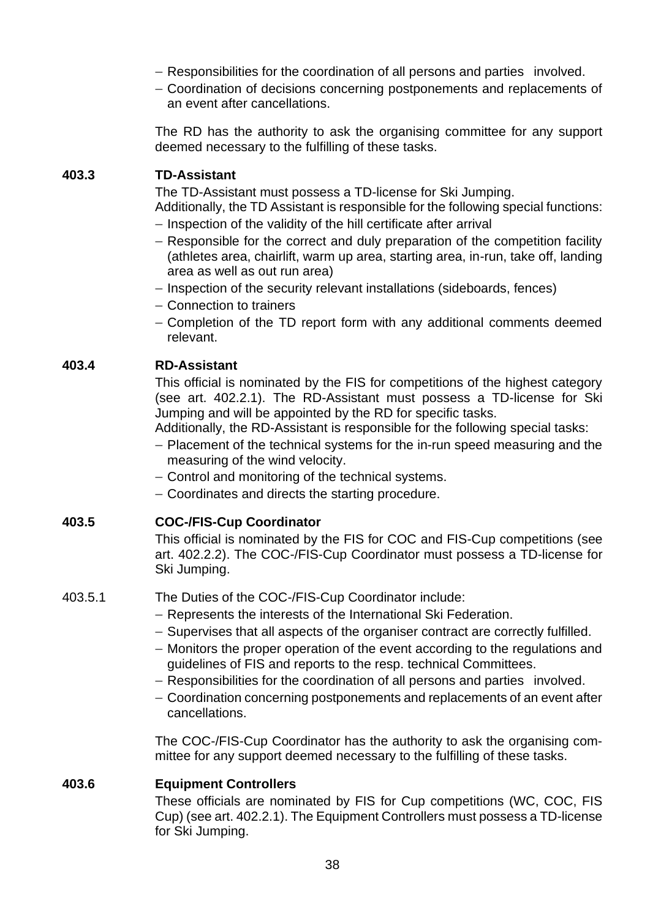- Responsibilities for the coordination of all persons and parties involved.
- Coordination of decisions concerning postponements and replacements of an event after cancellations.

The RD has the authority to ask the organising committee for any support deemed necessary to the fulfilling of these tasks.

**403.3 TD-Assistant**

The TD-Assistant must possess a TD-license for Ski Jumping.
Additionally, the TD Assistant is responsible for the following special functions:

- Inspection of the validity of the hill certificate after arrival
- Responsible for the correct and duly preparation of the competition facility (athletes area, chairlift, warm up area, starting area, in-run, take off, landing area as well as out run area)
- Inspection of the security relevant installations (sideboards, fences)
- Connection to trainers
- Completion of the TD report form with any additional comments deemed relevant.

**403.4 RD-Assistant**

This official is nominated by the FIS for competitions of the highest category (see art. 402.2.1). The RD-Assistant must possess a TD-license for Ski Jumping and will be appointed by the RD for specific tasks.
Additionally, the RD-Assistant is responsible for the following special tasks:

- Placement of the technical systems for the in-run speed measuring and the measuring of the wind velocity.
- Control and monitoring of the technical systems.
- Coordinates and directs the starting procedure.

**403.5 COC-/FIS-Cup Coordinator**

This official is nominated by the FIS for COC and FIS-Cup competitions (see art. 402.2.2). The COC-/FIS-Cup Coordinator must possess a TD-license for Ski Jumping.

403.5.1 The Duties of the COC-/FIS-Cup Coordinator include:

- Represents the interests of the International Ski Federation.
- Supervises that all aspects of the organiser contract are correctly fulfilled.
- Monitors the proper operation of the event according to the regulations and guidelines of FIS and reports to the resp. technical Committees.
- Responsibilities for the coordination of all persons and parties involved.
- Coordination concerning postponements and replacements of an event after cancellations.

The COC-/FIS-Cup Coordinator has the authority to ask the organising committee for any support deemed necessary to the fulfilling of these tasks.

**403.6 Equipment Controllers**

These officials are nominated by FIS for Cup competitions (WC, COC, FIS Cup) (see art. 402.2.1). The Equipment Controllers must possess a TD-license for Ski Jumping.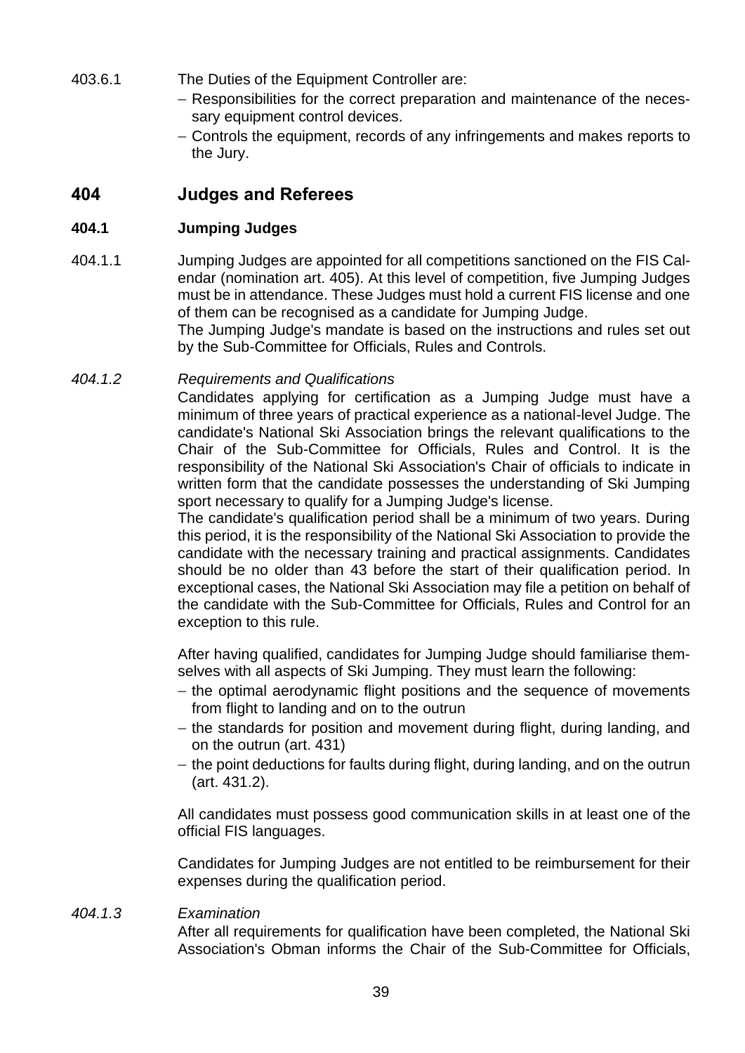403.6.1 The Duties of the Equipment Controller are:

- Responsibilities for the correct preparation and maintenance of the necessary equipment control devices.
- Controls the equipment, records of any infringements and makes reports to the Jury.

## 404 Judges and Referees

### 404.1 Jumping Judges

404.1.1 Jumping Judges are appointed for all competitions sanctioned on the FIS Calendar (nomination art. 405). At this level of competition, five Jumping Judges must be in attendance. These Judges must hold a current FIS license and one of them can be recognised as a candidate for Jumping Judge.
The Jumping Judge's mandate is based on the instructions and rules set out by the Sub-Committee for Officials, Rules and Controls.

*404.1.2 Requirements and Qualifications*

Candidates applying for certification as a Jumping Judge must have a minimum of three years of practical experience as a national-level Judge. The candidate's National Ski Association brings the relevant qualifications to the Chair of the Sub-Committee for Officials, Rules and Control. It is the responsibility of the National Ski Association's Chair of officials to indicate in written form that the candidate possesses the understanding of Ski Jumping sport necessary to qualify for a Jumping Judge's license.
The candidate's qualification period shall be a minimum of two years. During this period, it is the responsibility of the National Ski Association to provide the candidate with the necessary training and practical assignments. Candidates should be no older than 43 before the start of their qualification period. In exceptional cases, the National Ski Association may file a petition on behalf of the candidate with the Sub-Committee for Officials, Rules and Control for an exception to this rule.

After having qualified, candidates for Jumping Judge should familiarise themselves with all aspects of Ski Jumping. They must learn the following:

- the optimal aerodynamic flight positions and the sequence of movements from flight to landing and on to the outrun
- the standards for position and movement during flight, during landing, and on the outrun (art. 431)
- the point deductions for faults during flight, during landing, and on the outrun (art. 431.2).

All candidates must possess good communication skills in at least one of the official FIS languages.

Candidates for Jumping Judges are not entitled to be reimbursement for their expenses during the qualification period.

*404.1.3 Examination*

After all requirements for qualification have been completed, the National Ski Association's Obman informs the Chair of the Sub-Committee for Officials,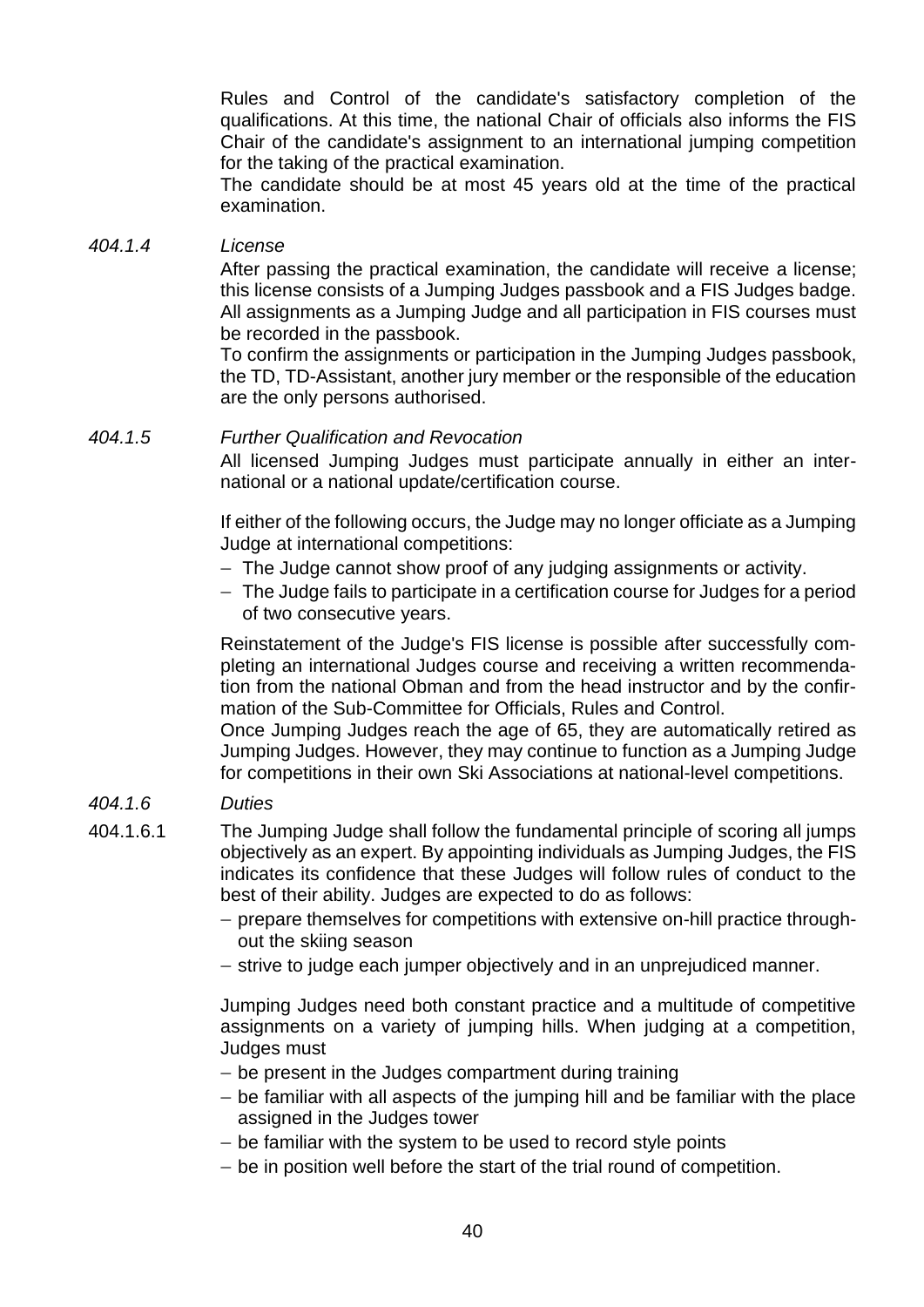Rules and Control of the candidate's satisfactory completion of the qualifications. At this time, the national Chair of officials also informs the FIS Chair of the candidate's assignment to an international jumping competition for the taking of the practical examination.

The candidate should be at most 45 years old at the time of the practical examination.

*404.1.4* *License*

After passing the practical examination, the candidate will receive a license; this license consists of a Jumping Judges passbook and a FIS Judges badge. All assignments as a Jumping Judge and all participation in FIS courses must be recorded in the passbook.

To confirm the assignments or participation in the Jumping Judges passbook, the TD, TD-Assistant, another jury member or the responsible of the education are the only persons authorised.

*404.1.5* *Further Qualification and Revocation*

All licensed Jumping Judges must participate annually in either an international or a national update/certification course.

If either of the following occurs, the Judge may no longer officiate as a Jumping Judge at international competitions:

- The Judge cannot show proof of any judging assignments or activity.
- The Judge fails to participate in a certification course for Judges for a period of two consecutive years.

Reinstatement of the Judge's FIS license is possible after successfully completing an international Judges course and receiving a written recommendation from the national Obman and from the head instructor and by the confirmation of the Sub-Committee for Officials, Rules and Control.

Once Jumping Judges reach the age of 65, they are automatically retired as Jumping Judges. However, they may continue to function as a Jumping Judge for competitions in their own Ski Associations at national-level competitions.

*404.1.6* *Duties*

404.1.6.1 The Jumping Judge shall follow the fundamental principle of scoring all jumps objectively as an expert. By appointing individuals as Jumping Judges, the FIS indicates its confidence that these Judges will follow rules of conduct to the best of their ability. Judges are expected to do as follows:

- prepare themselves for competitions with extensive on-hill practice throughout the skiing season
- strive to judge each jumper objectively and in an unprejudiced manner.

Jumping Judges need both constant practice and a multitude of competitive assignments on a variety of jumping hills. When judging at a competition, Judges must

- be present in the Judges compartment during training
- be familiar with all aspects of the jumping hill and be familiar with the place assigned in the Judges tower
- be familiar with the system to be used to record style points
- be in position well before the start of the trial round of competition.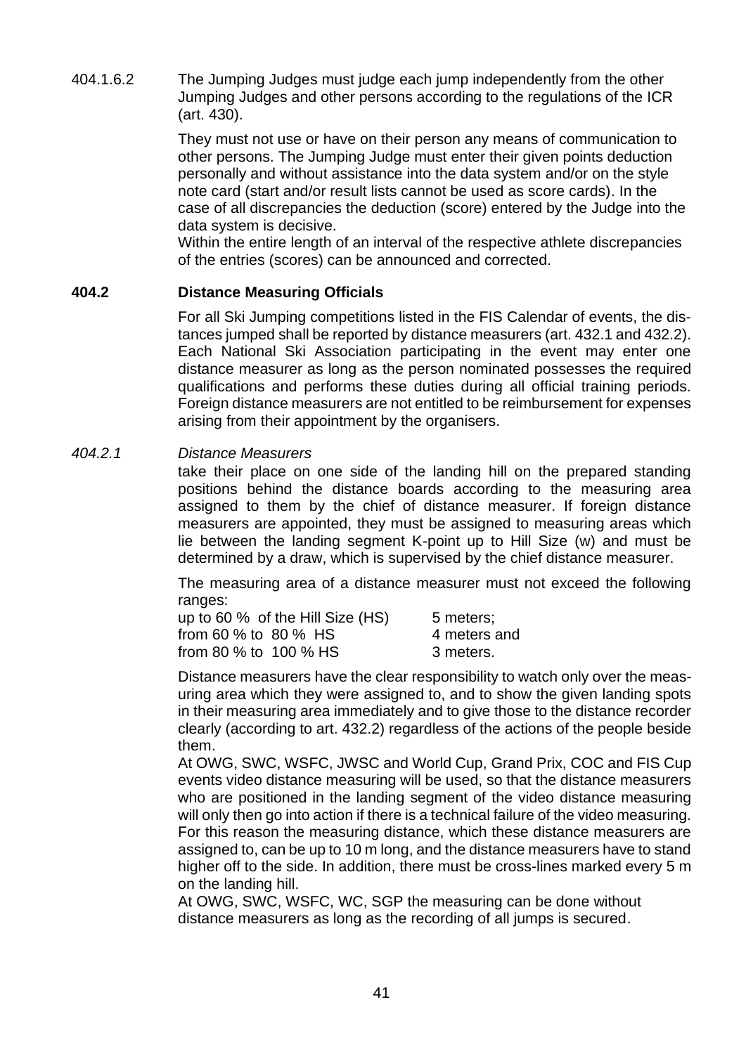404.1.6.2 The Jumping Judges must judge each jump independently from the other Jumping Judges and other persons according to the regulations of the ICR (art. 430).

They must not use or have on their person any means of communication to other persons. The Jumping Judge must enter their given points deduction personally and without assistance into the data system and/or on the style note card (start and/or result lists cannot be used as score cards). In the case of all discrepancies the deduction (score) entered by the Judge into the data system is decisive.
Within the entire length of an interval of the respective athlete discrepancies of the entries (scores) can be announced and corrected.

## 404.2 Distance Measuring Officials

For all Ski Jumping competitions listed in the FIS Calendar of events, the distances jumped shall be reported by distance measurers (art. 432.1 and 432.2). Each National Ski Association participating in the event may enter one distance measurer as long as the person nominated possesses the required qualifications and performs these duties during all official training periods. Foreign distance measurers are not entitled to be reimbursement for expenses arising from their appointment by the organisers.

### *404.2.1 Distance Measurers*

take their place on one side of the landing hill on the prepared standing positions behind the distance boards according to the measuring area assigned to them by the chief of distance measurer. If foreign distance measurers are appointed, they must be assigned to measuring areas which lie between the landing segment K-point up to Hill Size (w) and must be determined by a draw, which is supervised by the chief distance measurer.

The measuring area of a distance measurer must not exceed the following ranges:

| | |
|---|---|
| up to 60 % of the Hill Size (HS) | 5 meters; |
| from 60 % to 80 % HS | 4 meters and |
| from 80 % to 100 % HS | 3 meters. |

Distance measurers have the clear responsibility to watch only over the measuring area which they were assigned to, and to show the given landing spots in their measuring area immediately and to give those to the distance recorder clearly (according to art. 432.2) regardless of the actions of the people beside them.
At OWG, SWC, WSFC, JWSC and World Cup, Grand Prix, COC and FIS Cup events video distance measuring will be used, so that the distance measurers who are positioned in the landing segment of the video distance measuring will only then go into action if there is a technical failure of the video measuring. For this reason the measuring distance, which these distance measurers are assigned to, can be up to 10 m long, and the distance measurers have to stand higher off to the side. In addition, there must be cross-lines marked every 5 m on the landing hill.
At OWG, SWC, WSFC, WC, SGP the measuring can be done without distance measurers as long as the recording of all jumps is secured.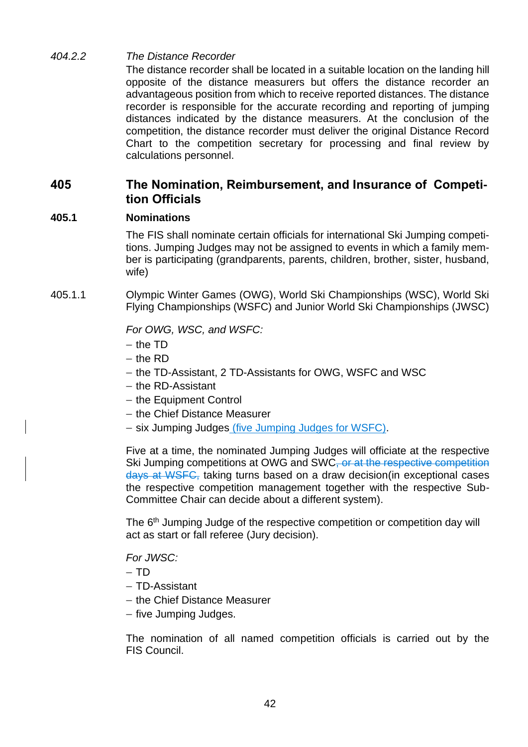*404.2.2* *The Distance Recorder*

The distance recorder shall be located in a suitable location on the landing hill opposite of the distance measurers but offers the distance recorder an advantageous position from which to receive reported distances. The distance recorder is responsible for the accurate recording and reporting of jumping distances indicated by the distance measurers. At the conclusion of the competition, the distance recorder must deliver the original Distance Record Chart to the competition secretary for processing and final review by calculations personnel.

## 405 The Nomination, Reimbursement, and Insurance of Competition Officials

### 405.1 Nominations

The FIS shall nominate certain officials for international Ski Jumping competitions. Jumping Judges may not be assigned to events in which a family member is participating (grandparents, parents, children, brother, sister, husband, wife)

405.1.1 Olympic Winter Games (OWG), World Ski Championships (WSC), World Ski Flying Championships (WSFC) and Junior World Ski Championships (JWSC)

*For OWG, WSC, and WSFC:*

- the TD
- the RD
- the TD-Assistant, 2 TD-Assistants for OWG, WSFC and WSC
- the RD-Assistant
- the Equipment Control
- the Chief Distance Measurer
- six Jumping Judges (five Jumping Judges for WSFC).

Five at a time, the nominated Jumping Judges will officiate at the respective Ski Jumping competitions at OWG and SWC~~, or at the respective competition days at WSFC,~~ taking turns based on a draw decision(in exceptional cases the respective competition management together with the respective Sub-Committee Chair can decide about a different system).

The 6th Jumping Judge of the respective competition or competition day will act as start or fall referee (Jury decision).

*For JWSC:*

- TD
- TD-Assistant
- the Chief Distance Measurer
- five Jumping Judges.

The nomination of all named competition officials is carried out by the FIS Council.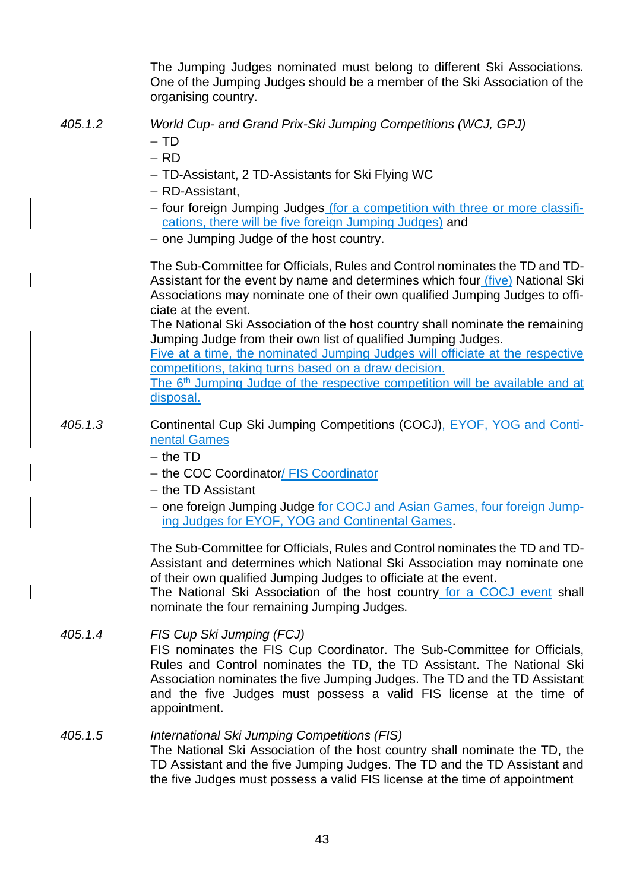The Jumping Judges nominated must belong to different Ski Associations. One of the Jumping Judges should be a member of the Ski Association of the organising country.

405.1.2 *World Cup- and Grand Prix-Ski Jumping Competitions (WCJ, GPJ)*

- TD
- RD
- TD-Assistant, 2 TD-Assistants for Ski Flying WC
- RD-Assistant,
- four foreign Jumping Judges (for a competition with three or more classifications, there will be five foreign Jumping Judges) and
- one Jumping Judge of the host country.

The Sub-Committee for Officials, Rules and Control nominates the TD and TD-Assistant for the event by name and determines which four (five) National Ski Associations may nominate one of their own qualified Jumping Judges to officiate at the event.
The National Ski Association of the host country shall nominate the remaining Jumping Judge from their own list of qualified Jumping Judges.
Five at a time, the nominated Jumping Judges will officiate at the respective competitions, taking turns based on a draw decision.
The 6th Jumping Judge of the respective competition will be available and at disposal.

405.1.3 Continental Cup Ski Jumping Competitions (COCJ), EYOF, YOG and Continental Games

- the TD
- the COC Coordinator/ FIS Coordinator
- the TD Assistant
- one foreign Jumping Judge for COCJ and Asian Games, four foreign Jumping Judges for EYOF, YOG and Continental Games.

The Sub-Committee for Officials, Rules and Control nominates the TD and TD-Assistant and determines which National Ski Association may nominate one of their own qualified Jumping Judges to officiate at the event.
The National Ski Association of the host country for a COCJ event shall nominate the four remaining Jumping Judges.

405.1.4 *FIS Cup Ski Jumping (FCJ)*
FIS nominates the FIS Cup Coordinator. The Sub-Committee for Officials, Rules and Control nominates the TD, the TD Assistant. The National Ski Association nominates the five Jumping Judges. The TD and the TD Assistant and the five Judges must possess a valid FIS license at the time of appointment.

405.1.5 *International Ski Jumping Competitions (FIS)*
The National Ski Association of the host country shall nominate the TD, the TD Assistant and the five Jumping Judges. The TD and the TD Assistant and the five Judges must possess a valid FIS license at the time of appointment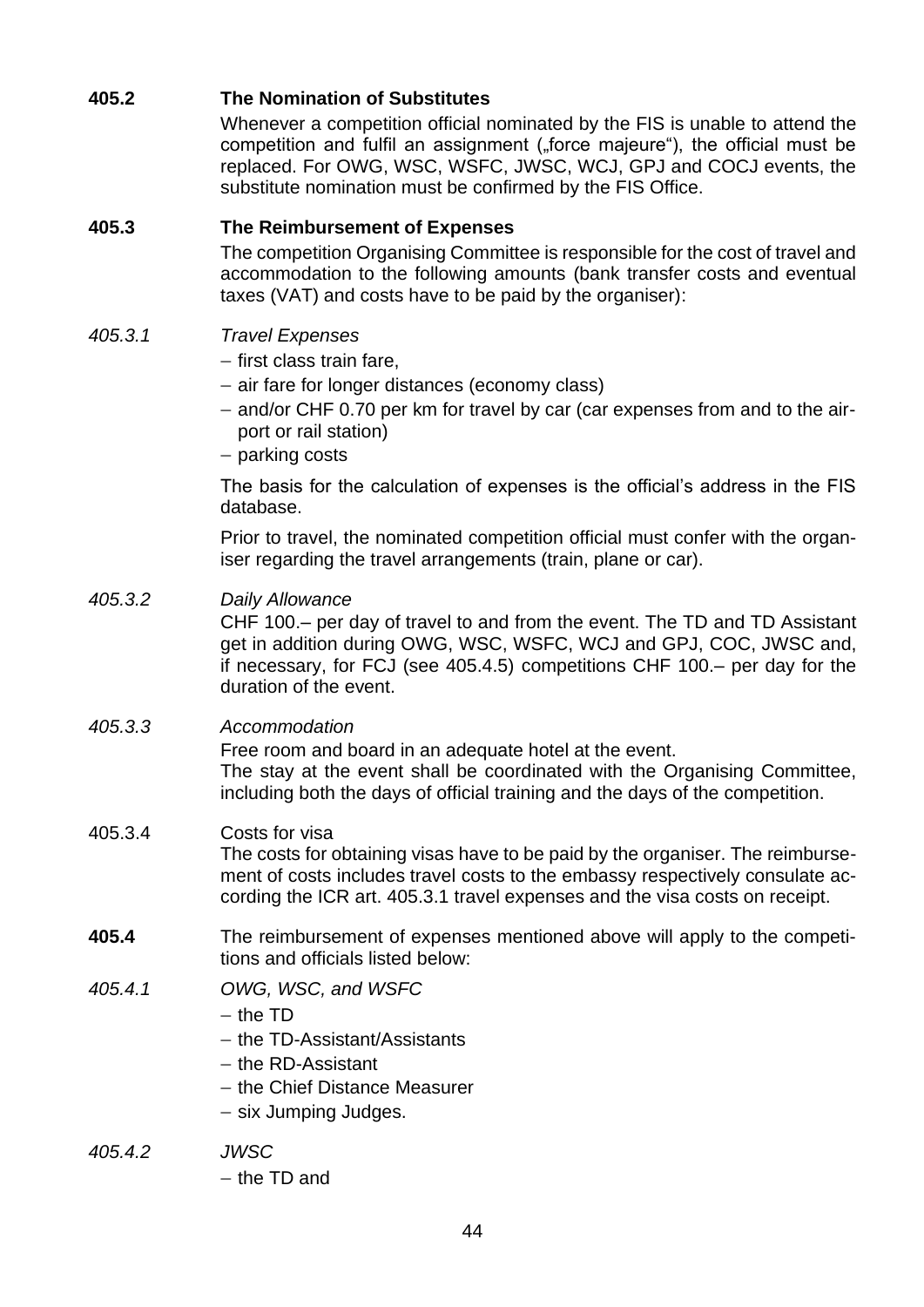**405.2 The Nomination of Substitutes**

Whenever a competition official nominated by the FIS is unable to attend the competition and fulfil an assignment („force majeure“), the official must be replaced. For OWG, WSC, WSFC, JWSC, WCJ, GPJ and COCJ events, the substitute nomination must be confirmed by the FIS Office.

**405.3 The Reimbursement of Expenses**

The competition Organising Committee is responsible for the cost of travel and accommodation to the following amounts (bank transfer costs and eventual taxes (VAT) and costs have to be paid by the organiser):

*405.3.1 Travel Expenses*

- first class train fare,
- air fare for longer distances (economy class)
- and/or CHF 0.70 per km for travel by car (car expenses from and to the airport or rail station)
- parking costs

The basis for the calculation of expenses is the official’s address in the FIS database.

Prior to travel, the nominated competition official must confer with the organiser regarding the travel arrangements (train, plane or car).

*405.3.2 Daily Allowance*

CHF 100.– per day of travel to and from the event. The TD and TD Assistant get in addition during OWG, WSC, WSFC, WCJ and GPJ, COC, JWSC and, if necessary, for FCJ (see 405.4.5) competitions CHF 100.– per day for the duration of the event.

*405.3.3 Accommodation*

Free room and board in an adequate hotel at the event.
The stay at the event shall be coordinated with the Organising Committee, including both the days of official training and the days of the competition.

405.3.4 Costs for visa

The costs for obtaining visas have to be paid by the organiser. The reimbursement of costs includes travel costs to the embassy respectively consulate according the ICR art. 405.3.1 travel expenses and the visa costs on receipt.

**405.4** The reimbursement of expenses mentioned above will apply to the competitions and officials listed below:

*405.4.1 OWG, WSC, and WSFC*

- the TD
- the TD-Assistant/Assistants
- the RD-Assistant
- the Chief Distance Measurer
- six Jumping Judges.

*405.4.2 JWSC*

- the TD and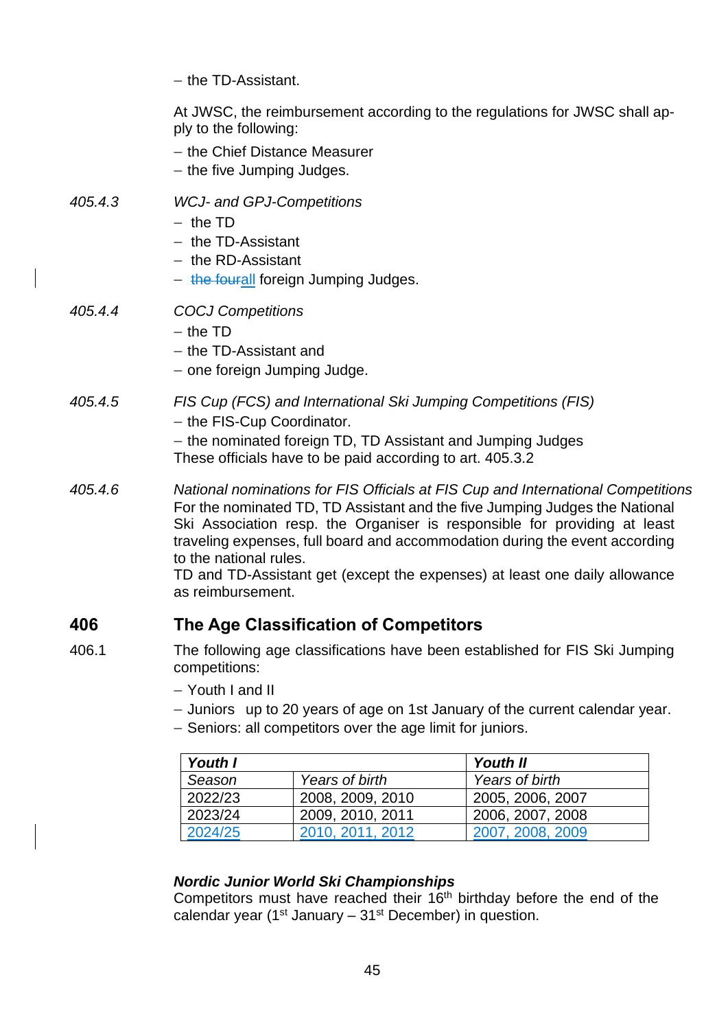– the TD-Assistant.

At JWSC, the reimbursement according to the regulations for JWSC shall apply to the following:

– the Chief Distance Measurer
– the five Jumping Judges.

405.4.3 *WCJ- and GPJ-Competitions*

– the TD
– the TD-Assistant
– the RD-Assistant
– ~~the four~~all foreign Jumping Judges.

405.4.4 *COCJ Competitions*

– the TD
– the TD-Assistant and
– one foreign Jumping Judge.

405.4.5 *FIS Cup (FCS) and International Ski Jumping Competitions (FIS)*

– the FIS-Cup Coordinator.
– the nominated foreign TD, TD Assistant and Jumping Judges

These officials have to be paid according to art. 405.3.2

405.4.6 *National nominations for FIS Officials at FIS Cup and International Competitions*

For the nominated TD, TD Assistant and the five Jumping Judges the National Ski Association resp. the Organiser is responsible for providing at least traveling expenses, full board and accommodation during the event according to the national rules.

TD and TD-Assistant get (except the expenses) at least one daily allowance as reimbursement.

## 406 The Age Classification of Competitors

406.1 The following age classifications have been established for FIS Ski Jumping competitions:

– Youth I and II
– Juniors up to 20 years of age on 1st January of the current calendar year.
– Seniors: all competitors over the age limit for juniors.

| ***Youth I*** | | ***Youth II*** |
|---|---|---|
| *Season* | *Years of birth* | *Years of birth* |
| 2022/23 | 2008, 2009, 2010 | 2005, 2006, 2007 |
| 2023/24 | 2009, 2010, 2011 | 2006, 2007, 2008 |
| 2024/25 | 2010, 2011, 2012 | 2007, 2008, 2009 |

***Nordic Junior World Ski Championships***

Competitors must have reached their 16th birthday before the end of the calendar year (1st January – 31st December) in question.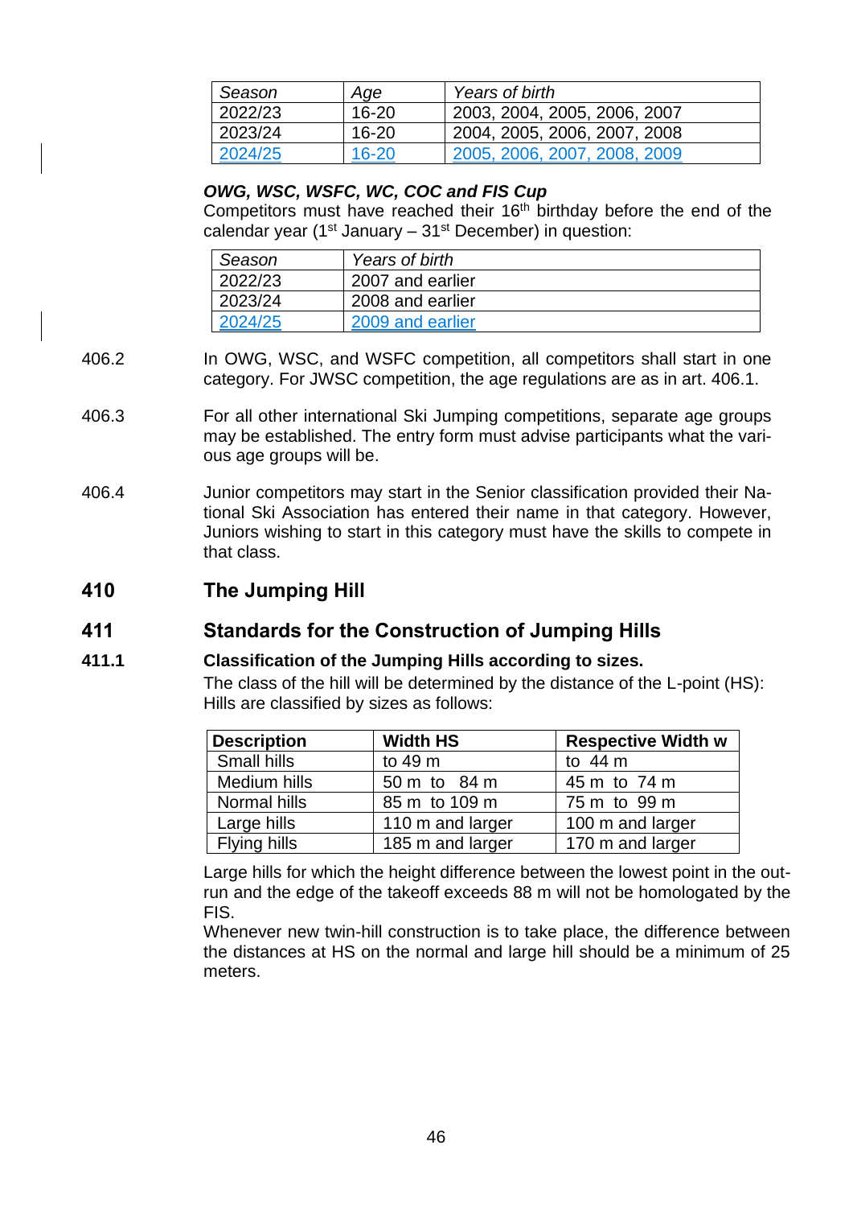| *Season* | *Age* | *Years of birth* |
|---|---|---|
| 2022/23 | 16-20 | 2003, 2004, 2005, 2006, 2007 |
| 2023/24 | 16-20 | 2004, 2005, 2006, 2007, 2008 |
| 2024/25 | 16-20 | 2005, 2006, 2007, 2008, 2009 |

***OWG, WSC, WSFC, WC, COC and FIS Cup***

Competitors must have reached their 16th birthday before the end of the calendar year (1st January – 31st December) in question:

| *Season* | *Years of birth* |
|---|---|
| 2022/23 | 2007 and earlier |
| 2023/24 | 2008 and earlier |
| 2024/25 | 2009 and earlier |

406.2 In OWG, WSC, and WSFC competition, all competitors shall start in one category. For JWSC competition, the age regulations are as in art. 406.1.

406.3 For all other international Ski Jumping competitions, separate age groups may be established. The entry form must advise participants what the various age groups will be.

406.4 Junior competitors may start in the Senior classification provided their National Ski Association has entered their name in that category. However, Juniors wishing to start in this category must have the skills to compete in that class.

## 410 The Jumping Hill

## 411 Standards for the Construction of Jumping Hills

### 411.1 Classification of the Jumping Hills according to sizes.

The class of the hill will be determined by the distance of the L-point (HS): Hills are classified by sizes as follows:

| **Description** | **Width HS** | **Respective Width w** |
|---|---|---|
| Small hills | to 49 m | to 44 m |
| Medium hills | 50 m to 84 m | 45 m to 74 m |
| Normal hills | 85 m to 109 m | 75 m to 99 m |
| Large hills | 110 m and larger | 100 m and larger |
| Flying hills | 185 m and larger | 170 m and larger |

Large hills for which the height difference between the lowest point in the outrun and the edge of the takeoff exceeds 88 m will not be homologated by the FIS.

Whenever new twin-hill construction is to take place, the difference between the distances at HS on the normal and large hill should be a minimum of 25 meters.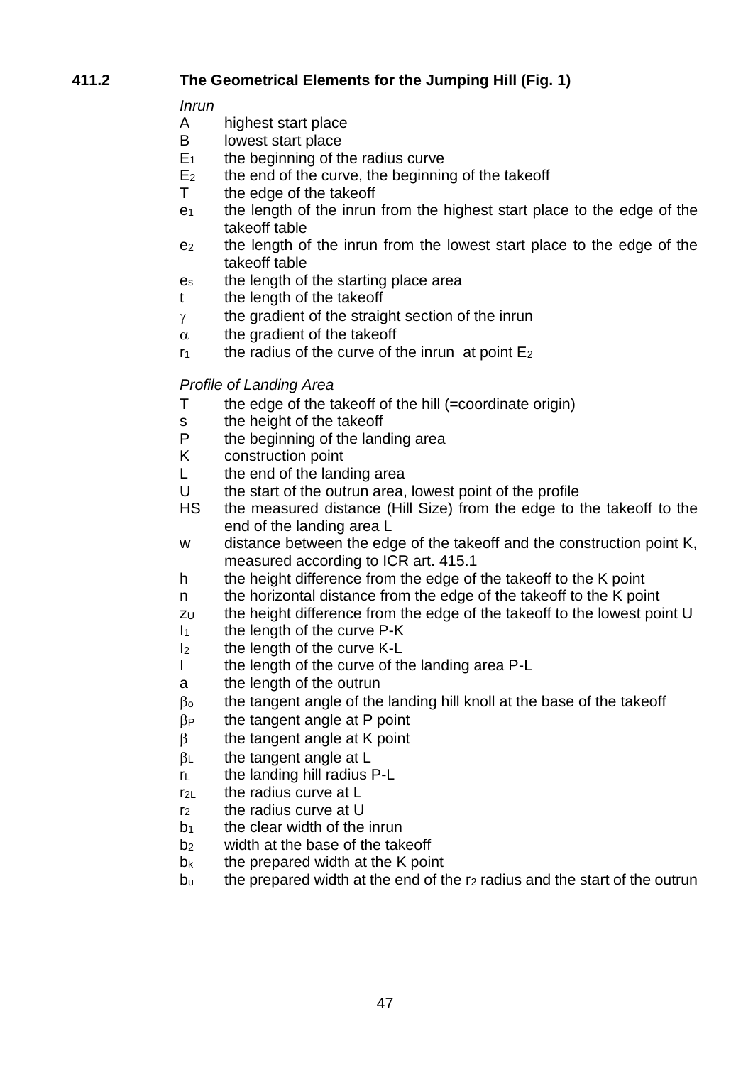## 411.2 The Geometrical Elements for the Jumping Hill (Fig. 1)

*Inrun*

- A highest start place
- B lowest start place
- $E_1$ the beginning of the radius curve
- $E_2$ the end of the curve, the beginning of the takeoff
- T the edge of the takeoff
- $e_1$ the length of the inrun from the highest start place to the edge of the takeoff table
- $e_2$ the length of the inrun from the lowest start place to the edge of the takeoff table
- $e_s$ the length of the starting place area
- t the length of the takeoff
- $\gamma$ the gradient of the straight section of the inrun
- $\alpha$ the gradient of the takeoff
- $r_1$ the radius of the curve of the inrun at point $E_2$

*Profile of Landing Area*

- T the edge of the takeoff of the hill (=coordinate origin)
- s the height of the takeoff
- P the beginning of the landing area
- K construction point
- L the end of the landing area
- U the start of the outrun area, lowest point of the profile
- HS the measured distance (Hill Size) from the edge to the takeoff to the end of the landing area L
- w distance between the edge of the takeoff and the construction point K, measured according to ICR art. 415.1
- h the height difference from the edge of the takeoff to the K point
- n the horizontal distance from the edge of the takeoff to the K point
- $z_U$ the height difference from the edge of the takeoff to the lowest point U
- $l_1$ the length of the curve P-K
- $l_2$ the length of the curve K-L
- l the length of the curve of the landing area P-L
- a the length of the outrun
- $\beta_o$ the tangent angle of the landing hill knoll at the base of the takeoff
- $\beta_P$ the tangent angle at P point
- $\beta$ the tangent angle at K point
- $\beta_L$ the tangent angle at L
- $r_L$ the landing hill radius P-L
- $r_{2L}$ the radius curve at L
- $r_2$ the radius curve at U
- $b_1$ the clear width of the inrun
- $b_2$ width at the base of the takeoff
- $b_k$ the prepared width at the K point
- $b_u$ the prepared width at the end of the $r_2$ radius and the start of the outrun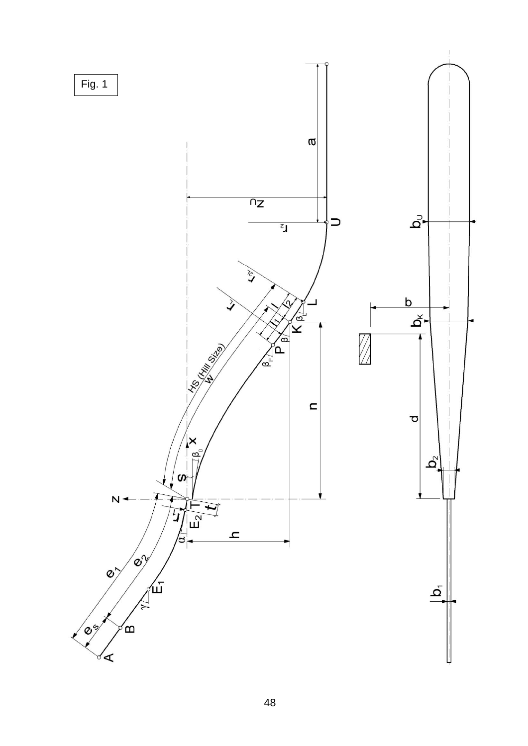Fig. 1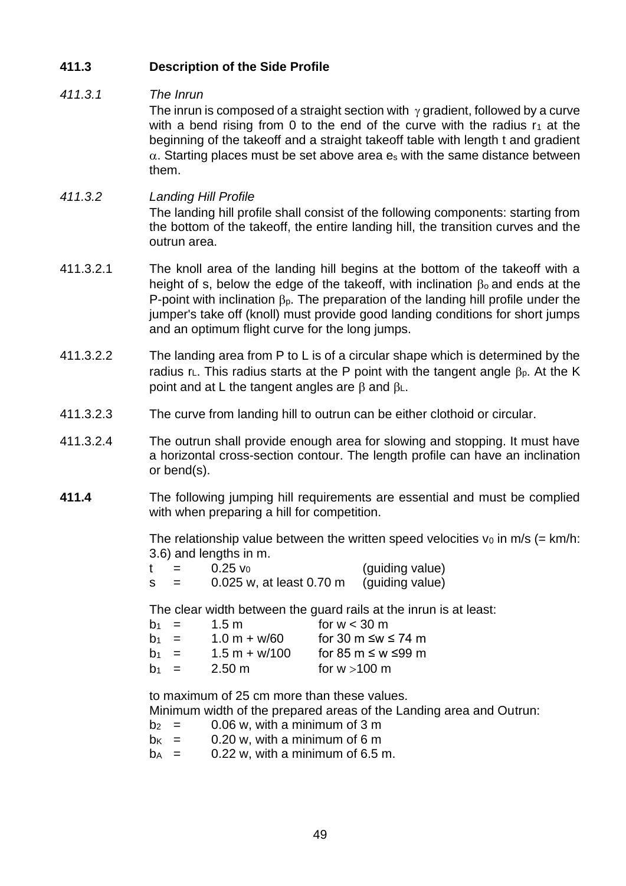## 411.3 Description of the Side Profile

### *411.3.1 The Inrun*

The inrun is composed of a straight section with $\gamma$ gradient, followed by a curve with a bend rising from 0 to the end of the curve with the radius $r_1$ at the beginning of the takeoff and a straight takeoff table with length t and gradient $\alpha$. Starting places must be set above area $e_s$ with the same distance between them.

### *411.3.2 Landing Hill Profile*

The landing hill profile shall consist of the following components: starting from the bottom of the takeoff, the entire landing hill, the transition curves and the outrun area.

411.3.2.1 The knoll area of the landing hill begins at the bottom of the takeoff with a height of s, below the edge of the takeoff, with inclination $\beta_o$ and ends at the P-point with inclination $\beta_p$. The preparation of the landing hill profile under the jumper's take off (knoll) must provide good landing conditions for short jumps and an optimum flight curve for the long jumps.

411.3.2.2 The landing area from P to L is of a circular shape which is determined by the radius $r_L$. This radius starts at the P point with the tangent angle $\beta_p$. At the K point and at L the tangent angles are $\beta$ and $\beta_L$.

411.3.2.3 The curve from landing hill to outrun can be either clothoid or circular.

411.3.2.4 The outrun shall provide enough area for slowing and stopping. It must have a horizontal cross-section contour. The length profile can have an inclination or bend(s).

**411.4** The following jumping hill requirements are essential and must be complied with when preparing a hill for competition.

The relationship value between the written speed velocities $v_0$ in m/s (= km/h: 3.6) and lengths in m.

| | | | |
|---|---|---|---|
| t | = | $0.25\ v_0$ | (guiding value) |
| s | = | 0.025 w, at least 0.70 m | (guiding value) |

The clear width between the guard rails at the inrun is at least:

| | | | |
|---|---|---|---|
| $b_1$ | = | 1.5 m | for w < 30 m |
| $b_1$ | = | 1.0 m + w/60 | for 30 m ≤w ≤ 74 m |
| $b_1$ | = | 1.5 m + w/100 | for 85 m ≤ w ≤99 m |
| $b_1$ | = | 2.50 m | for w >100 m |

to maximum of 25 cm more than these values.

Minimum width of the prepared areas of the Landing area and Outrun:

| | | |
|---|---|---|
| $b_2$ | = | 0.06 w, with a minimum of 3 m |
| $b_K$ | = | 0.20 w, with a minimum of 6 m |
| $b_A$ | = | 0.22 w, with a minimum of 6.5 m. |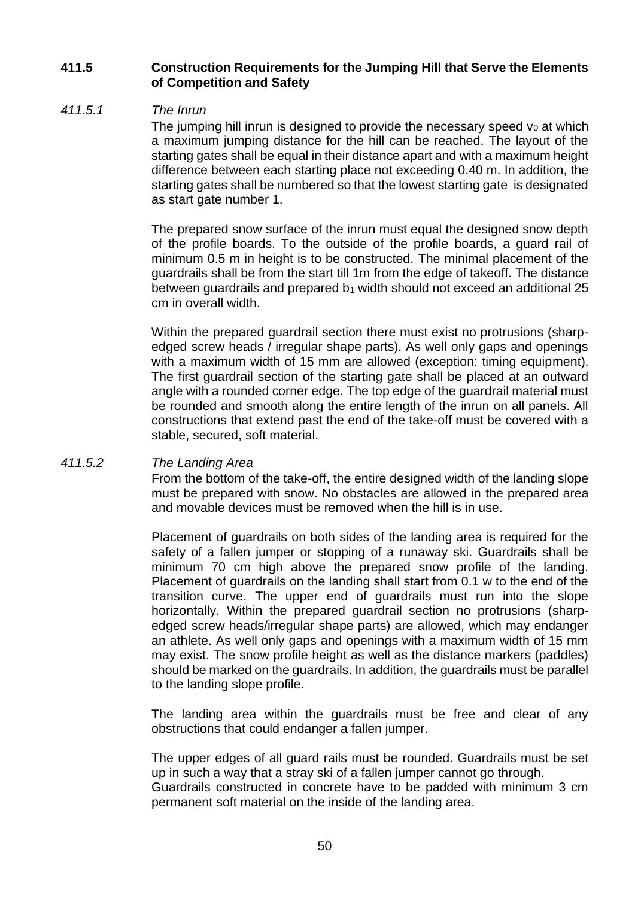## 411.5 Construction Requirements for the Jumping Hill that Serve the Elements of Competition and Safety

### *411.5.1 The Inrun*

The jumping hill inrun is designed to provide the necessary speed $v_0$ at which a maximum jumping distance for the hill can be reached. The layout of the starting gates shall be equal in their distance apart and with a maximum height difference between each starting place not exceeding 0.40 m. In addition, the starting gates shall be numbered so that the lowest starting gate is designated as start gate number 1.

The prepared snow surface of the inrun must equal the designed snow depth of the profile boards. To the outside of the profile boards, a guard rail of minimum 0.5 m in height is to be constructed. The minimal placement of the guardrails shall be from the start till 1m from the edge of takeoff. The distance between guardrails and prepared $b_1$ width should not exceed an additional 25 cm in overall width.

Within the prepared guardrail section there must exist no protrusions (sharp-edged screw heads / irregular shape parts). As well only gaps and openings with a maximum width of 15 mm are allowed (exception: timing equipment). The first guardrail section of the starting gate shall be placed at an outward angle with a rounded corner edge. The top edge of the guardrail material must be rounded and smooth along the entire length of the inrun on all panels. All constructions that extend past the end of the take-off must be covered with a stable, secured, soft material.

### *411.5.2 The Landing Area*

From the bottom of the take-off, the entire designed width of the landing slope must be prepared with snow. No obstacles are allowed in the prepared area and movable devices must be removed when the hill is in use.

Placement of guardrails on both sides of the landing area is required for the safety of a fallen jumper or stopping of a runaway ski. Guardrails shall be minimum 70 cm high above the prepared snow profile of the landing. Placement of guardrails on the landing shall start from 0.1 w to the end of the transition curve. The upper end of guardrails must run into the slope horizontally. Within the prepared guardrail section no protrusions (sharp-edged screw heads/irregular shape parts) are allowed, which may endanger an athlete. As well only gaps and openings with a maximum width of 15 mm may exist. The snow profile height as well as the distance markers (paddles) should be marked on the guardrails. In addition, the guardrails must be parallel to the landing slope profile.

The landing area within the guardrails must be free and clear of any obstructions that could endanger a fallen jumper.

The upper edges of all guard rails must be rounded. Guardrails must be set up in such a way that a stray ski of a fallen jumper cannot go through.
Guardrails constructed in concrete have to be padded with minimum 3 cm permanent soft material on the inside of the landing area.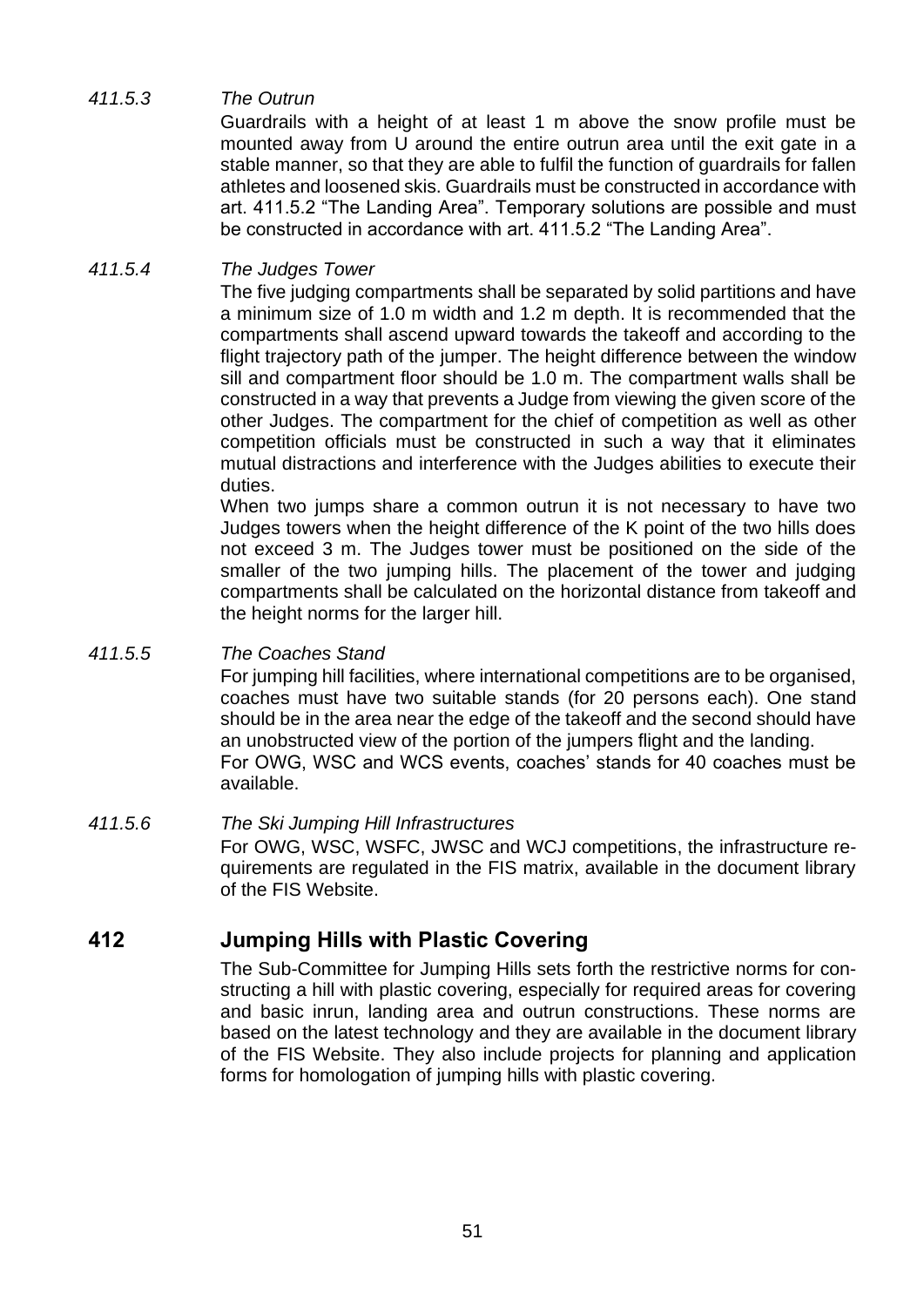*411.5.3 The Outrun*

Guardrails with a height of at least 1 m above the snow profile must be mounted away from U around the entire outrun area until the exit gate in a stable manner, so that they are able to fulfil the function of guardrails for fallen athletes and loosened skis. Guardrails must be constructed in accordance with art. 411.5.2 “The Landing Area”. Temporary solutions are possible and must be constructed in accordance with art. 411.5.2 “The Landing Area”.

*411.5.4 The Judges Tower*

The five judging compartments shall be separated by solid partitions and have a minimum size of 1.0 m width and 1.2 m depth. It is recommended that the compartments shall ascend upward towards the takeoff and according to the flight trajectory path of the jumper. The height difference between the window sill and compartment floor should be 1.0 m. The compartment walls shall be constructed in a way that prevents a Judge from viewing the given score of the other Judges. The compartment for the chief of competition as well as other competition officials must be constructed in such a way that it eliminates mutual distractions and interference with the Judges abilities to execute their duties.

When two jumps share a common outrun it is not necessary to have two Judges towers when the height difference of the K point of the two hills does not exceed 3 m. The Judges tower must be positioned on the side of the smaller of the two jumping hills. The placement of the tower and judging compartments shall be calculated on the horizontal distance from takeoff and the height norms for the larger hill.

*411.5.5 The Coaches Stand*

For jumping hill facilities, where international competitions are to be organised, coaches must have two suitable stands (for 20 persons each). One stand should be in the area near the edge of the takeoff and the second should have an unobstructed view of the portion of the jumpers flight and the landing.

For OWG, WSC and WCS events, coaches’ stands for 40 coaches must be available.

*411.5.6 The Ski Jumping Hill Infrastructures*

For OWG, WSC, WSFC, JWSC and WCJ competitions, the infrastructure requirements are regulated in the FIS matrix, available in the document library of the FIS Website.

## 412 Jumping Hills with Plastic Covering

The Sub-Committee for Jumping Hills sets forth the restrictive norms for constructing a hill with plastic covering, especially for required areas for covering and basic inrun, landing area and outrun constructions. These norms are based on the latest technology and they are available in the document library of the FIS Website. They also include projects for planning and application forms for homologation of jumping hills with plastic covering.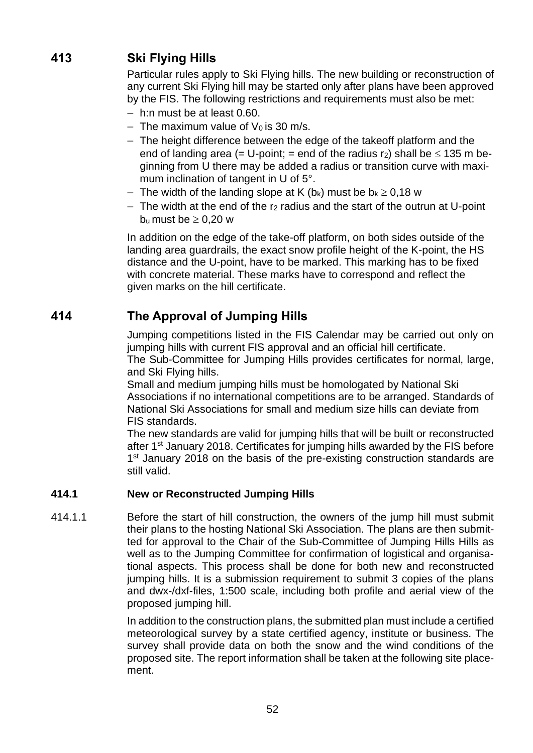## 413 Ski Flying Hills

Particular rules apply to Ski Flying hills. The new building or reconstruction of any current Ski Flying hill may be started only after plans have been approved by the FIS. The following restrictions and requirements must also be met:

- h:n must be at least 0.60.
- The maximum value of $V_0$ is 30 m/s.
- The height difference between the edge of the takeoff platform and the end of landing area (= U-point; = end of the radius $r_2$) shall be $\leq$ 135 m beginning from U there may be added a radius or transition curve with maximum inclination of tangent in U of 5°.
- The width of the landing slope at K ($b_k$) must be $b_k \geq 0{,}18$ w
- The width at the end of the $r_2$ radius and the start of the outrun at U-point $b_u$ must be $\geq 0{,}20$ w

In addition on the edge of the take-off platform, on both sides outside of the landing area guardrails, the exact snow profile height of the K-point, the HS distance and the U-point, have to be marked. This marking has to be fixed with concrete material. These marks have to correspond and reflect the given marks on the hill certificate.

## 414 The Approval of Jumping Hills

Jumping competitions listed in the FIS Calendar may be carried out only on jumping hills with current FIS approval and an official hill certificate.
The Sub-Committee for Jumping Hills provides certificates for normal, large, and Ski Flying hills.
Small and medium jumping hills must be homologated by National Ski Associations if no international competitions are to be arranged. Standards of National Ski Associations for small and medium size hills can deviate from FIS standards.
The new standards are valid for jumping hills that will be built or reconstructed after 1st January 2018. Certificates for jumping hills awarded by the FIS before 1st January 2018 on the basis of the pre-existing construction standards are still valid.

### 414.1 New or Reconstructed Jumping Hills

414.1.1 Before the start of hill construction, the owners of the jump hill must submit their plans to the hosting National Ski Association. The plans are then submitted for approval to the Chair of the Sub-Committee of Jumping Hills Hills as well as to the Jumping Committee for confirmation of logistical and organisational aspects. This process shall be done for both new and reconstructed jumping hills. It is a submission requirement to submit 3 copies of the plans and dwx-/dxf-files, 1:500 scale, including both profile and aerial view of the proposed jumping hill.

In addition to the construction plans, the submitted plan must include a certified meteorological survey by a state certified agency, institute or business. The survey shall provide data on both the snow and the wind conditions of the proposed site. The report information shall be taken at the following site placement.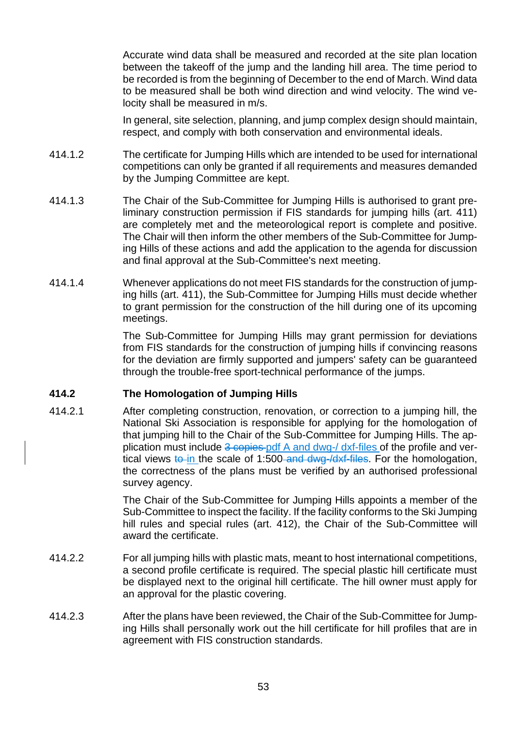Accurate wind data shall be measured and recorded at the site plan location between the takeoff of the jump and the landing hill area. The time period to be recorded is from the beginning of December to the end of March. Wind data to be measured shall be both wind direction and wind velocity. The wind velocity shall be measured in m/s.

In general, site selection, planning, and jump complex design should maintain, respect, and comply with both conservation and environmental ideals.

414.1.2 The certificate for Jumping Hills which are intended to be used for international competitions can only be granted if all requirements and measures demanded by the Jumping Committee are kept.

414.1.3 The Chair of the Sub-Committee for Jumping Hills is authorised to grant preliminary construction permission if FIS standards for jumping hills (art. 411) are completely met and the meteorological report is complete and positive. The Chair will then inform the other members of the Sub-Committee for Jumping Hills of these actions and add the application to the agenda for discussion and final approval at the Sub-Committee's next meeting.

414.1.4 Whenever applications do not meet FIS standards for the construction of jumping hills (art. 411), the Sub-Committee for Jumping Hills must decide whether to grant permission for the construction of the hill during one of its upcoming meetings.

The Sub-Committee for Jumping Hills may grant permission for deviations from FIS standards for the construction of jumping hills if convincing reasons for the deviation are firmly supported and jumpers' safety can be guaranteed through the trouble-free sport-technical performance of the jumps.

**414.2 The Homologation of Jumping Hills**

414.2.1 After completing construction, renovation, or correction to a jumping hill, the National Ski Association is responsible for applying for the homologation of that jumping hill to the Chair of the Sub-Committee for Jumping Hills. The application must include ~~3 copies~~ pdf A and dwg-/ dxf-files of the profile and vertical views ~~to~~ in the scale of 1:500 ~~and dwg-/dxf-files~~. For the homologation, the correctness of the plans must be verified by an authorised professional survey agency.

The Chair of the Sub-Committee for Jumping Hills appoints a member of the Sub-Committee to inspect the facility. If the facility conforms to the Ski Jumping hill rules and special rules (art. 412), the Chair of the Sub-Committee will award the certificate.

414.2.2 For all jumping hills with plastic mats, meant to host international competitions, a second profile certificate is required. The special plastic hill certificate must be displayed next to the original hill certificate. The hill owner must apply for an approval for the plastic covering.

414.2.3 After the plans have been reviewed, the Chair of the Sub-Committee for Jumping Hills shall personally work out the hill certificate for hill profiles that are in agreement with FIS construction standards.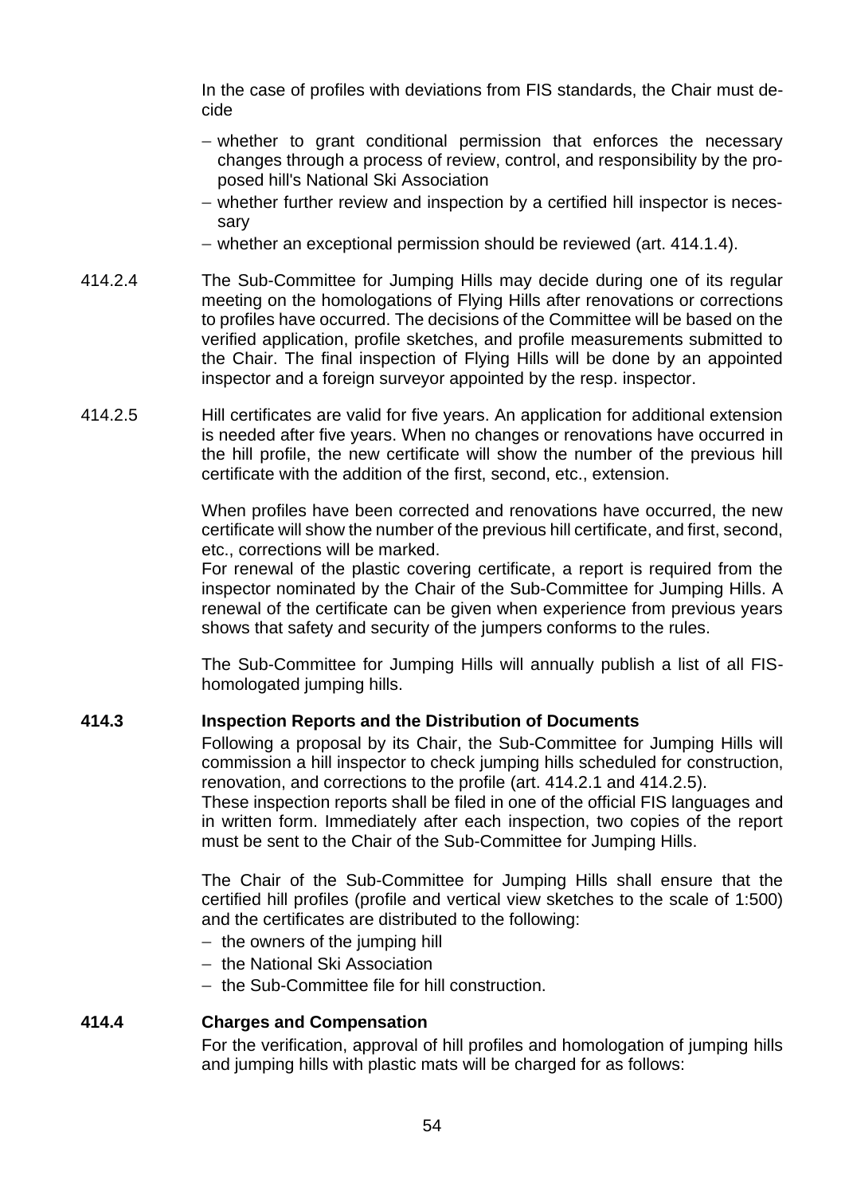In the case of profiles with deviations from FIS standards, the Chair must decide

- whether to grant conditional permission that enforces the necessary changes through a process of review, control, and responsibility by the proposed hill's National Ski Association
- whether further review and inspection by a certified hill inspector is necessary
- whether an exceptional permission should be reviewed (art. 414.1.4).

414.2.4 The Sub-Committee for Jumping Hills may decide during one of its regular meeting on the homologations of Flying Hills after renovations or corrections to profiles have occurred. The decisions of the Committee will be based on the verified application, profile sketches, and profile measurements submitted to the Chair. The final inspection of Flying Hills will be done by an appointed inspector and a foreign surveyor appointed by the resp. inspector.

414.2.5 Hill certificates are valid for five years. An application for additional extension is needed after five years. When no changes or renovations have occurred in the hill profile, the new certificate will show the number of the previous hill certificate with the addition of the first, second, etc., extension.

When profiles have been corrected and renovations have occurred, the new certificate will show the number of the previous hill certificate, and first, second, etc., corrections will be marked.
For renewal of the plastic covering certificate, a report is required from the inspector nominated by the Chair of the Sub-Committee for Jumping Hills. A renewal of the certificate can be given when experience from previous years shows that safety and security of the jumpers conforms to the rules.

The Sub-Committee for Jumping Hills will annually publish a list of all FIS-homologated jumping hills.

## 414.3 Inspection Reports and the Distribution of Documents

Following a proposal by its Chair, the Sub-Committee for Jumping Hills will commission a hill inspector to check jumping hills scheduled for construction, renovation, and corrections to the profile (art. 414.2.1 and 414.2.5).
These inspection reports shall be filed in one of the official FIS languages and in written form. Immediately after each inspection, two copies of the report must be sent to the Chair of the Sub-Committee for Jumping Hills.

The Chair of the Sub-Committee for Jumping Hills shall ensure that the certified hill profiles (profile and vertical view sketches to the scale of 1:500) and the certificates are distributed to the following:

- the owners of the jumping hill
- the National Ski Association
- the Sub-Committee file for hill construction.

## 414.4 Charges and Compensation

For the verification, approval of hill profiles and homologation of jumping hills and jumping hills with plastic mats will be charged for as follows: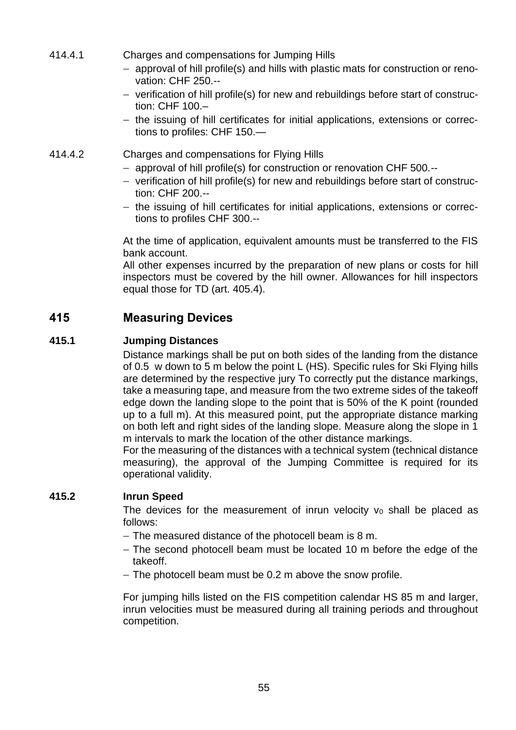414.4.1 Charges and compensations for Jumping Hills

- approval of hill profile(s) and hills with plastic mats for construction or renovation: CHF 250.--
- verification of hill profile(s) for new and rebuildings before start of construction: CHF 100.–
- the issuing of hill certificates for initial applications, extensions or corrections to profiles: CHF 150.—

414.4.2 Charges and compensations for Flying Hills

- approval of hill profile(s) for construction or renovation CHF 500.--
- verification of hill profile(s) for new and rebuildings before start of construction: CHF 200.--
- the issuing of hill certificates for initial applications, extensions or corrections to profiles CHF 300.--

At the time of application, equivalent amounts must be transferred to the FIS bank account.
All other expenses incurred by the preparation of new plans or costs for hill inspectors must be covered by the hill owner. Allowances for hill inspectors equal those for TD (art. 405.4).

## 415 Measuring Devices

### 415.1 Jumping Distances

Distance markings shall be put on both sides of the landing from the distance of 0.5 w down to 5 m below the point L (HS). Specific rules for Ski Flying hills are determined by the respective jury To correctly put the distance markings, take a measuring tape, and measure from the two extreme sides of the takeoff edge down the landing slope to the point that is 50% of the K point (rounded up to a full m). At this measured point, put the appropriate distance marking on both left and right sides of the landing slope. Measure along the slope in 1 m intervals to mark the location of the other distance markings.
For the measuring of the distances with a technical system (technical distance measuring), the approval of the Jumping Committee is required for its operational validity.

### 415.2 Inrun Speed

The devices for the measurement of inrun velocity $v_0$ shall be placed as follows:

- The measured distance of the photocell beam is 8 m.
- The second photocell beam must be located 10 m before the edge of the takeoff.
- The photocell beam must be 0.2 m above the snow profile.

For jumping hills listed on the FIS competition calendar HS 85 m and larger, inrun velocities must be measured during all training periods and throughout competition.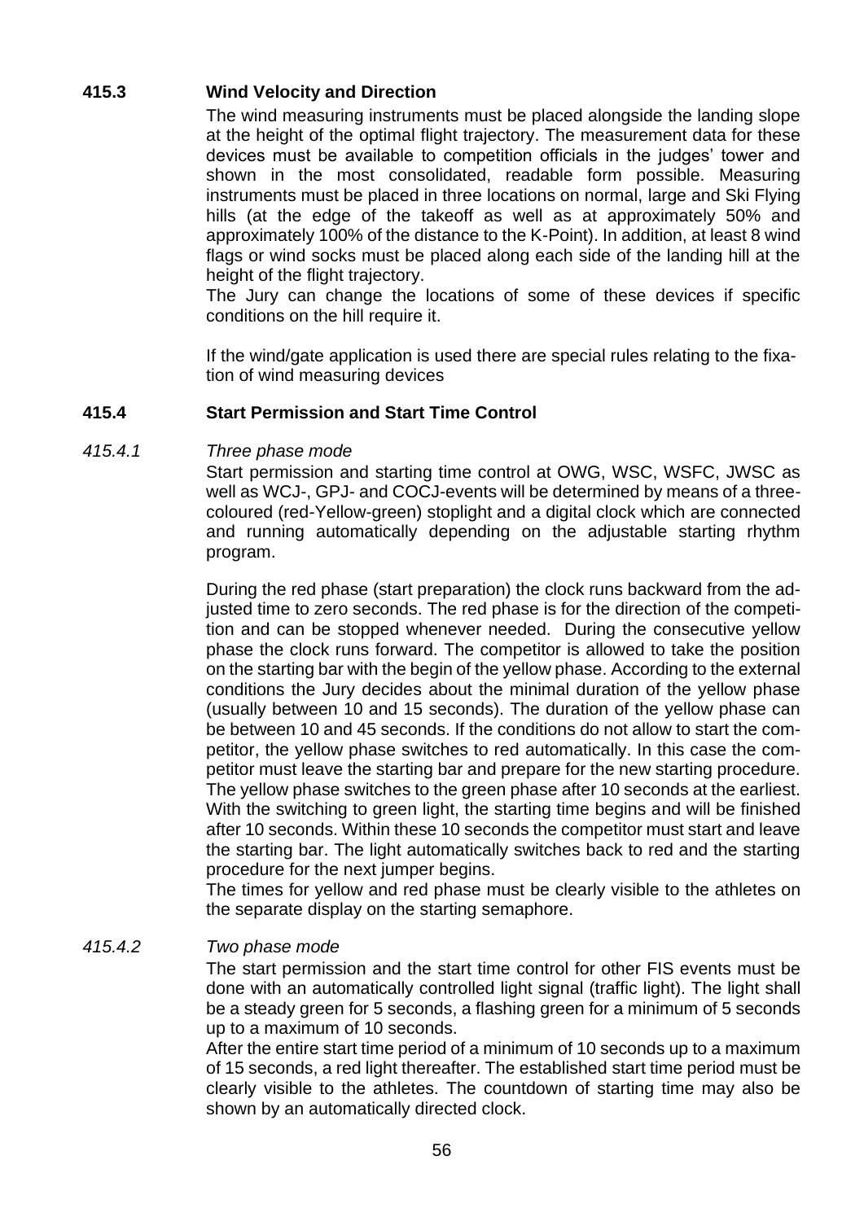### 415.3 Wind Velocity and Direction

The wind measuring instruments must be placed alongside the landing slope at the height of the optimal flight trajectory. The measurement data for these devices must be available to competition officials in the judges' tower and shown in the most consolidated, readable form possible. Measuring instruments must be placed in three locations on normal, large and Ski Flying hills (at the edge of the takeoff as well as at approximately 50% and approximately 100% of the distance to the K-Point). In addition, at least 8 wind flags or wind socks must be placed along each side of the landing hill at the height of the flight trajectory.
The Jury can change the locations of some of these devices if specific conditions on the hill require it.

If the wind/gate application is used there are special rules relating to the fixation of wind measuring devices

### 415.4 Start Permission and Start Time Control

#### *415.4.1 Three phase mode*

Start permission and starting time control at OWG, WSC, WSFC, JWSC as well as WCJ-, GPJ- and COCJ-events will be determined by means of a three-coloured (red-Yellow-green) stoplight and a digital clock which are connected and running automatically depending on the adjustable starting rhythm program.

During the red phase (start preparation) the clock runs backward from the adjusted time to zero seconds. The red phase is for the direction of the competition and can be stopped whenever needed. During the consecutive yellow phase the clock runs forward. The competitor is allowed to take the position on the starting bar with the begin of the yellow phase. According to the external conditions the Jury decides about the minimal duration of the yellow phase (usually between 10 and 15 seconds). The duration of the yellow phase can be between 10 and 45 seconds. If the conditions do not allow to start the competitor, the yellow phase switches to red automatically. In this case the competitor must leave the starting bar and prepare for the new starting procedure. The yellow phase switches to the green phase after 10 seconds at the earliest. With the switching to green light, the starting time begins and will be finished after 10 seconds. Within these 10 seconds the competitor must start and leave the starting bar. The light automatically switches back to red and the starting procedure for the next jumper begins.
The times for yellow and red phase must be clearly visible to the athletes on the separate display on the starting semaphore.

#### *415.4.2 Two phase mode*

The start permission and the start time control for other FIS events must be done with an automatically controlled light signal (traffic light). The light shall be a steady green for 5 seconds, a flashing green for a minimum of 5 seconds up to a maximum of 10 seconds.
After the entire start time period of a minimum of 10 seconds up to a maximum of 15 seconds, a red light thereafter. The established start time period must be clearly visible to the athletes. The countdown of starting time may also be shown by an automatically directed clock.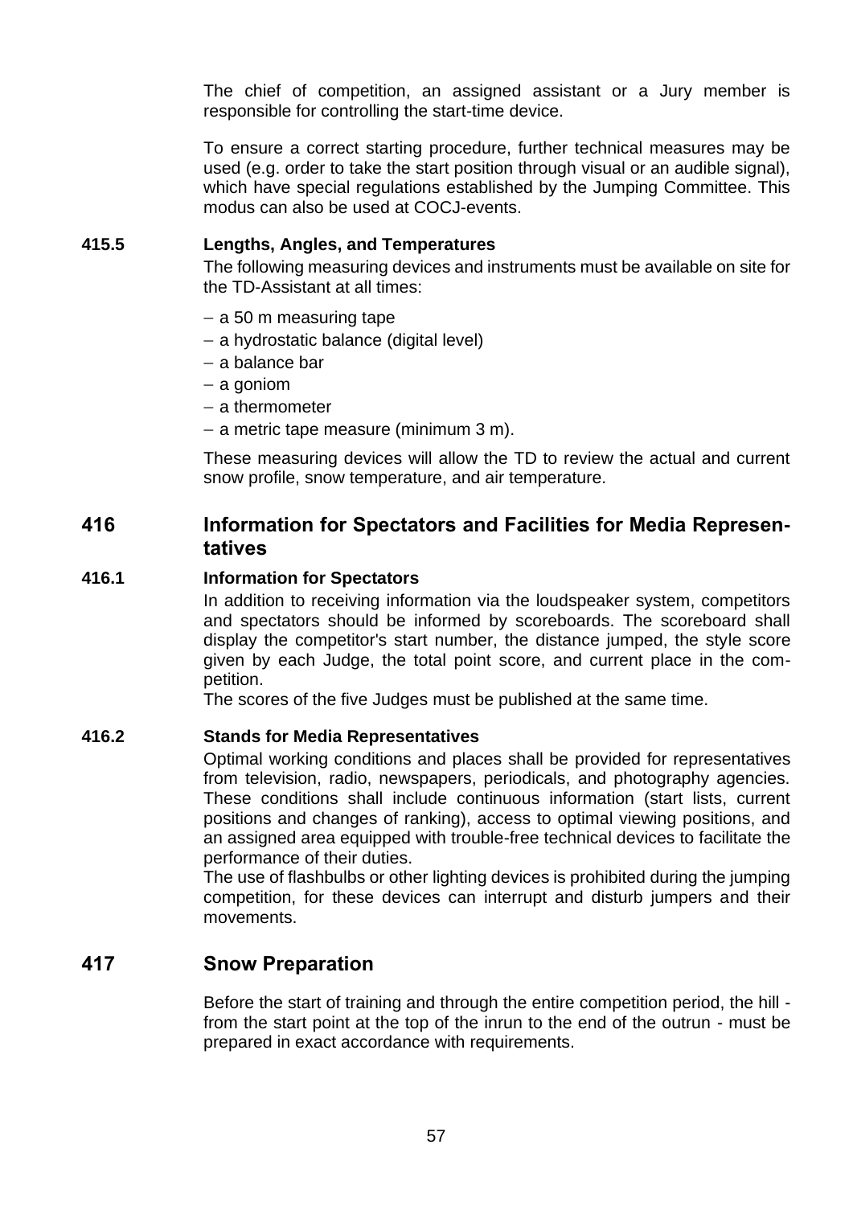The chief of competition, an assigned assistant or a Jury member is responsible for controlling the start-time device.

To ensure a correct starting procedure, further technical measures may be used (e.g. order to take the start position through visual or an audible signal), which have special regulations established by the Jumping Committee. This modus can also be used at COCJ-events.

#### 415.5 Lengths, Angles, and Temperatures

The following measuring devices and instruments must be available on site for the TD-Assistant at all times:

- a 50 m measuring tape
- a hydrostatic balance (digital level)
- a balance bar
- a goniom
- a thermometer
- a metric tape measure (minimum 3 m).

These measuring devices will allow the TD to review the actual and current snow profile, snow temperature, and air temperature.

## 416 Information for Spectators and Facilities for Media Representatives

#### 416.1 Information for Spectators

In addition to receiving information via the loudspeaker system, competitors and spectators should be informed by scoreboards. The scoreboard shall display the competitor's start number, the distance jumped, the style score given by each Judge, the total point score, and current place in the competition.
The scores of the five Judges must be published at the same time.

#### 416.2 Stands for Media Representatives

Optimal working conditions and places shall be provided for representatives from television, radio, newspapers, periodicals, and photography agencies. These conditions shall include continuous information (start lists, current positions and changes of ranking), access to optimal viewing positions, and an assigned area equipped with trouble-free technical devices to facilitate the performance of their duties.
The use of flashbulbs or other lighting devices is prohibited during the jumping competition, for these devices can interrupt and disturb jumpers and their movements.

## 417 Snow Preparation

Before the start of training and through the entire competition period, the hill - from the start point at the top of the inrun to the end of the outrun - must be prepared in exact accordance with requirements.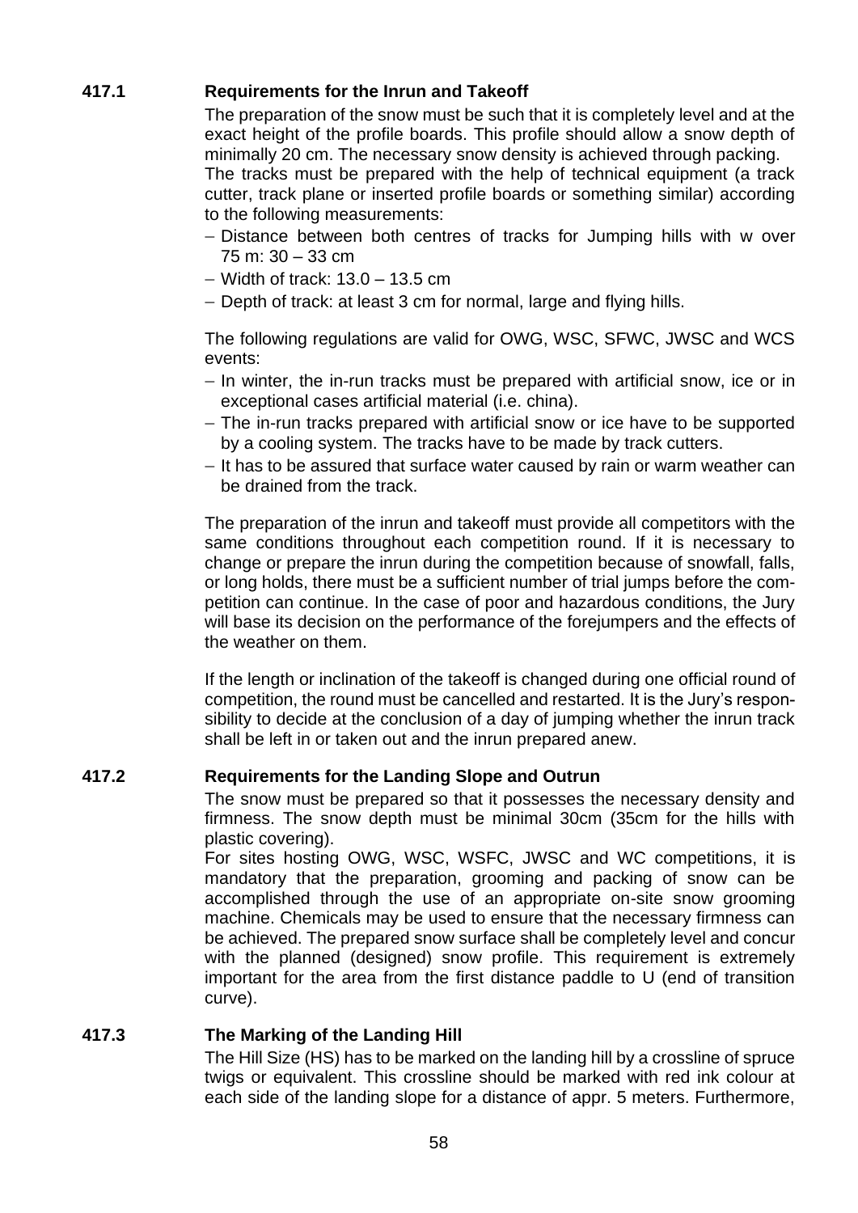## 417.1 Requirements for the Inrun and Takeoff

The preparation of the snow must be such that it is completely level and at the exact height of the profile boards. This profile should allow a snow depth of minimally 20 cm. The necessary snow density is achieved through packing.
The tracks must be prepared with the help of technical equipment (a track cutter, track plane or inserted profile boards or something similar) according to the following measurements:

- Distance between both centres of tracks for Jumping hills with w over 75 m: 30 – 33 cm
- Width of track: 13.0 – 13.5 cm
- Depth of track: at least 3 cm for normal, large and flying hills.

The following regulations are valid for OWG, WSC, SFWC, JWSC and WCS events:

- In winter, the in-run tracks must be prepared with artificial snow, ice or in exceptional cases artificial material (i.e. china).
- The in-run tracks prepared with artificial snow or ice have to be supported by a cooling system. The tracks have to be made by track cutters.
- It has to be assured that surface water caused by rain or warm weather can be drained from the track.

The preparation of the inrun and takeoff must provide all competitors with the same conditions throughout each competition round. If it is necessary to change or prepare the inrun during the competition because of snowfall, falls, or long holds, there must be a sufficient number of trial jumps before the competition can continue. In the case of poor and hazardous conditions, the Jury will base its decision on the performance of the forejumpers and the effects of the weather on them.

If the length or inclination of the takeoff is changed during one official round of competition, the round must be cancelled and restarted. It is the Jury's responsibility to decide at the conclusion of a day of jumping whether the inrun track shall be left in or taken out and the inrun prepared anew.

## 417.2 Requirements for the Landing Slope and Outrun

The snow must be prepared so that it possesses the necessary density and firmness. The snow depth must be minimal 30cm (35cm for the hills with plastic covering).
For sites hosting OWG, WSC, WSFC, JWSC and WC competitions, it is mandatory that the preparation, grooming and packing of snow can be accomplished through the use of an appropriate on-site snow grooming machine. Chemicals may be used to ensure that the necessary firmness can be achieved. The prepared snow surface shall be completely level and concur with the planned (designed) snow profile. This requirement is extremely important for the area from the first distance paddle to U (end of transition curve).

## 417.3 The Marking of the Landing Hill

The Hill Size (HS) has to be marked on the landing hill by a crossline of spruce twigs or equivalent. This crossline should be marked with red ink colour at each side of the landing slope for a distance of appr. 5 meters. Furthermore,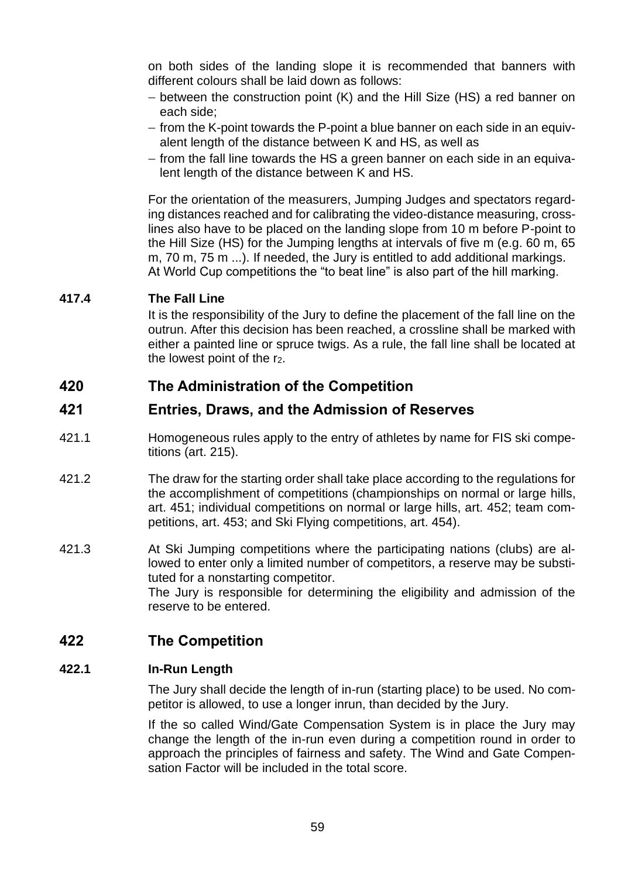on both sides of the landing slope it is recommended that banners with different colours shall be laid down as follows:

- between the construction point (K) and the Hill Size (HS) a red banner on each side;
- from the K-point towards the P-point a blue banner on each side in an equivalent length of the distance between K and HS, as well as
- from the fall line towards the HS a green banner on each side in an equivalent length of the distance between K and HS.

For the orientation of the measurers, Jumping Judges and spectators regarding distances reached and for calibrating the video-distance measuring, crosslines also have to be placed on the landing slope from 10 m before P-point to the Hill Size (HS) for the Jumping lengths at intervals of five m (e.g. 60 m, 65 m, 70 m, 75 m ...). If needed, the Jury is entitled to add additional markings. At World Cup competitions the "to beat line" is also part of the hill marking.

### 417.4 The Fall Line

It is the responsibility of the Jury to define the placement of the fall line on the outrun. After this decision has been reached, a crossline shall be marked with either a painted line or spruce twigs. As a rule, the fall line shall be located at the lowest point of the $r_2$.

## 420 The Administration of the Competition

## 421 Entries, Draws, and the Admission of Reserves

421.1 Homogeneous rules apply to the entry of athletes by name for FIS ski competitions (art. 215).

421.2 The draw for the starting order shall take place according to the regulations for the accomplishment of competitions (championships on normal or large hills, art. 451; individual competitions on normal or large hills, art. 452; team competitions, art. 453; and Ski Flying competitions, art. 454).

421.3 At Ski Jumping competitions where the participating nations (clubs) are allowed to enter only a limited number of competitors, a reserve may be substituted for a nonstarting competitor.
The Jury is responsible for determining the eligibility and admission of the reserve to be entered.

## 422 The Competition

### 422.1 In-Run Length

The Jury shall decide the length of in-run (starting place) to be used. No competitor is allowed, to use a longer inrun, than decided by the Jury.

If the so called Wind/Gate Compensation System is in place the Jury may change the length of the in-run even during a competition round in order to approach the principles of fairness and safety. The Wind and Gate Compensation Factor will be included in the total score.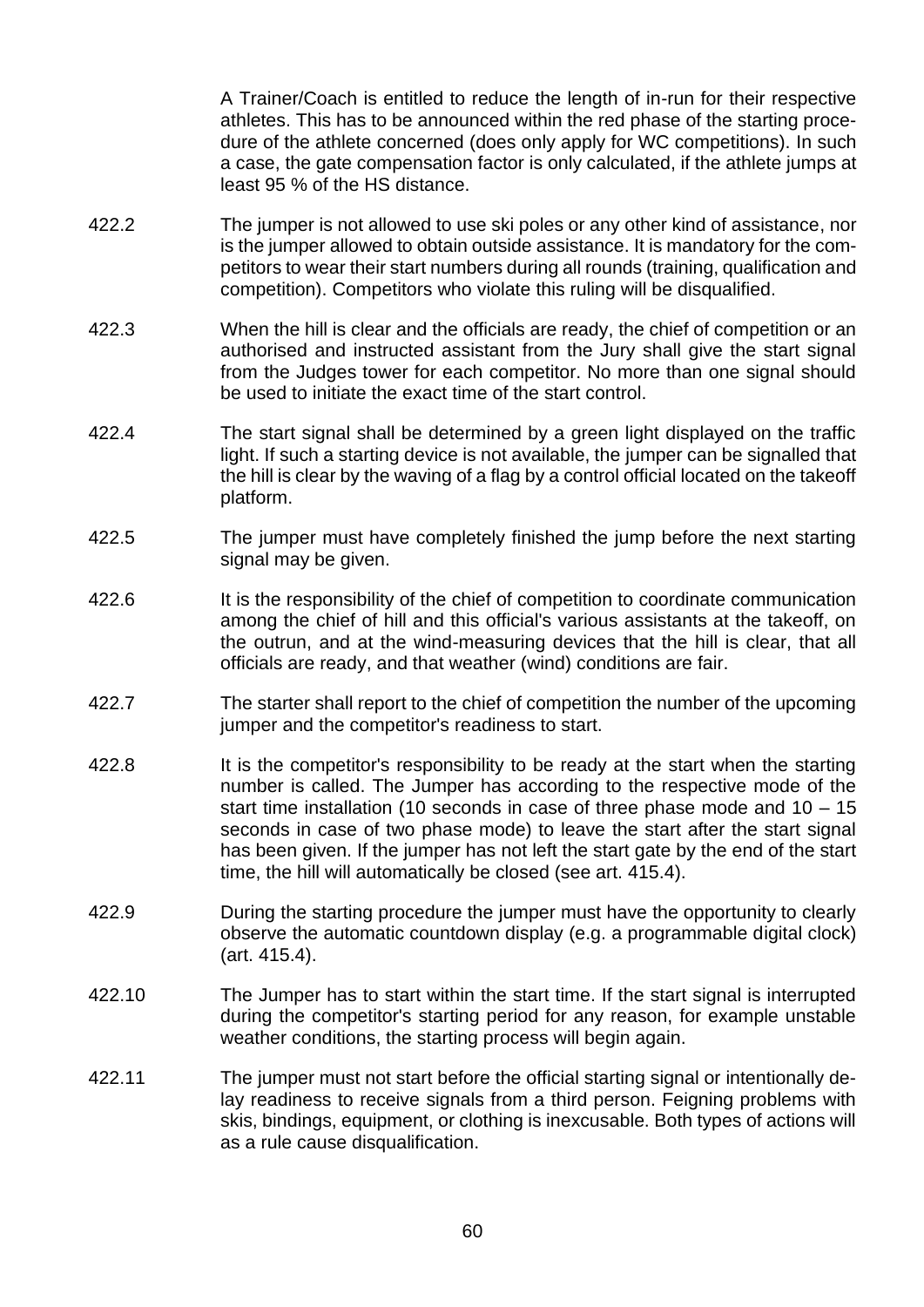A Trainer/Coach is entitled to reduce the length of in-run for their respective athletes. This has to be announced within the red phase of the starting procedure of the athlete concerned (does only apply for WC competitions). In such a case, the gate compensation factor is only calculated, if the athlete jumps at least 95 % of the HS distance.

422.2 The jumper is not allowed to use ski poles or any other kind of assistance, nor is the jumper allowed to obtain outside assistance. It is mandatory for the competitors to wear their start numbers during all rounds (training, qualification and competition). Competitors who violate this ruling will be disqualified.

422.3 When the hill is clear and the officials are ready, the chief of competition or an authorised and instructed assistant from the Jury shall give the start signal from the Judges tower for each competitor. No more than one signal should be used to initiate the exact time of the start control.

422.4 The start signal shall be determined by a green light displayed on the traffic light. If such a starting device is not available, the jumper can be signalled that the hill is clear by the waving of a flag by a control official located on the takeoff platform.

422.5 The jumper must have completely finished the jump before the next starting signal may be given.

422.6 It is the responsibility of the chief of competition to coordinate communication among the chief of hill and this official's various assistants at the takeoff, on the outrun, and at the wind-measuring devices that the hill is clear, that all officials are ready, and that weather (wind) conditions are fair.

422.7 The starter shall report to the chief of competition the number of the upcoming jumper and the competitor's readiness to start.

422.8 It is the competitor's responsibility to be ready at the start when the starting number is called. The Jumper has according to the respective mode of the start time installation (10 seconds in case of three phase mode and 10 – 15 seconds in case of two phase mode) to leave the start after the start signal has been given. If the jumper has not left the start gate by the end of the start time, the hill will automatically be closed (see art. 415.4).

422.9 During the starting procedure the jumper must have the opportunity to clearly observe the automatic countdown display (e.g. a programmable digital clock) (art. 415.4).

422.10 The Jumper has to start within the start time. If the start signal is interrupted during the competitor's starting period for any reason, for example unstable weather conditions, the starting process will begin again.

422.11 The jumper must not start before the official starting signal or intentionally delay readiness to receive signals from a third person. Feigning problems with skis, bindings, equipment, or clothing is inexcusable. Both types of actions will as a rule cause disqualification.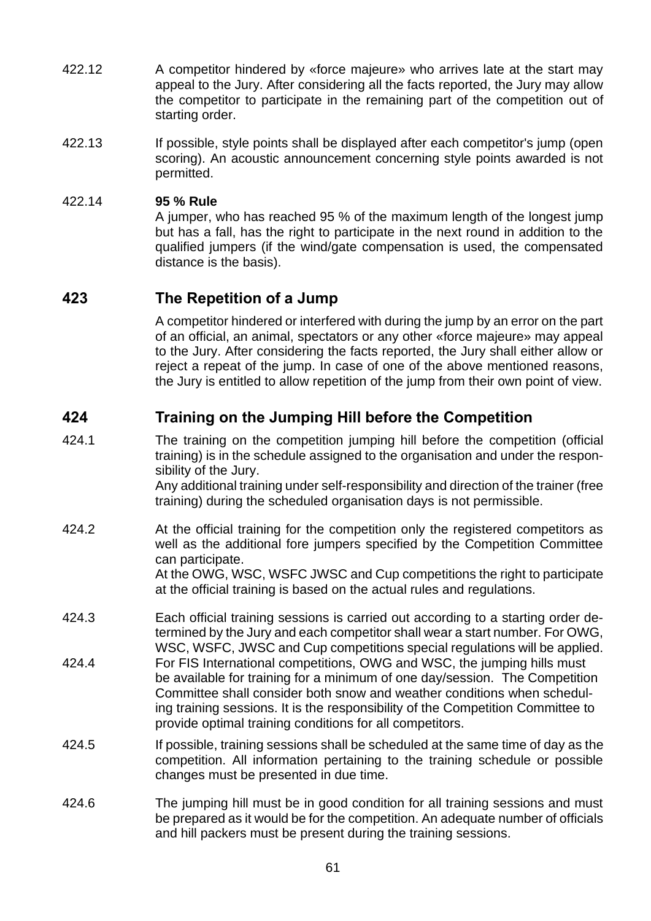422.12 A competitor hindered by «force majeure» who arrives late at the start may appeal to the Jury. After considering all the facts reported, the Jury may allow the competitor to participate in the remaining part of the competition out of starting order.

422.13 If possible, style points shall be displayed after each competitor's jump (open scoring). An acoustic announcement concerning style points awarded is not permitted.

422.14 **95 % Rule**
A jumper, who has reached 95 % of the maximum length of the longest jump but has a fall, has the right to participate in the next round in addition to the qualified jumpers (if the wind/gate compensation is used, the compensated distance is the basis).

## 423 The Repetition of a Jump

A competitor hindered or interfered with during the jump by an error on the part of an official, an animal, spectators or any other «force majeure» may appeal to the Jury. After considering the facts reported, the Jury shall either allow or reject a repeat of the jump. In case of one of the above mentioned reasons, the Jury is entitled to allow repetition of the jump from their own point of view.

## 424 Training on the Jumping Hill before the Competition

424.1 The training on the competition jumping hill before the competition (official training) is in the schedule assigned to the organisation and under the responsibility of the Jury.
Any additional training under self-responsibility and direction of the trainer (free training) during the scheduled organisation days is not permissible.

424.2 At the official training for the competition only the registered competitors as well as the additional fore jumpers specified by the Competition Committee can participate.
At the OWG, WSC, WSFC JWSC and Cup competitions the right to participate at the official training is based on the actual rules and regulations.

424.3 Each official training sessions is carried out according to a starting order determined by the Jury and each competitor shall wear a start number. For OWG, WSC, WSFC, JWSC and Cup competitions special regulations will be applied.

424.4 For FIS International competitions, OWG and WSC, the jumping hills must be available for training for a minimum of one day/session. The Competition Committee shall consider both snow and weather conditions when scheduling training sessions. It is the responsibility of the Competition Committee to provide optimal training conditions for all competitors.

424.5 If possible, training sessions shall be scheduled at the same time of day as the competition. All information pertaining to the training schedule or possible changes must be presented in due time.

424.6 The jumping hill must be in good condition for all training sessions and must be prepared as it would be for the competition. An adequate number of officials and hill packers must be present during the training sessions.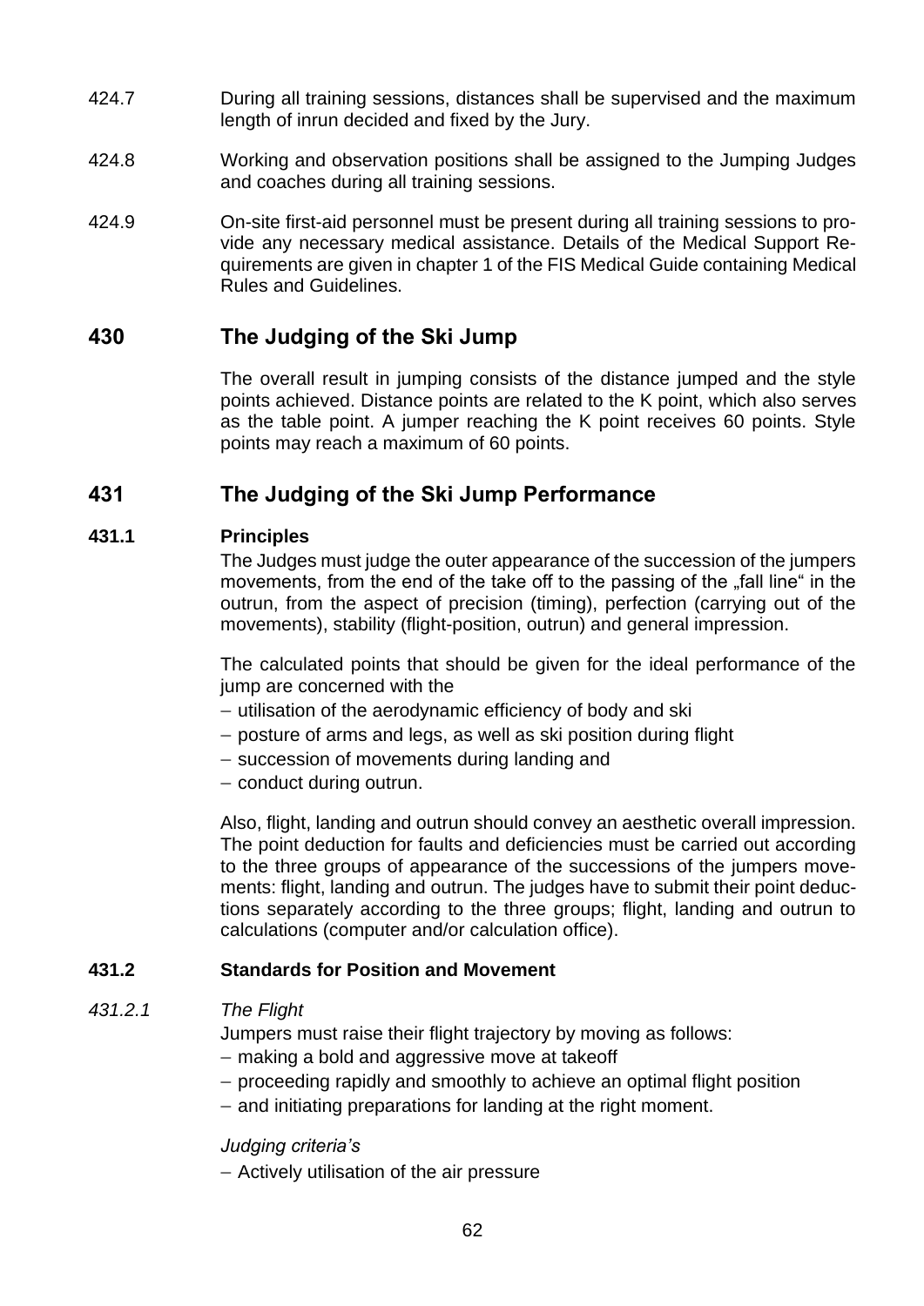424.7 During all training sessions, distances shall be supervised and the maximum length of inrun decided and fixed by the Jury.

424.8 Working and observation positions shall be assigned to the Jumping Judges and coaches during all training sessions.

424.9 On-site first-aid personnel must be present during all training sessions to provide any necessary medical assistance. Details of the Medical Support Requirements are given in chapter 1 of the FIS Medical Guide containing Medical Rules and Guidelines.

## 430 The Judging of the Ski Jump

The overall result in jumping consists of the distance jumped and the style points achieved. Distance points are related to the K point, which also serves as the table point. A jumper reaching the K point receives 60 points. Style points may reach a maximum of 60 points.

## 431 The Judging of the Ski Jump Performance

### 431.1 Principles

The Judges must judge the outer appearance of the succession of the jumpers movements, from the end of the take off to the passing of the „fall line" in the outrun, from the aspect of precision (timing), perfection (carrying out of the movements), stability (flight-position, outrun) and general impression.

The calculated points that should be given for the ideal performance of the jump are concerned with the

- utilisation of the aerodynamic efficiency of body and ski
- posture of arms and legs, as well as ski position during flight
- succession of movements during landing and
- conduct during outrun.

Also, flight, landing and outrun should convey an aesthetic overall impression. The point deduction for faults and deficiencies must be carried out according to the three groups of appearance of the successions of the jumpers movements: flight, landing and outrun. The judges have to submit their point deductions separately according to the three groups; flight, landing and outrun to calculations (computer and/or calculation office).

### 431.2 Standards for Position and Movement

*431.2.1 The Flight*

Jumpers must raise their flight trajectory by moving as follows:

- making a bold and aggressive move at takeoff
- proceeding rapidly and smoothly to achieve an optimal flight position
- and initiating preparations for landing at the right moment.

*Judging criteria's*

- Actively utilisation of the air pressure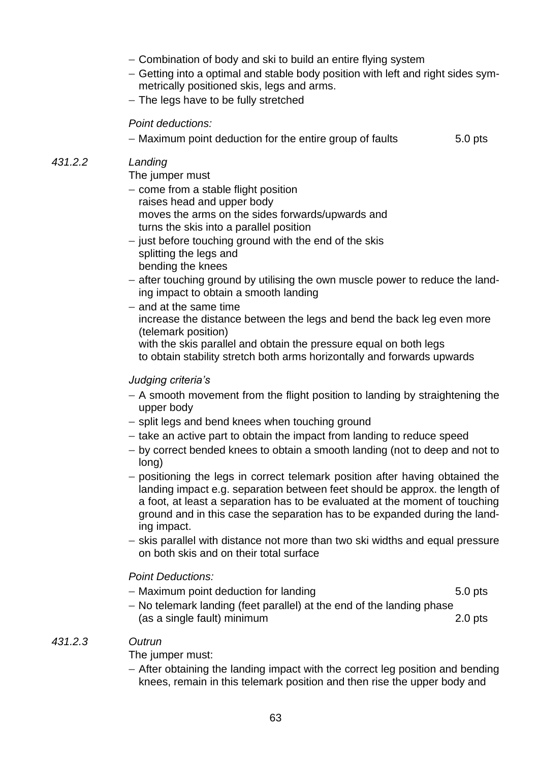- Combination of body and ski to build an entire flying system
- Getting into a optimal and stable body position with left and right sides symmetrically positioned skis, legs and arms.
- The legs have to be fully stretched

*Point deductions:*

- Maximum point deduction for the entire group of faults 5.0 pts

*431.2.2* *Landing*

The jumper must

- come from a stable flight position
  raises head and upper body
  moves the arms on the sides forwards/upwards and
  turns the skis into a parallel position
- just before touching ground with the end of the skis
  splitting the legs and
  bending the knees
- after touching ground by utilising the own muscle power to reduce the landing impact to obtain a smooth landing
- and at the same time
  increase the distance between the legs and bend the back leg even more (telemark position)
  with the skis parallel and obtain the pressure equal on both legs
  to obtain stability stretch both arms horizontally and forwards upwards

*Judging criteria's*

- A smooth movement from the flight position to landing by straightening the upper body
- split legs and bend knees when touching ground
- take an active part to obtain the impact from landing to reduce speed
- by correct bended knees to obtain a smooth landing (not to deep and not to long)
- positioning the legs in correct telemark position after having obtained the landing impact e.g. separation between feet should be approx. the length of a foot, at least a separation has to be evaluated at the moment of touching ground and in this case the separation has to be expanded during the landing impact.
- skis parallel with distance not more than two ski widths and equal pressure on both skis and on their total surface

*Point Deductions:*

- Maximum point deduction for landing 5.0 pts
- No telemark landing (feet parallel) at the end of the landing phase (as a single fault) minimum 2.0 pts

*431.2.3* *Outrun*

The jumper must:

- After obtaining the landing impact with the correct leg position and bending knees, remain in this telemark position and then rise the upper body and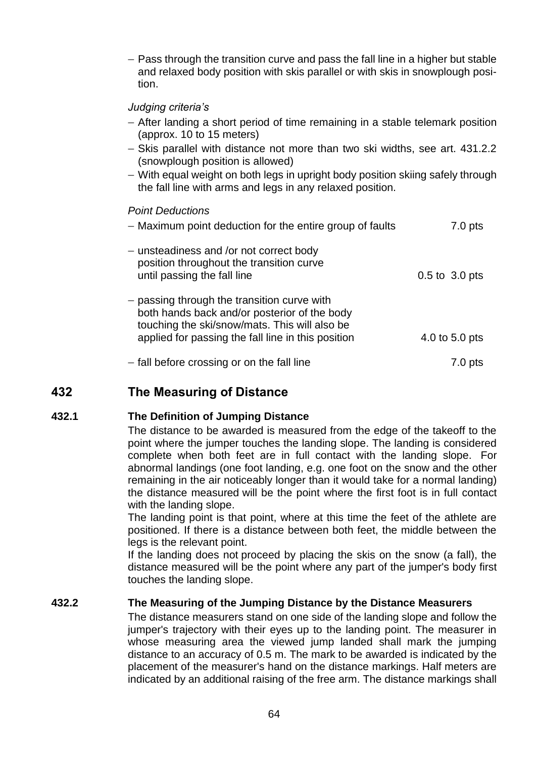- Pass through the transition curve and pass the fall line in a higher but stable and relaxed body position with skis parallel or with skis in snowplough position.

*Judging criteria's*

- After landing a short period of time remaining in a stable telemark position (approx. 10 to 15 meters)
- Skis parallel with distance not more than two ski widths, see art. 431.2.2 (snowplough position is allowed)
- With equal weight on both legs in upright body position skiing safely through the fall line with arms and legs in any relaxed position.

*Point Deductions*

- Maximum point deduction for the entire group of faults — 7.0 pts
- unsteadiness and /or not correct body position throughout the transition curve until passing the fall line — 0.5 to 3.0 pts
- passing through the transition curve with both hands back and/or posterior of the body touching the ski/snow/mats. This will also be applied for passing the fall line in this position — 4.0 to 5.0 pts
- fall before crossing or on the fall line — 7.0 pts

## 432 The Measuring of Distance

### 432.1 The Definition of Jumping Distance

The distance to be awarded is measured from the edge of the takeoff to the point where the jumper touches the landing slope. The landing is considered complete when both feet are in full contact with the landing slope. For abnormal landings (one foot landing, e.g. one foot on the snow and the other remaining in the air noticeably longer than it would take for a normal landing) the distance measured will be the point where the first foot is in full contact with the landing slope.

The landing point is that point, where at this time the feet of the athlete are positioned. If there is a distance between both feet, the middle between the legs is the relevant point.

If the landing does not proceed by placing the skis on the snow (a fall), the distance measured will be the point where any part of the jumper's body first touches the landing slope.

### 432.2 The Measuring of the Jumping Distance by the Distance Measurers

The distance measurers stand on one side of the landing slope and follow the jumper's trajectory with their eyes up to the landing point. The measurer in whose measuring area the viewed jump landed shall mark the jumping distance to an accuracy of 0.5 m. The mark to be awarded is indicated by the placement of the measurer's hand on the distance markings. Half meters are indicated by an additional raising of the free arm. The distance markings shall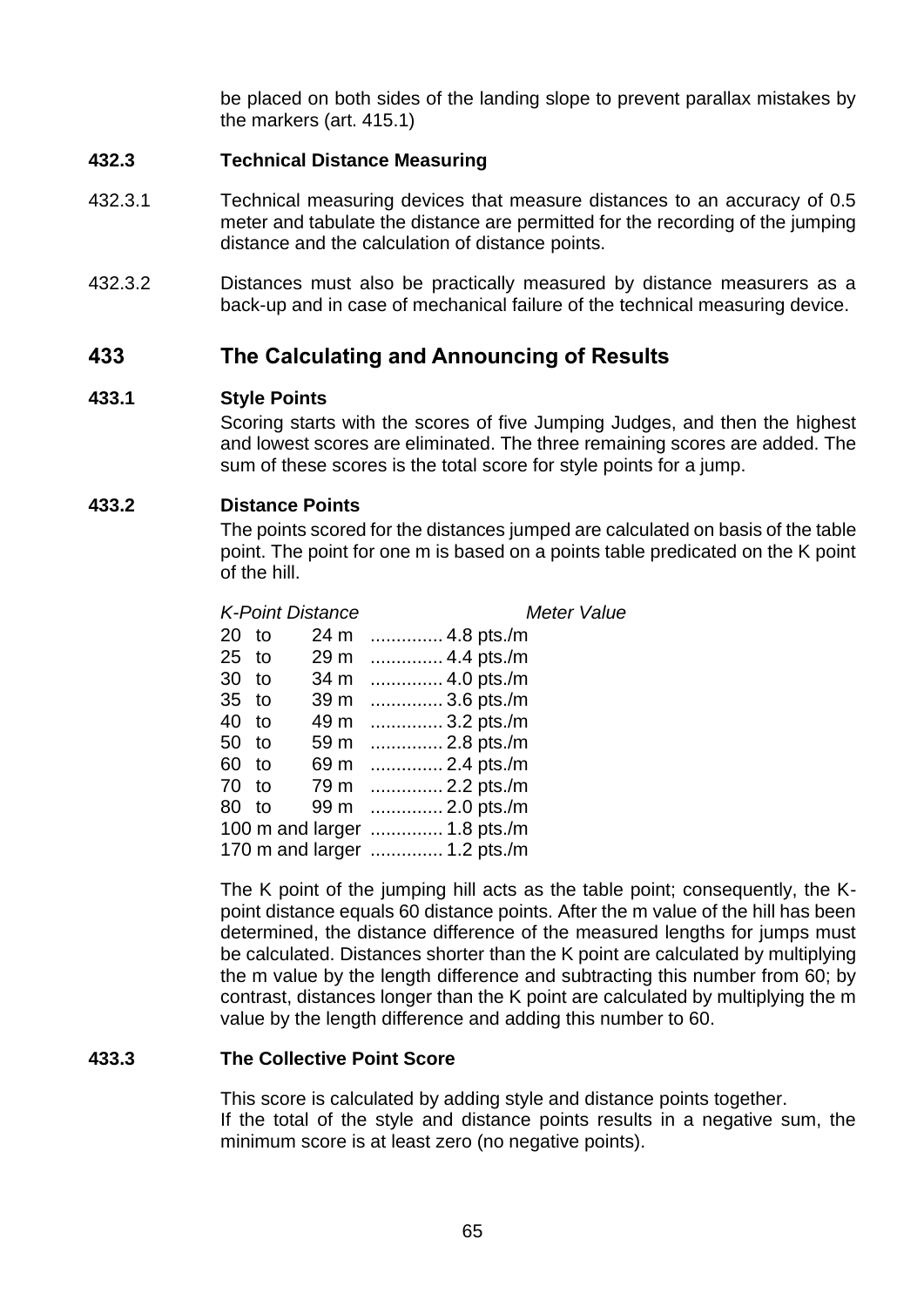be placed on both sides of the landing slope to prevent parallax mistakes by the markers (art. 415.1)

### 432.3 Technical Distance Measuring

432.3.1 Technical measuring devices that measure distances to an accuracy of 0.5 meter and tabulate the distance are permitted for the recording of the jumping distance and the calculation of distance points.

432.3.2 Distances must also be practically measured by distance measurers as a back-up and in case of mechanical failure of the technical measuring device.

## 433 The Calculating and Announcing of Results

### 433.1 Style Points

Scoring starts with the scores of five Jumping Judges, and then the highest and lowest scores are eliminated. The three remaining scores are added. The sum of these scores is the total score for style points for a jump.

### 433.2 Distance Points

The points scored for the distances jumped are calculated on basis of the table point. The point for one m is based on a points table predicated on the K point of the hill.

| *K-Point Distance* | *Meter Value* |
|---|---|
| 20 to 24 m | 4.8 pts./m |
| 25 to 29 m | 4.4 pts./m |
| 30 to 34 m | 4.0 pts./m |
| 35 to 39 m | 3.6 pts./m |
| 40 to 49 m | 3.2 pts./m |
| 50 to 59 m | 2.8 pts./m |
| 60 to 69 m | 2.4 pts./m |
| 70 to 79 m | 2.2 pts./m |
| 80 to 99 m | 2.0 pts./m |
| 100 m and larger | 1.8 pts./m |
| 170 m and larger | 1.2 pts./m |

The K point of the jumping hill acts as the table point; consequently, the K-point distance equals 60 distance points. After the m value of the hill has been determined, the distance difference of the measured lengths for jumps must be calculated. Distances shorter than the K point are calculated by multiplying the m value by the length difference and subtracting this number from 60; by contrast, distances longer than the K point are calculated by multiplying the m value by the length difference and adding this number to 60.

### 433.3 The Collective Point Score

This score is calculated by adding style and distance points together.
If the total of the style and distance points results in a negative sum, the minimum score is at least zero (no negative points).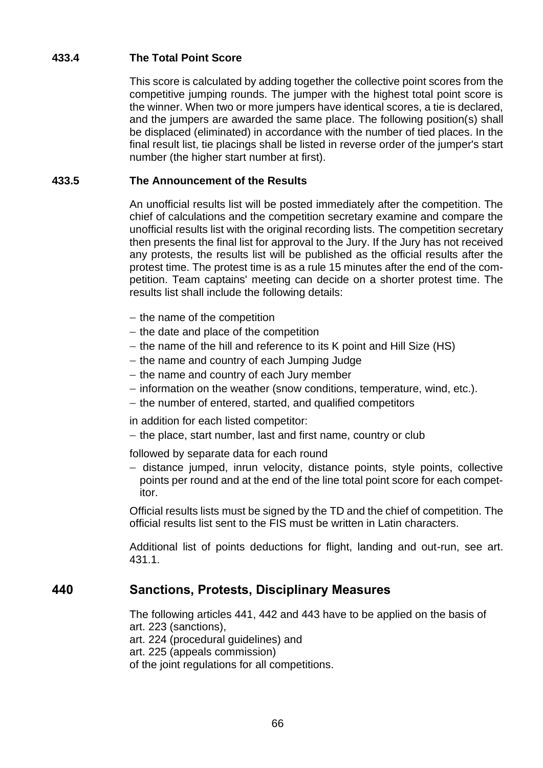### 433.4 The Total Point Score

This score is calculated by adding together the collective point scores from the competitive jumping rounds. The jumper with the highest total point score is the winner. When two or more jumpers have identical scores, a tie is declared, and the jumpers are awarded the same place. The following position(s) shall be displaced (eliminated) in accordance with the number of tied places. In the final result list, tie placings shall be listed in reverse order of the jumper's start number (the higher start number at first).

### 433.5 The Announcement of the Results

An unofficial results list will be posted immediately after the competition. The chief of calculations and the competition secretary examine and compare the unofficial results list with the original recording lists. The competition secretary then presents the final list for approval to the Jury. If the Jury has not received any protests, the results list will be published as the official results after the protest time. The protest time is as a rule 15 minutes after the end of the competition. Team captains' meeting can decide on a shorter protest time. The results list shall include the following details:

- the name of the competition
- the date and place of the competition
- the name of the hill and reference to its K point and Hill Size (HS)
- the name and country of each Jumping Judge
- the name and country of each Jury member
- information on the weather (snow conditions, temperature, wind, etc.).
- the number of entered, started, and qualified competitors

in addition for each listed competitor:

- the place, start number, last and first name, country or club

followed by separate data for each round

- distance jumped, inrun velocity, distance points, style points, collective points per round and at the end of the line total point score for each competitor.

Official results lists must be signed by the TD and the chief of competition. The official results list sent to the FIS must be written in Latin characters.

Additional list of points deductions for flight, landing and out-run, see art. 431.1.

## 440 Sanctions, Protests, Disciplinary Measures

The following articles 441, 442 and 443 have to be applied on the basis of
art. 223 (sanctions),
art. 224 (procedural guidelines) and
art. 225 (appeals commission)
of the joint regulations for all competitions.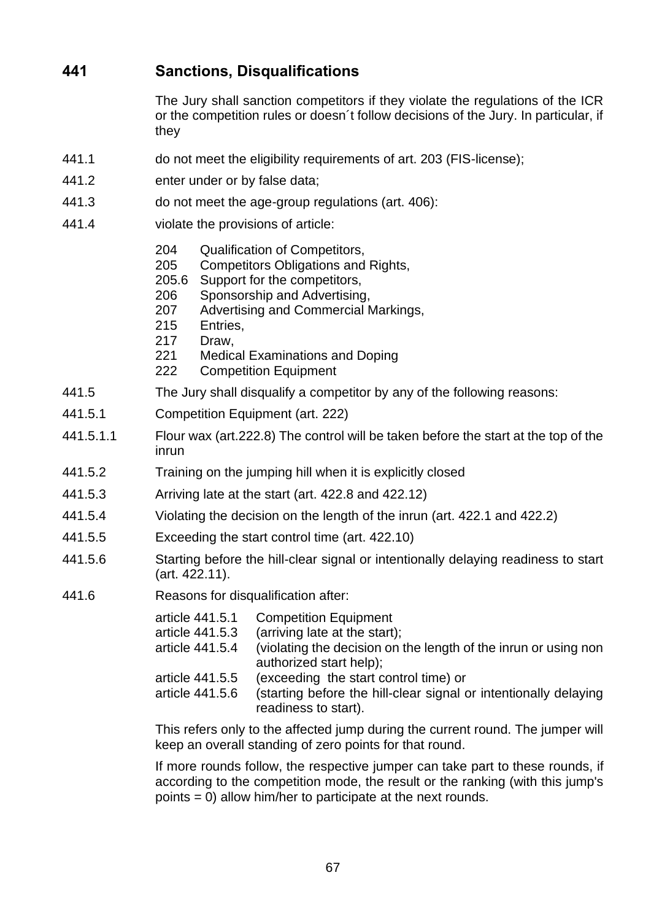## 441 Sanctions, Disqualifications

The Jury shall sanction competitors if they violate the regulations of the ICR or the competition rules or doesn´t follow decisions of the Jury. In particular, if they

441.1 do not meet the eligibility requirements of art. 203 (FIS-license);

441.2 enter under or by false data;

441.3 do not meet the age-group regulations (art. 406):

441.4 violate the provisions of article:

- 204 Qualification of Competitors,
- 205 Competitors Obligations and Rights,
- 205.6 Support for the competitors,
- 206 Sponsorship and Advertising,
- 207 Advertising and Commercial Markings,
- 215 Entries,
- 217 Draw,
- 221 Medical Examinations and Doping
- 222 Competition Equipment

441.5 The Jury shall disqualify a competitor by any of the following reasons:

441.5.1 Competition Equipment (art. 222)

441.5.1.1 Flour wax (art.222.8) The control will be taken before the start at the top of the inrun

441.5.2 Training on the jumping hill when it is explicitly closed

441.5.3 Arriving late at the start (art. 422.8 and 422.12)

441.5.4 Violating the decision on the length of the inrun (art. 422.1 and 422.2)

441.5.5 Exceeding the start control time (art. 422.10)

441.5.6 Starting before the hill-clear signal or intentionally delaying readiness to start (art. 422.11).

441.6 Reasons for disqualification after:

- article 441.5.1 Competition Equipment
- article 441.5.3 (arriving late at the start);
- article 441.5.4 (violating the decision on the length of the inrun or using non authorized start help);
- article 441.5.5 (exceeding the start control time) or
- article 441.5.6 (starting before the hill-clear signal or intentionally delaying readiness to start).

This refers only to the affected jump during the current round. The jumper will keep an overall standing of zero points for that round.

If more rounds follow, the respective jumper can take part to these rounds, if according to the competition mode, the result or the ranking (with this jump's points = 0) allow him/her to participate at the next rounds.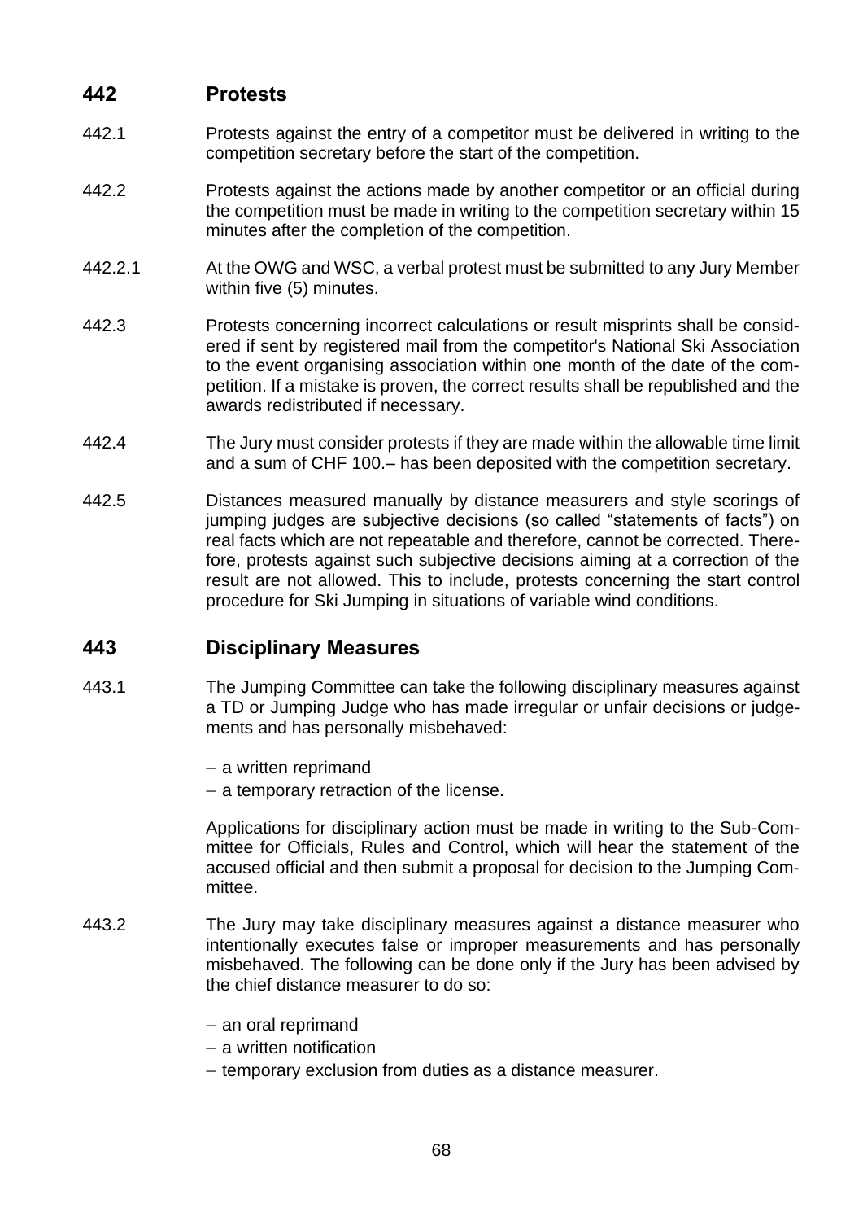## 442 Protests

442.1 Protests against the entry of a competitor must be delivered in writing to the competition secretary before the start of the competition.

442.2 Protests against the actions made by another competitor or an official during the competition must be made in writing to the competition secretary within 15 minutes after the completion of the competition.

442.2.1 At the OWG and WSC, a verbal protest must be submitted to any Jury Member within five (5) minutes.

442.3 Protests concerning incorrect calculations or result misprints shall be considered if sent by registered mail from the competitor's National Ski Association to the event organising association within one month of the date of the competition. If a mistake is proven, the correct results shall be republished and the awards redistributed if necessary.

442.4 The Jury must consider protests if they are made within the allowable time limit and a sum of CHF 100.– has been deposited with the competition secretary.

442.5 Distances measured manually by distance measurers and style scorings of jumping judges are subjective decisions (so called "statements of facts") on real facts which are not repeatable and therefore, cannot be corrected. Therefore, protests against such subjective decisions aiming at a correction of the result are not allowed. This to include, protests concerning the start control procedure for Ski Jumping in situations of variable wind conditions.

## 443 Disciplinary Measures

443.1 The Jumping Committee can take the following disciplinary measures against a TD or Jumping Judge who has made irregular or unfair decisions or judgements and has personally misbehaved:

- a written reprimand
- a temporary retraction of the license.

Applications for disciplinary action must be made in writing to the Sub-Committee for Officials, Rules and Control, which will hear the statement of the accused official and then submit a proposal for decision to the Jumping Committee.

443.2 The Jury may take disciplinary measures against a distance measurer who intentionally executes false or improper measurements and has personally misbehaved. The following can be done only if the Jury has been advised by the chief distance measurer to do so:

- an oral reprimand
- a written notification
- temporary exclusion from duties as a distance measurer.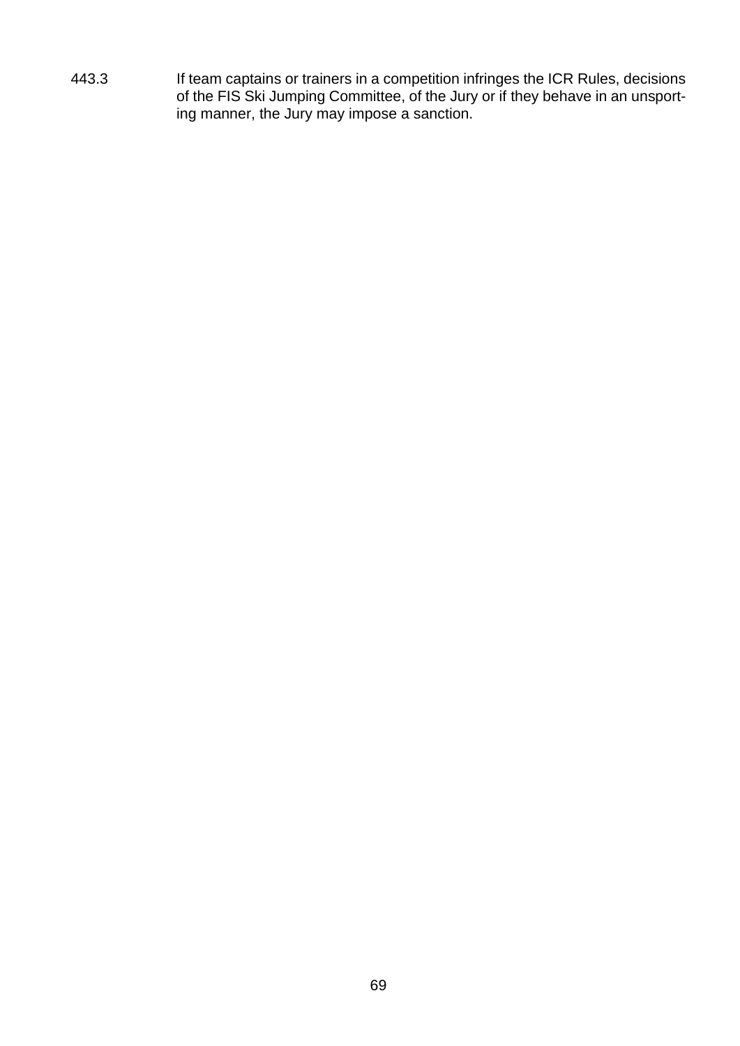443.3 If team captains or trainers in a competition infringes the ICR Rules, decisions of the FIS Ski Jumping Committee, of the Jury or if they behave in an unsporting manner, the Jury may impose a sanction.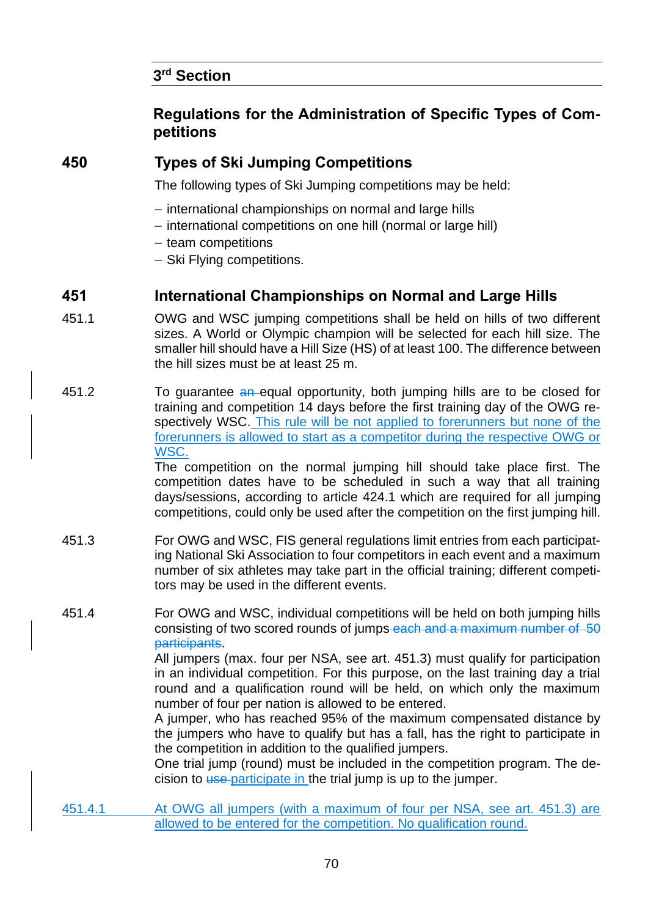## 3rd Section

## Regulations for the Administration of Specific Types of Competitions

### 450 Types of Ski Jumping Competitions

The following types of Ski Jumping competitions may be held:

- international championships on normal and large hills
- international competitions on one hill (normal or large hill)
- team competitions
- Ski Flying competitions.

### 451 International Championships on Normal and Large Hills

451.1 OWG and WSC jumping competitions shall be held on hills of two different sizes. A World or Olympic champion will be selected for each hill size. The smaller hill should have a Hill Size (HS) of at least 100. The difference between the hill sizes must be at least 25 m.

451.2 To guarantee ~~an~~ equal opportunity, both jumping hills are to be closed for training and competition 14 days before the first training day of the OWG respectively WSC. This rule will be not applied to forerunners but none of the forerunners is allowed to start as a competitor during the respective OWG or WSC.

The competition on the normal jumping hill should take place first. The competition dates have to be scheduled in such a way that all training days/sessions, according to article 424.1 which are required for all jumping competitions, could only be used after the competition on the first jumping hill.

451.3 For OWG and WSC, FIS general regulations limit entries from each participating National Ski Association to four competitors in each event and a maximum number of six athletes may take part in the official training; different competitors may be used in the different events.

451.4 For OWG and WSC, individual competitions will be held on both jumping hills consisting of two scored rounds of jumps ~~each and a maximum number of 50 participants~~.

All jumpers (max. four per NSA, see art. 451.3) must qualify for participation in an individual competition. For this purpose, on the last training day a trial round and a qualification round will be held, on which only the maximum number of four per nation is allowed to be entered.

A jumper, who has reached 95% of the maximum compensated distance by the jumpers who have to qualify but has a fall, has the right to participate in the competition in addition to the qualified jumpers.

One trial jump (round) must be included in the competition program. The decision to ~~use~~ participate in the trial jump is up to the jumper.

451.4.1 At OWG all jumpers (with a maximum of four per NSA, see art. 451.3) are allowed to be entered for the competition. No qualification round.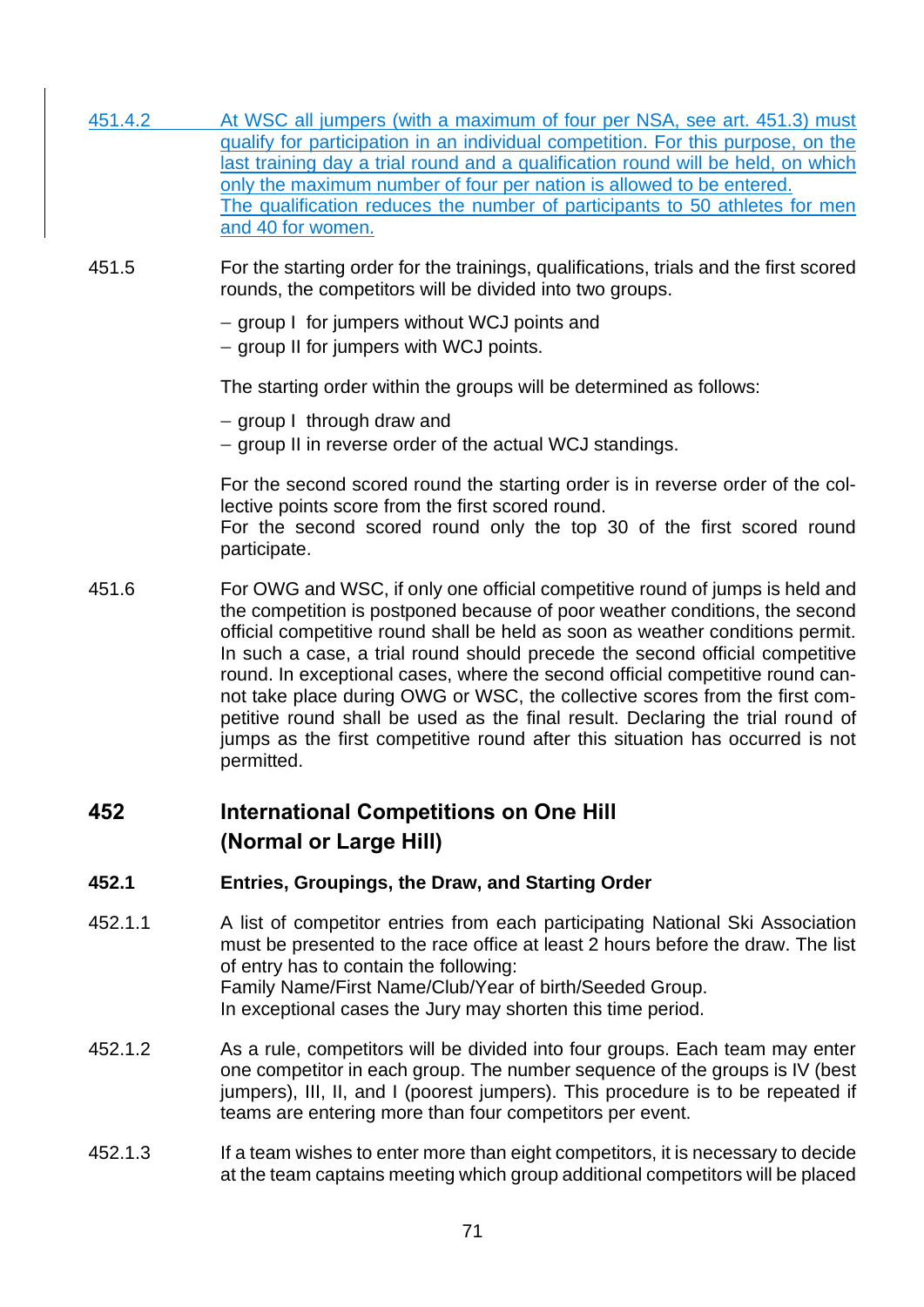451.4.2 At WSC all jumpers (with a maximum of four per NSA, see art. 451.3) must qualify for participation in an individual competition. For this purpose, on the last training day a trial round and a qualification round will be held, on which only the maximum number of four per nation is allowed to be entered.
The qualification reduces the number of participants to 50 athletes for men and 40 for women.

451.5 For the starting order for the trainings, qualifications, trials and the first scored rounds, the competitors will be divided into two groups.

- group I for jumpers without WCJ points and
- group II for jumpers with WCJ points.

The starting order within the groups will be determined as follows:

- group I through draw and
- group II in reverse order of the actual WCJ standings.

For the second scored round the starting order is in reverse order of the collective points score from the first scored round.
For the second scored round only the top 30 of the first scored round participate.

451.6 For OWG and WSC, if only one official competitive round of jumps is held and the competition is postponed because of poor weather conditions, the second official competitive round shall be held as soon as weather conditions permit. In such a case, a trial round should precede the second official competitive round. In exceptional cases, where the second official competitive round cannot take place during OWG or WSC, the collective scores from the first competitive round shall be used as the final result. Declaring the trial round of jumps as the first competitive round after this situation has occurred is not permitted.

## 452 International Competitions on One Hill (Normal or Large Hill)

### 452.1 Entries, Groupings, the Draw, and Starting Order

452.1.1 A list of competitor entries from each participating National Ski Association must be presented to the race office at least 2 hours before the draw. The list of entry has to contain the following:
Family Name/First Name/Club/Year of birth/Seeded Group.
In exceptional cases the Jury may shorten this time period.

452.1.2 As a rule, competitors will be divided into four groups. Each team may enter one competitor in each group. The number sequence of the groups is IV (best jumpers), III, II, and I (poorest jumpers). This procedure is to be repeated if teams are entering more than four competitors per event.

452.1.3 If a team wishes to enter more than eight competitors, it is necessary to decide at the team captains meeting which group additional competitors will be placed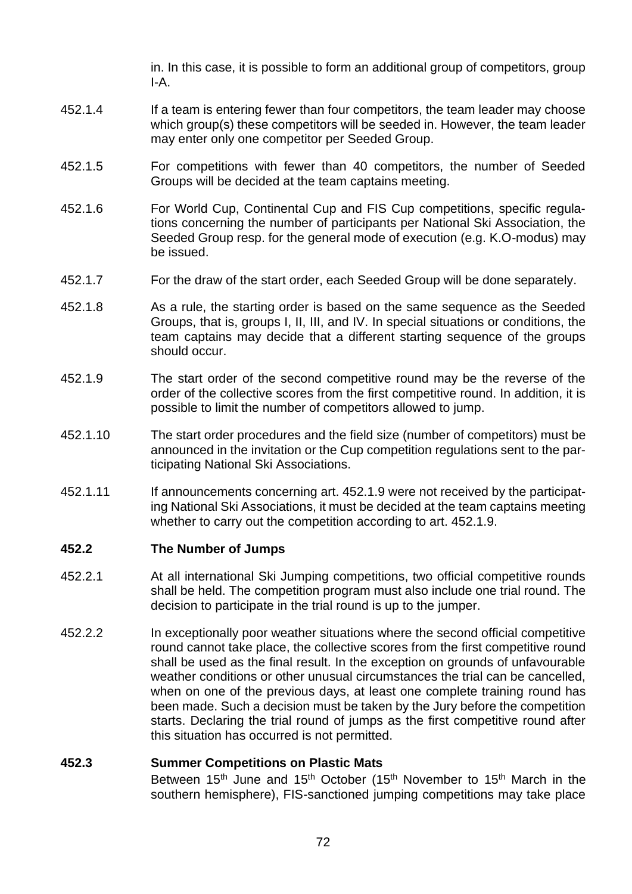in. In this case, it is possible to form an additional group of competitors, group I-A.

452.1.4 If a team is entering fewer than four competitors, the team leader may choose which group(s) these competitors will be seeded in. However, the team leader may enter only one competitor per Seeded Group.

452.1.5 For competitions with fewer than 40 competitors, the number of Seeded Groups will be decided at the team captains meeting.

452.1.6 For World Cup, Continental Cup and FIS Cup competitions, specific regulations concerning the number of participants per National Ski Association, the Seeded Group resp. for the general mode of execution (e.g. K.O-modus) may be issued.

452.1.7 For the draw of the start order, each Seeded Group will be done separately.

452.1.8 As a rule, the starting order is based on the same sequence as the Seeded Groups, that is, groups I, II, III, and IV. In special situations or conditions, the team captains may decide that a different starting sequence of the groups should occur.

452.1.9 The start order of the second competitive round may be the reverse of the order of the collective scores from the first competitive round. In addition, it is possible to limit the number of competitors allowed to jump.

452.1.10 The start order procedures and the field size (number of competitors) must be announced in the invitation or the Cup competition regulations sent to the participating National Ski Associations.

452.1.11 If announcements concerning art. 452.1.9 were not received by the participating National Ski Associations, it must be decided at the team captains meeting whether to carry out the competition according to art. 452.1.9.

**452.2 The Number of Jumps**

452.2.1 At all international Ski Jumping competitions, two official competitive rounds shall be held. The competition program must also include one trial round. The decision to participate in the trial round is up to the jumper.

452.2.2 In exceptionally poor weather situations where the second official competitive round cannot take place, the collective scores from the first competitive round shall be used as the final result. In the exception on grounds of unfavourable weather conditions or other unusual circumstances the trial can be cancelled, when on one of the previous days, at least one complete training round has been made. Such a decision must be taken by the Jury before the competition starts. Declaring the trial round of jumps as the first competitive round after this situation has occurred is not permitted.

**452.3 Summer Competitions on Plastic Mats**

Between 15th June and 15th October (15th November to 15th March in the southern hemisphere), FIS-sanctioned jumping competitions may take place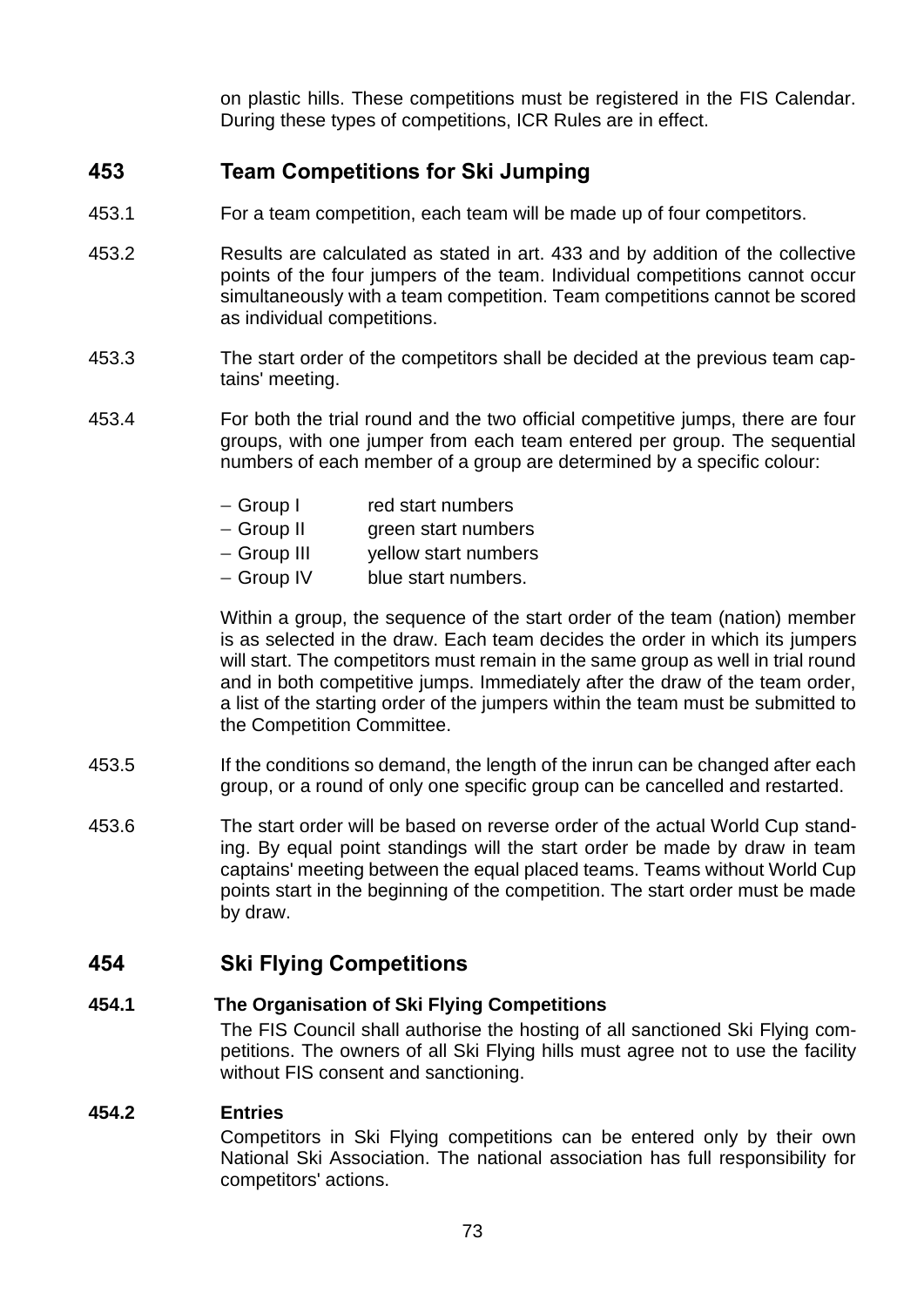on plastic hills. These competitions must be registered in the FIS Calendar. During these types of competitions, ICR Rules are in effect.

## 453 Team Competitions for Ski Jumping

453.1 For a team competition, each team will be made up of four competitors.

453.2 Results are calculated as stated in art. 433 and by addition of the collective points of the four jumpers of the team. Individual competitions cannot occur simultaneously with a team competition. Team competitions cannot be scored as individual competitions.

453.3 The start order of the competitors shall be decided at the previous team captains' meeting.

453.4 For both the trial round and the two official competitive jumps, there are four groups, with one jumper from each team entered per group. The sequential numbers of each member of a group are determined by a specific colour:

- Group I red start numbers
- Group II green start numbers
- Group III yellow start numbers
- Group IV blue start numbers.

Within a group, the sequence of the start order of the team (nation) member is as selected in the draw. Each team decides the order in which its jumpers will start. The competitors must remain in the same group as well in trial round and in both competitive jumps. Immediately after the draw of the team order, a list of the starting order of the jumpers within the team must be submitted to the Competition Committee.

453.5 If the conditions so demand, the length of the inrun can be changed after each group, or a round of only one specific group can be cancelled and restarted.

453.6 The start order will be based on reverse order of the actual World Cup standing. By equal point standings will the start order be made by draw in team captains' meeting between the equal placed teams. Teams without World Cup points start in the beginning of the competition. The start order must be made by draw.

## 454 Ski Flying Competitions

### 454.1 The Organisation of Ski Flying Competitions

The FIS Council shall authorise the hosting of all sanctioned Ski Flying competitions. The owners of all Ski Flying hills must agree not to use the facility without FIS consent and sanctioning.

### 454.2 Entries

Competitors in Ski Flying competitions can be entered only by their own National Ski Association. The national association has full responsibility for competitors' actions.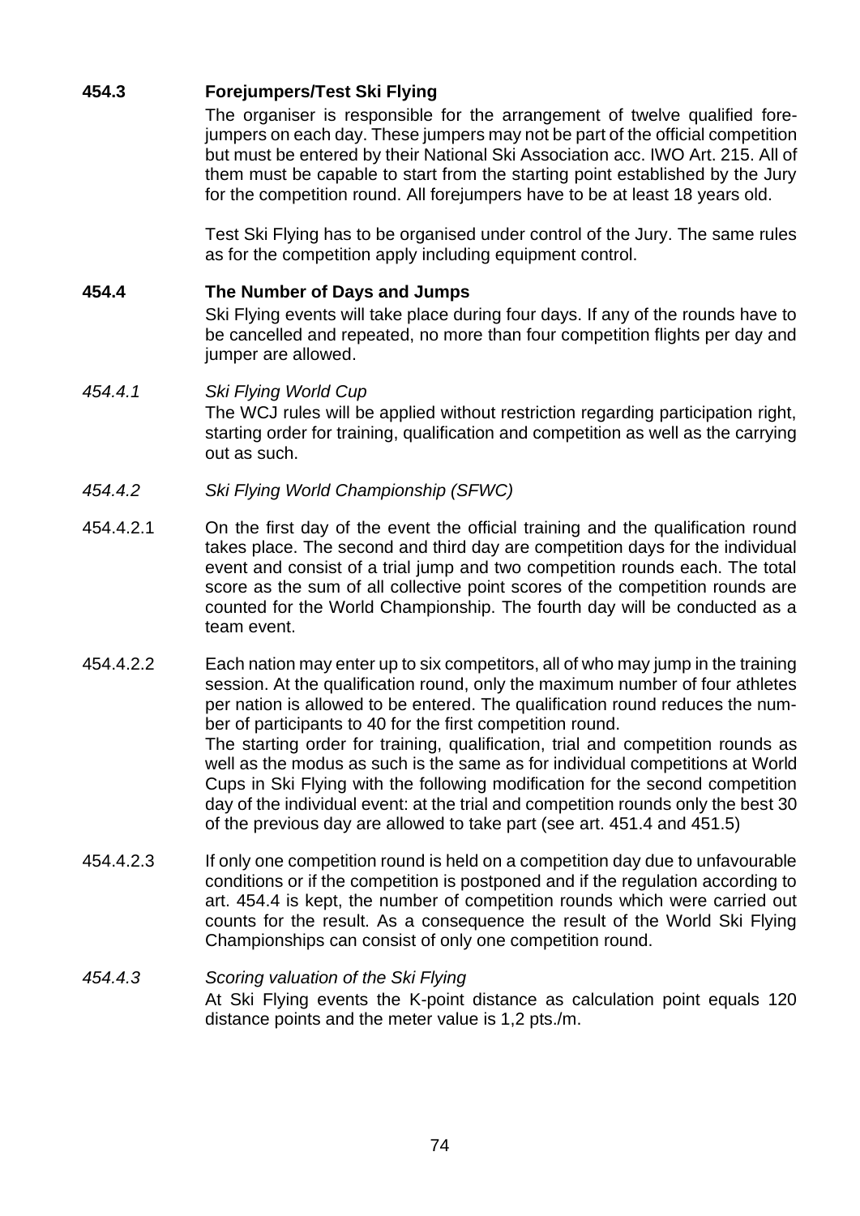### 454.3 Forejumpers/Test Ski Flying

The organiser is responsible for the arrangement of twelve qualified fore-jumpers on each day. These jumpers may not be part of the official competition but must be entered by their National Ski Association acc. IWO Art. 215. All of them must be capable to start from the starting point established by the Jury for the competition round. All forejumpers have to be at least 18 years old.

Test Ski Flying has to be organised under control of the Jury. The same rules as for the competition apply including equipment control.

### 454.4 The Number of Days and Jumps

Ski Flying events will take place during four days. If any of the rounds have to be cancelled and repeated, no more than four competition flights per day and jumper are allowed.

*454.4.1 Ski Flying World Cup*

The WCJ rules will be applied without restriction regarding participation right, starting order for training, qualification and competition as well as the carrying out as such.

*454.4.2 Ski Flying World Championship (SFWC)*

454.4.2.1 On the first day of the event the official training and the qualification round takes place. The second and third day are competition days for the individual event and consist of a trial jump and two competition rounds each. The total score as the sum of all collective point scores of the competition rounds are counted for the World Championship. The fourth day will be conducted as a team event.

454.4.2.2 Each nation may enter up to six competitors, all of who may jump in the training session. At the qualification round, only the maximum number of four athletes per nation is allowed to be entered. The qualification round reduces the number of participants to 40 for the first competition round.
The starting order for training, qualification, trial and competition rounds as well as the modus as such is the same as for individual competitions at World Cups in Ski Flying with the following modification for the second competition day of the individual event: at the trial and competition rounds only the best 30 of the previous day are allowed to take part (see art. 451.4 and 451.5)

454.4.2.3 If only one competition round is held on a competition day due to unfavourable conditions or if the competition is postponed and if the regulation according to art. 454.4 is kept, the number of competition rounds which were carried out counts for the result. As a consequence the result of the World Ski Flying Championships can consist of only one competition round.

*454.4.3 Scoring valuation of the Ski Flying*

At Ski Flying events the K-point distance as calculation point equals 120 distance points and the meter value is 1,2 pts./m.